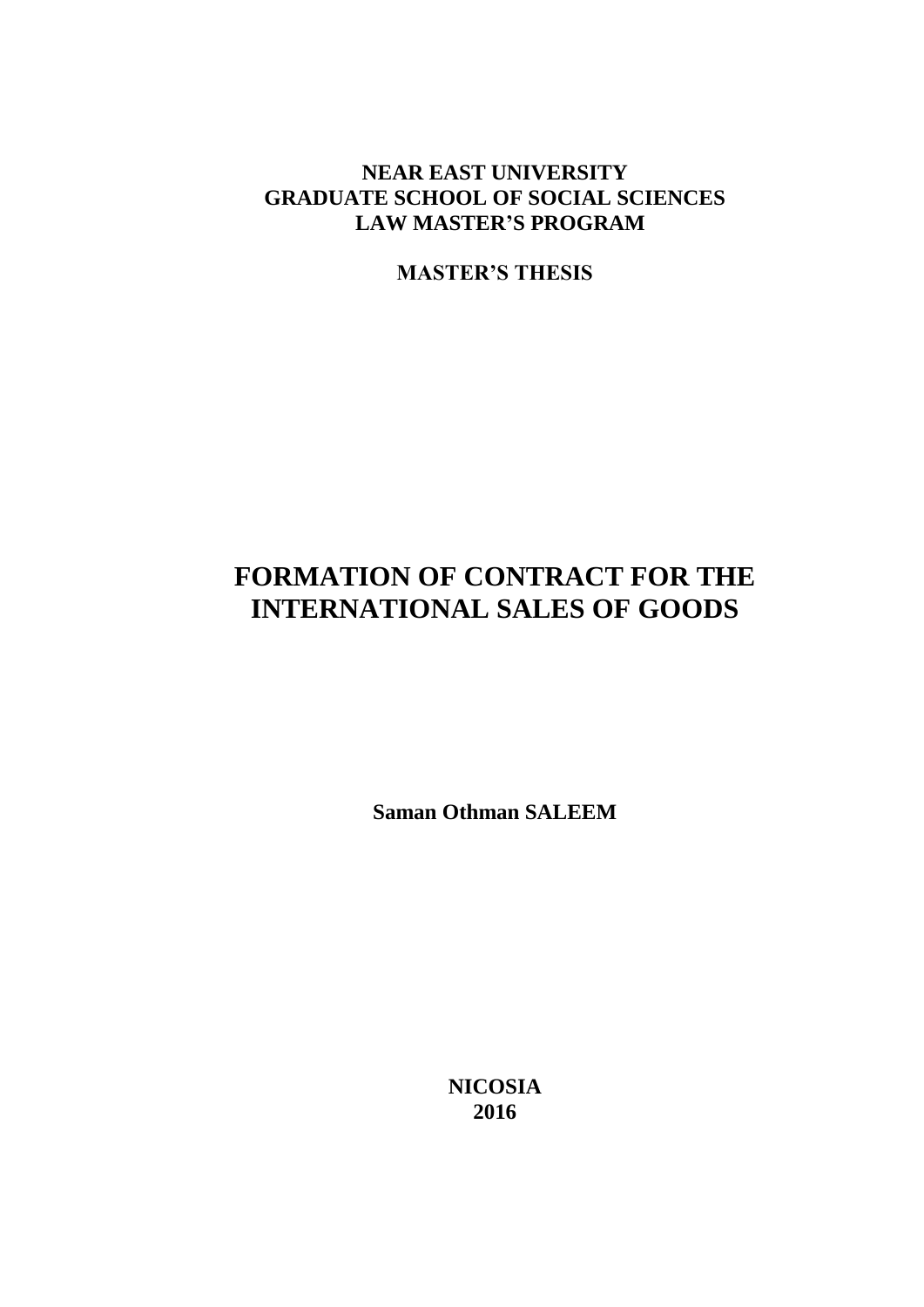**NEAR EAST UNIVERSITY**
**GRADUATE SCHOOL OF SOCIAL SCIENCES**
**LAW MASTER'S PROGRAM**

**MASTER'S THESIS**

# FORMATION OF CONTRACT FOR THE INTERNATIONAL SALES OF GOODS

**Saman Othman SALEEM**

**NICOSIA**
**2016**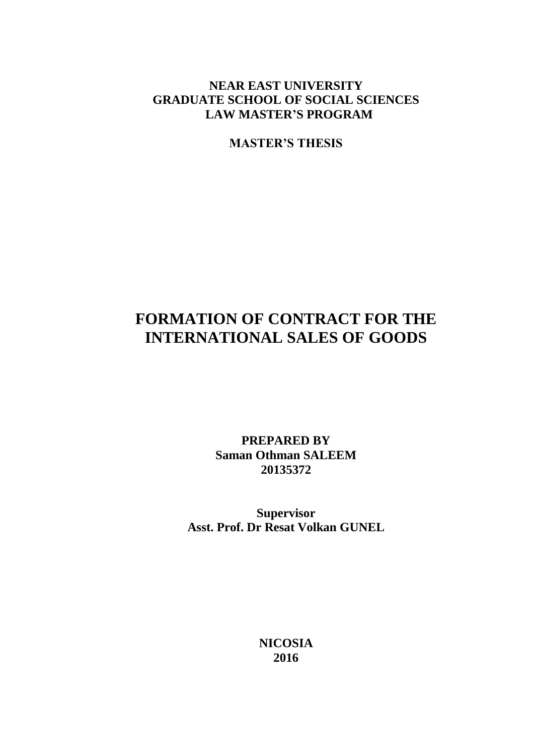**NEAR EAST UNIVERSITY**
**GRADUATE SCHOOL OF SOCIAL SCIENCES**
**LAW MASTER'S PROGRAM**

**MASTER'S THESIS**

# FORMATION OF CONTRACT FOR THE INTERNATIONAL SALES OF GOODS

**PREPARED BY**
**Saman Othman SALEEM**
**20135372**

**Supervisor**
**Asst. Prof. Dr Resat Volkan GUNEL**

**NICOSIA**
**2016**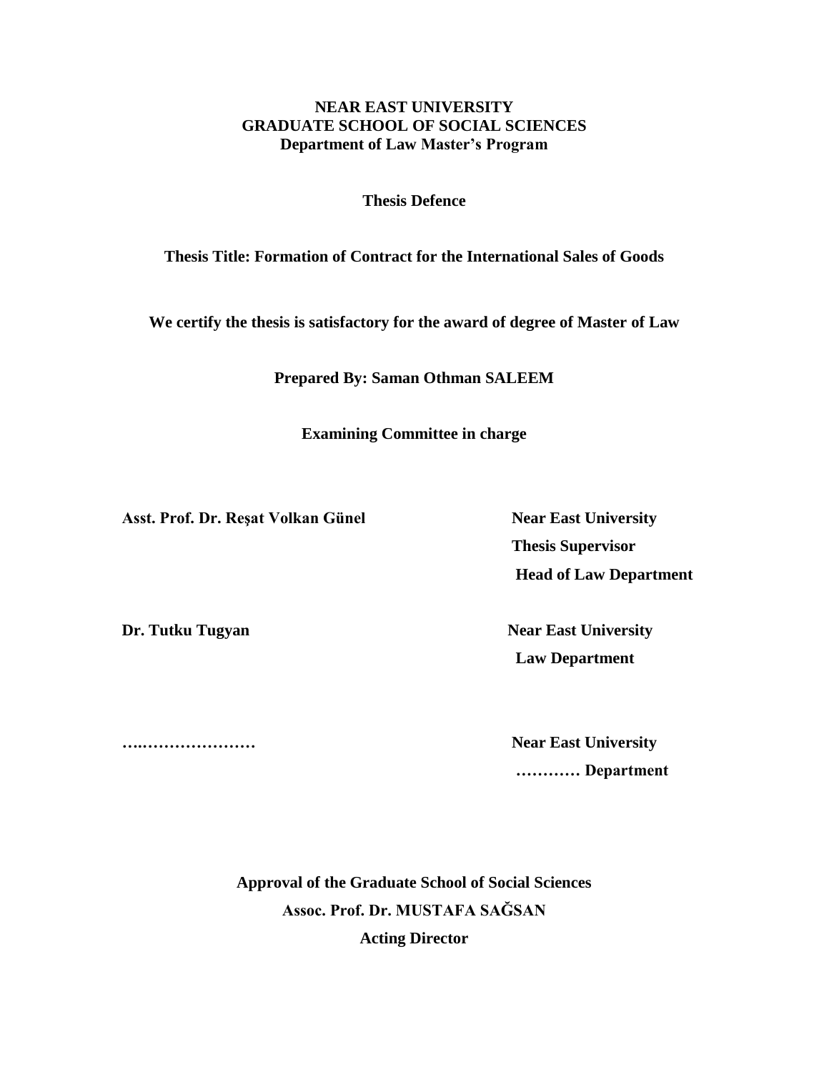**NEAR EAST UNIVERSITY**
**GRADUATE SCHOOL OF SOCIAL SCIENCES**
**Department of Law Master's Program**

**Thesis Defence**

**Thesis Title: Formation of Contract for the International Sales of Goods**

**We certify the thesis is satisfactory for the award of degree of Master of Law**

**Prepared By: Saman Othman SALEEM**

**Examining Committee in charge**

**Asst. Prof. Dr. Reşat Volkan Günel** — **Near East University**
**Thesis Supervisor**
**Head of Law Department**

**Dr. Tutku Tugyan** — **Near East University**
**Law Department**

**….…………………** — **Near East University**
**………… Department**

**Approval of the Graduate School of Social Sciences**
**Assoc. Prof. Dr. MUSTAFA SAĞSAN**
**Acting Director**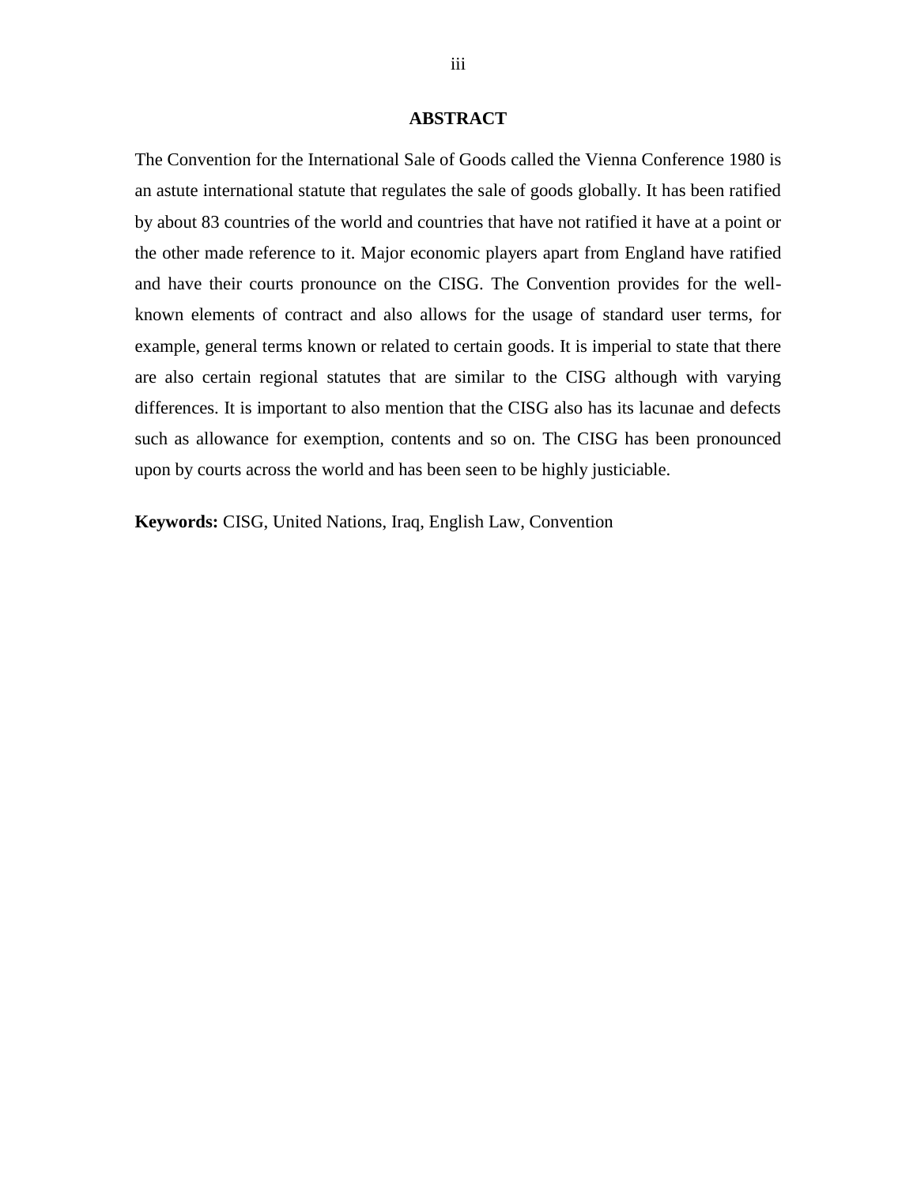## ABSTRACT

The Convention for the International Sale of Goods called the Vienna Conference 1980 is an astute international statute that regulates the sale of goods globally. It has been ratified by about 83 countries of the world and countries that have not ratified it have at a point or the other made reference to it. Major economic players apart from England have ratified and have their courts pronounce on the CISG. The Convention provides for the well-known elements of contract and also allows for the usage of standard user terms, for example, general terms known or related to certain goods. It is imperial to state that there are also certain regional statutes that are similar to the CISG although with varying differences. It is important to also mention that the CISG also has its lacunae and defects such as allowance for exemption, contents and so on. The CISG has been pronounced upon by courts across the world and has been seen to be highly justiciable.

**Keywords:** CISG, United Nations, Iraq, English Law, Convention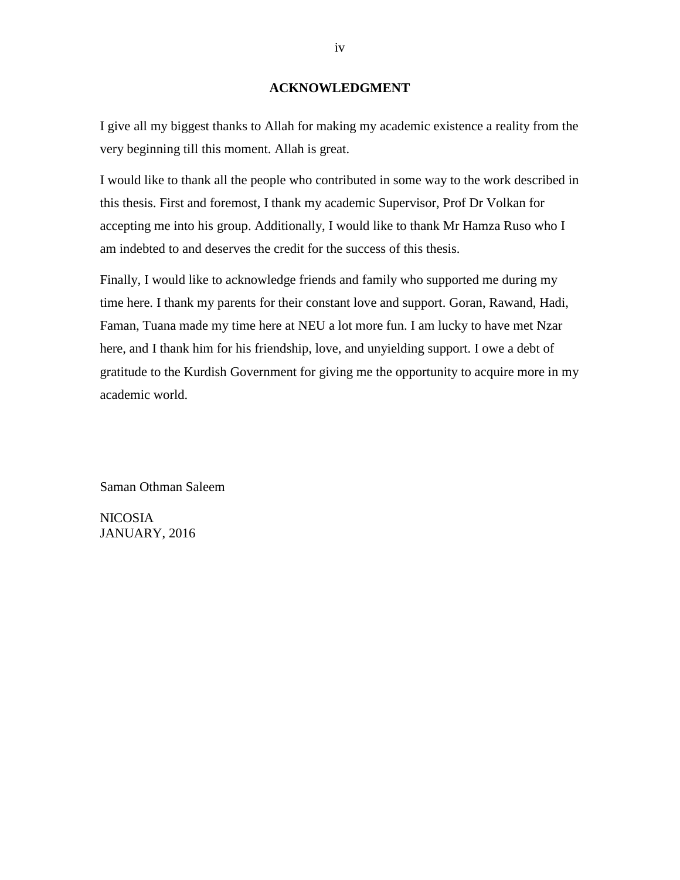# ACKNOWLEDGMENT

I give all my biggest thanks to Allah for making my academic existence a reality from the very beginning till this moment. Allah is great.

I would like to thank all the people who contributed in some way to the work described in this thesis. First and foremost, I thank my academic Supervisor, Prof Dr Volkan for accepting me into his group. Additionally, I would like to thank Mr Hamza Ruso who I am indebted to and deserves the credit for the success of this thesis.

Finally, I would like to acknowledge friends and family who supported me during my time here. I thank my parents for their constant love and support. Goran, Rawand, Hadi, Faman, Tuana made my time here at NEU a lot more fun. I am lucky to have met Nzar here, and I thank him for his friendship, love, and unyielding support. I owe a debt of gratitude to the Kurdish Government for giving me the opportunity to acquire more in my academic world.

Saman Othman Saleem

NICOSIA
JANUARY, 2016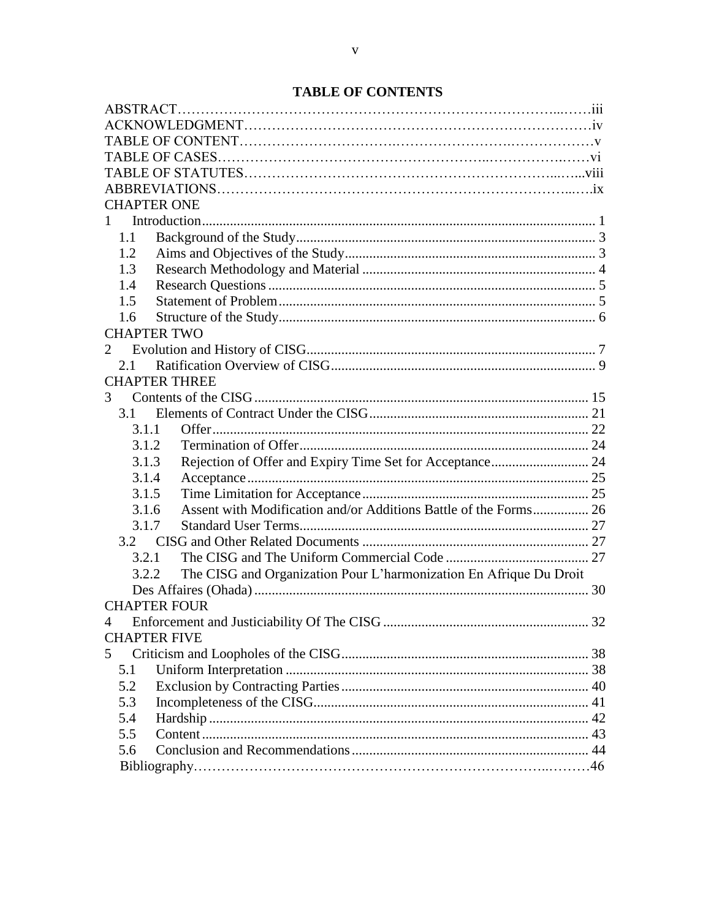# TABLE OF CONTENTS

ABSTRACT……………………………………………………………………………...……iii
ACKNOWLEDGMENT…………………………………………………………………….iv
TABLE OF CONTENT………………………….…………………….………………v
TABLE OF CASES……………………………………………..……………….……vi
TABLE OF STATUTES………………………………………………………...…..viii
ABBREVIATIONS……………………………………………………………...….ix

CHAPTER ONE

1 Introduction.............................................................................................................. 1
- 1.1 Background of the Study.................................................................................... 3
- 1.2 Aims and Objectives of the Study...................................................................... 3
- 1.3 Research Methodology and Material ................................................................. 4
- 1.4 Research Questions ............................................................................................ 5
- 1.5 Statement of Problem......................................................................................... 5
- 1.6 Structure of the Study......................................................................................... 6

CHAPTER TWO

2 Evolution and History of CISG................................................................................ 7
- 2.1 Ratification Overview of CISG.......................................................................... 9

CHAPTER THREE

3 Contents of the CISG ............................................................................................. 15
- 3.1 Elements of Contract Under the CISG.............................................................. 21
  - 3.1.1 Offer.......................................................................................................... 22
  - 3.1.2 Termination of Offer.................................................................................. 24
  - 3.1.3 Rejection of Offer and Expiry Time Set for Acceptance........................... 24
  - 3.1.4 Acceptance................................................................................................ 25
  - 3.1.5 Time Limitation for Acceptance................................................................ 25
  - 3.1.6 Assent with Modification and/or Additions Battle of the Forms................ 26
  - 3.1.7 Standard User Terms.................................................................................. 27
- 3.2 CISG and Other Related Documents ................................................................ 27
  - 3.2.1 The CISG and The Uniform Commercial Code ........................................ 27
  - 3.2.2 The CISG and Organization Pour L'harmonization En Afrique Du Droit Des Affaires (Ohada) .............................................................................................. 30

CHAPTER FOUR

4 Enforcement and Justiciability Of The CISG .......................................................... 32

CHAPTER FIVE

5 Criticism and Loopholes of the CISG...................................................................... 38
- 5.1 Uniform Interpretation ...................................................................................... 38
- 5.2 Exclusion by Contracting Parties...................................................................... 40
- 5.3 Incompleteness of the CISG.............................................................................. 41
- 5.4 Hardship ............................................................................................................ 42
- 5.5 Content .............................................................................................................. 43
- 5.6 Conclusion and Recommendations................................................................... 44

Bibliography………………………………………………………………….………46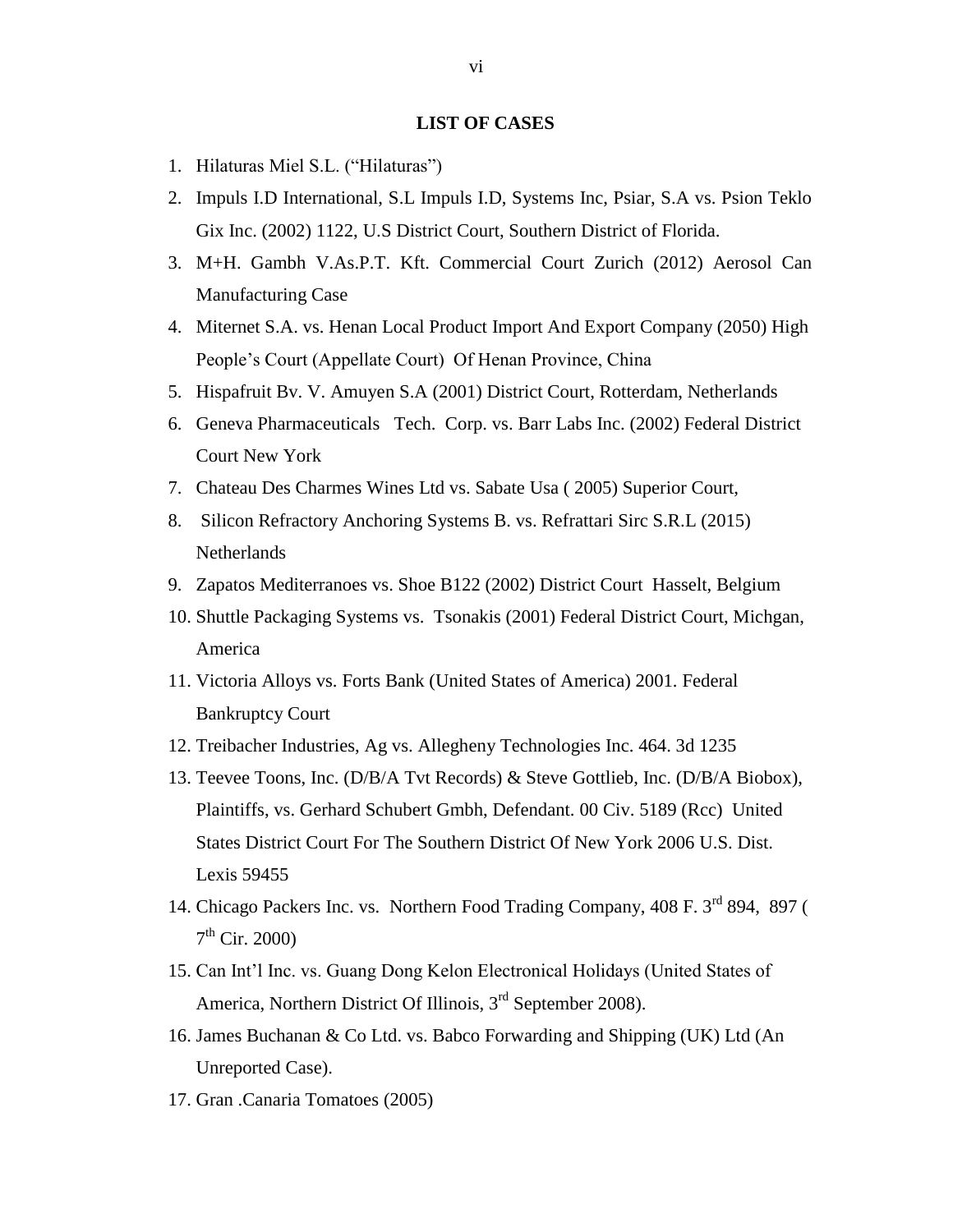# LIST OF CASES

1. Hilaturas Miel S.L. ("Hilaturas")
2. Impuls I.D International, S.L Impuls I.D, Systems Inc, Psiar, S.A vs. Psion Teklo Gix Inc. (2002) 1122, U.S District Court, Southern District of Florida.
3. M+H. Gambh V.As.P.T. Kft. Commercial Court Zurich (2012) Aerosol Can Manufacturing Case
4. Miternet S.A. vs. Henan Local Product Import And Export Company (2050) High People's Court (Appellate Court) Of Henan Province, China
5. Hispafruit Bv. V. Amuyen S.A (2001) District Court, Rotterdam, Netherlands
6. Geneva Pharmaceuticals Tech. Corp. vs. Barr Labs Inc. (2002) Federal District Court New York
7. Chateau Des Charmes Wines Ltd vs. Sabate Usa ( 2005) Superior Court,
8. Silicon Refractory Anchoring Systems B. vs. Refrattari Sirc S.R.L (2015) Netherlands
9. Zapatos Mediterranoes vs. Shoe B122 (2002) District Court Hasselt, Belgium
10. Shuttle Packaging Systems vs. Tsonakis (2001) Federal District Court, Michgan, America
11. Victoria Alloys vs. Forts Bank (United States of America) 2001. Federal Bankruptcy Court
12. Treibacher Industries, Ag vs. Allegheny Technologies Inc. 464. 3d 1235
13. Teevee Toons, Inc. (D/B/A Tvt Records) & Steve Gottlieb, Inc. (D/B/A Biobox), Plaintiffs, vs. Gerhard Schubert Gmbh, Defendant. 00 Civ. 5189 (Rcc) United States District Court For The Southern District Of New York 2006 U.S. Dist. Lexis 59455
14. Chicago Packers Inc. vs. Northern Food Trading Company, 408 F. 3rd 894, 897 ( 7th Cir. 2000)
15. Can Int'l Inc. vs. Guang Dong Kelon Electronical Holidays (United States of America, Northern District Of Illinois, 3rd September 2008).
16. James Buchanan & Co Ltd. vs. Babco Forwarding and Shipping (UK) Ltd (An Unreported Case).
17. Gran .Canaria Tomatoes (2005)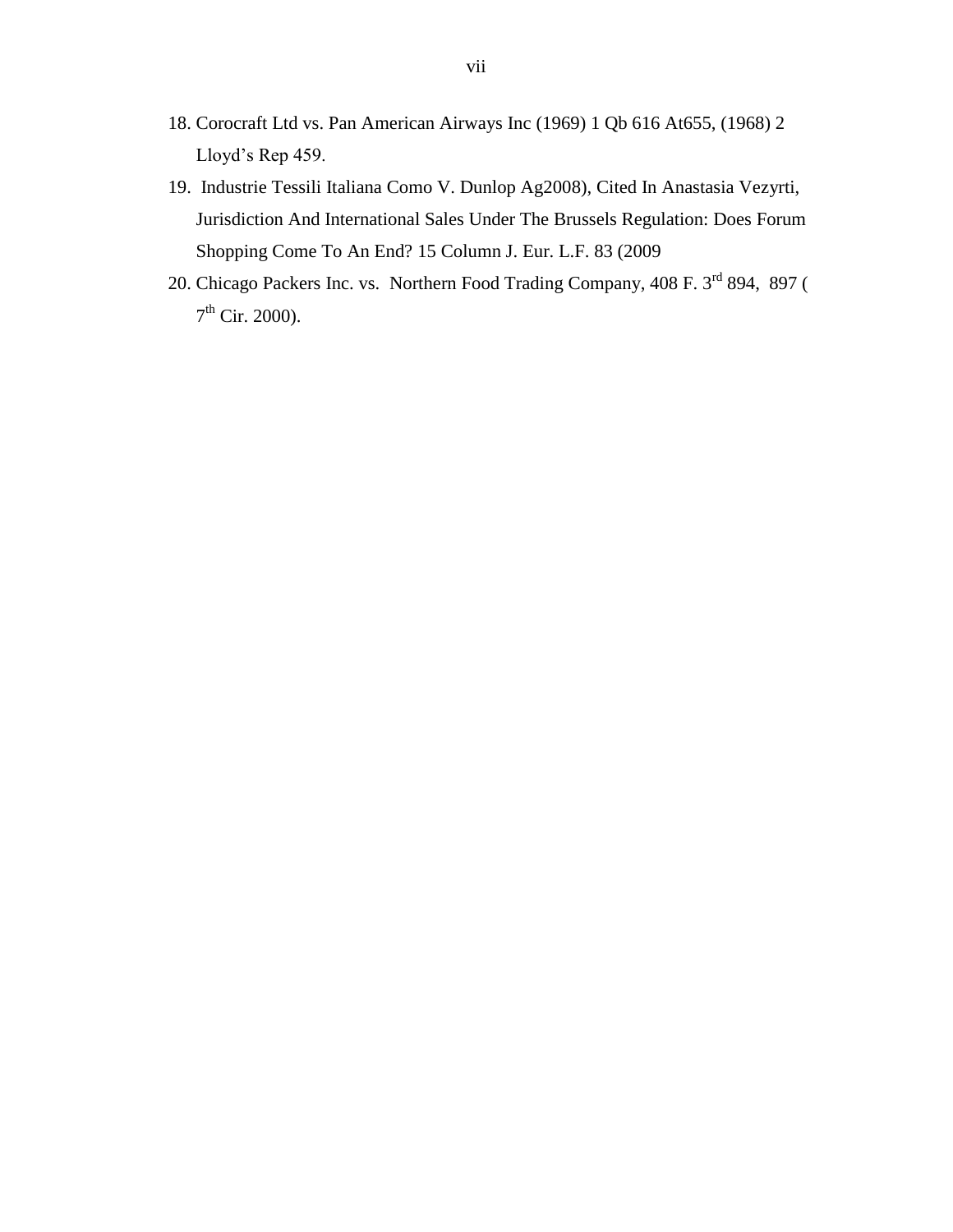18. Corocraft Ltd vs. Pan American Airways Inc (1969) 1 Qb 616 At655, (1968) 2 Lloyd's Rep 459.
19. Industrie Tessili Italiana Como V. Dunlop Ag2008), Cited In Anastasia Vezyrti, Jurisdiction And International Sales Under The Brussels Regulation: Does Forum Shopping Come To An End? 15 Column J. Eur. L.F. 83 (2009
20. Chicago Packers Inc. vs. Northern Food Trading Company, 408 F. 3rd 894, 897 ( 7th Cir. 2000).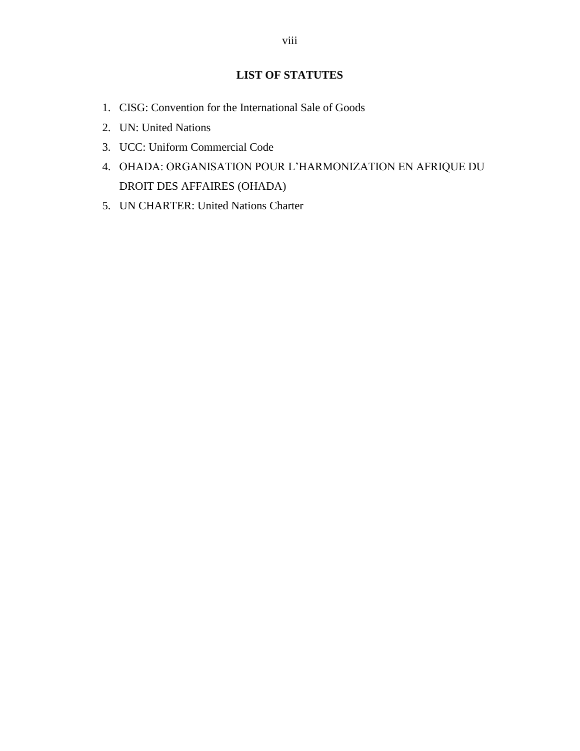# LIST OF STATUTES

1. CISG: Convention for the International Sale of Goods
2. UN: United Nations
3. UCC: Uniform Commercial Code
4. OHADA: ORGANISATION POUR L'HARMONIZATION EN AFRIQUE DU DROIT DES AFFAIRES (OHADA)
5. UN CHARTER: United Nations Charter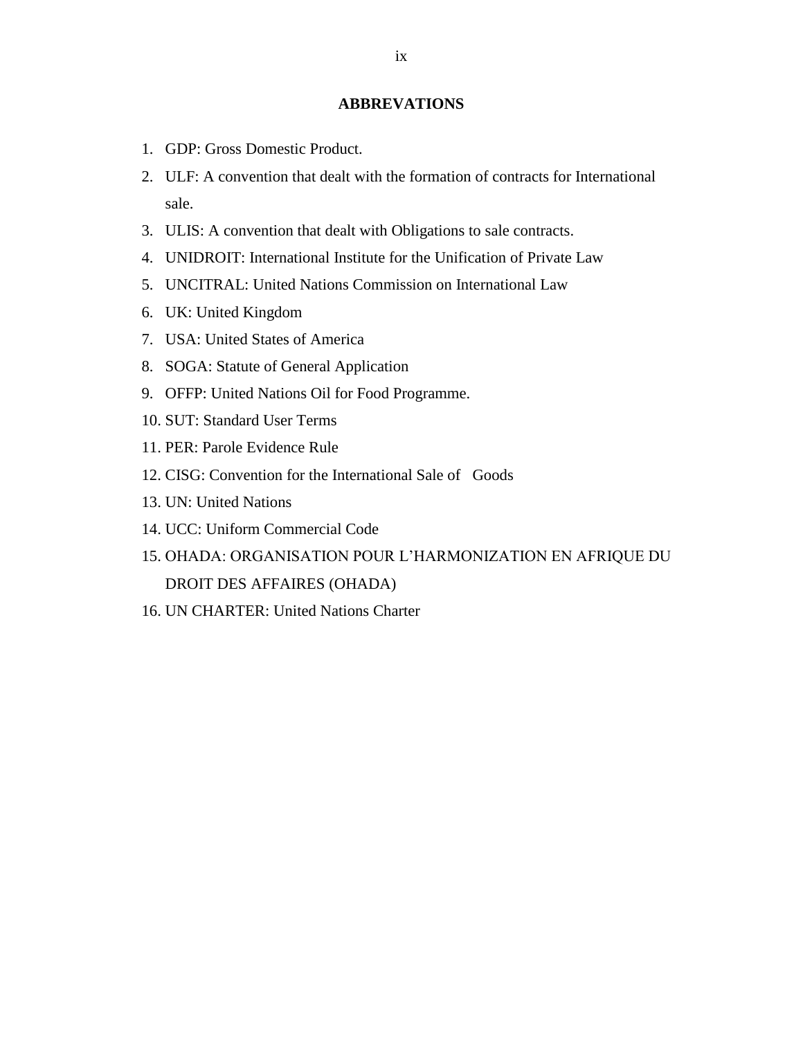## ABBREVATIONS

1. GDP: Gross Domestic Product.
2. ULF: A convention that dealt with the formation of contracts for International sale.
3. ULIS: A convention that dealt with Obligations to sale contracts.
4. UNIDROIT: International Institute for the Unification of Private Law
5. UNCITRAL: United Nations Commission on International Law
6. UK: United Kingdom
7. USA: United States of America
8. SOGA: Statute of General Application
9. OFFP: United Nations Oil for Food Programme.
10. SUT: Standard User Terms
11. PER: Parole Evidence Rule
12. CISG: Convention for the International Sale of Goods
13. UN: United Nations
14. UCC: Uniform Commercial Code
15. OHADA: ORGANISATION POUR L'HARMONIZATION EN AFRIQUE DU DROIT DES AFFAIRES (OHADA)
16. UN CHARTER: United Nations Charter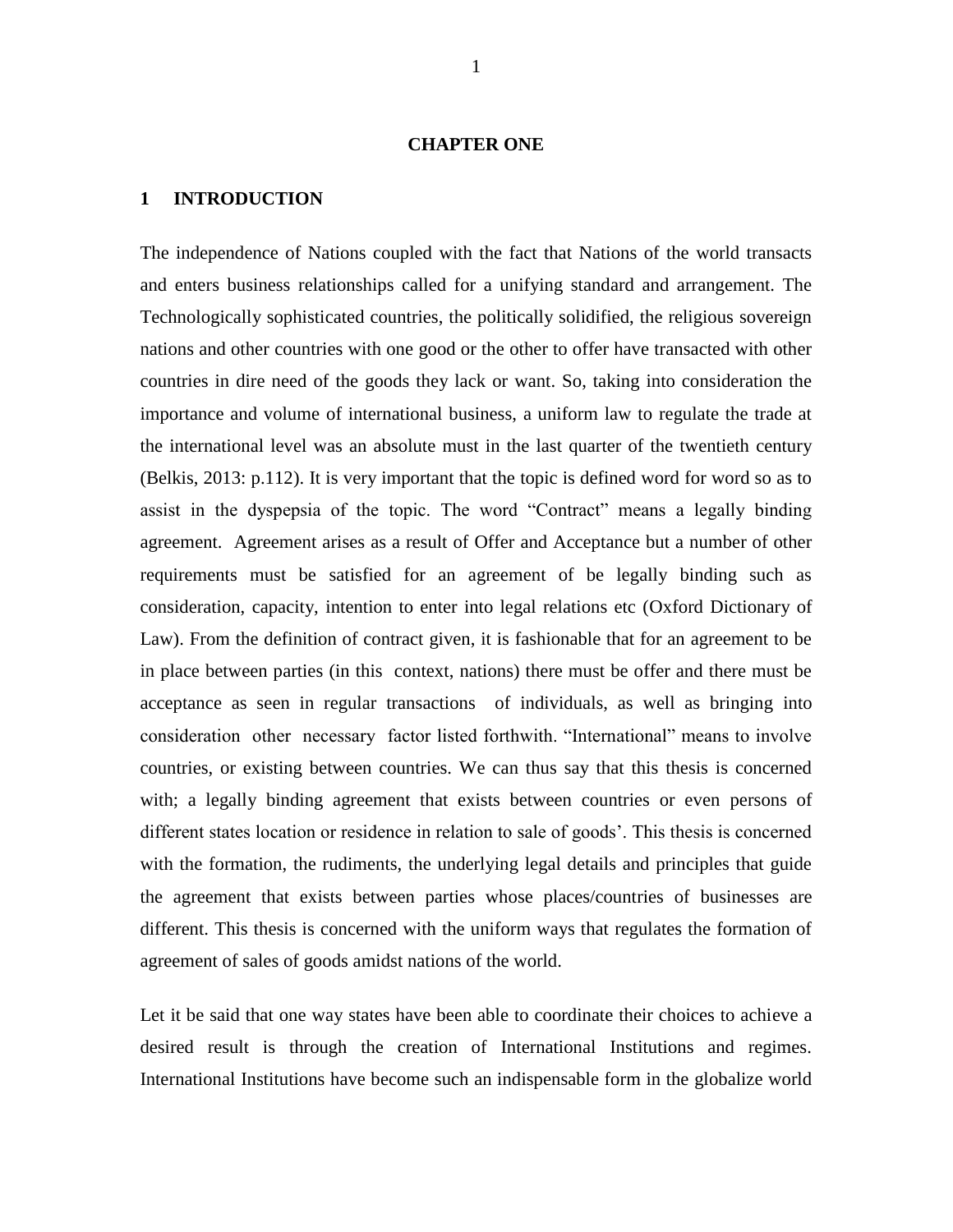# CHAPTER ONE

## 1 INTRODUCTION

The independence of Nations coupled with the fact that Nations of the world transacts and enters business relationships called for a unifying standard and arrangement. The Technologically sophisticated countries, the politically solidified, the religious sovereign nations and other countries with one good or the other to offer have transacted with other countries in dire need of the goods they lack or want. So, taking into consideration the importance and volume of international business, a uniform law to regulate the trade at the international level was an absolute must in the last quarter of the twentieth century (Belkis, 2013: p.112). It is very important that the topic is defined word for word so as to assist in the dyspepsia of the topic. The word "Contract" means a legally binding agreement. Agreement arises as a result of Offer and Acceptance but a number of other requirements must be satisfied for an agreement of be legally binding such as consideration, capacity, intention to enter into legal relations etc (Oxford Dictionary of Law). From the definition of contract given, it is fashionable that for an agreement to be in place between parties (in this context, nations) there must be offer and there must be acceptance as seen in regular transactions of individuals, as well as bringing into consideration other necessary factor listed forthwith. "International" means to involve countries, or existing between countries. We can thus say that this thesis is concerned with; a legally binding agreement that exists between countries or even persons of different states location or residence in relation to sale of goods'. This thesis is concerned with the formation, the rudiments, the underlying legal details and principles that guide the agreement that exists between parties whose places/countries of businesses are different. This thesis is concerned with the uniform ways that regulates the formation of agreement of sales of goods amidst nations of the world.

Let it be said that one way states have been able to coordinate their choices to achieve a desired result is through the creation of International Institutions and regimes. International Institutions have become such an indispensable form in the globalize world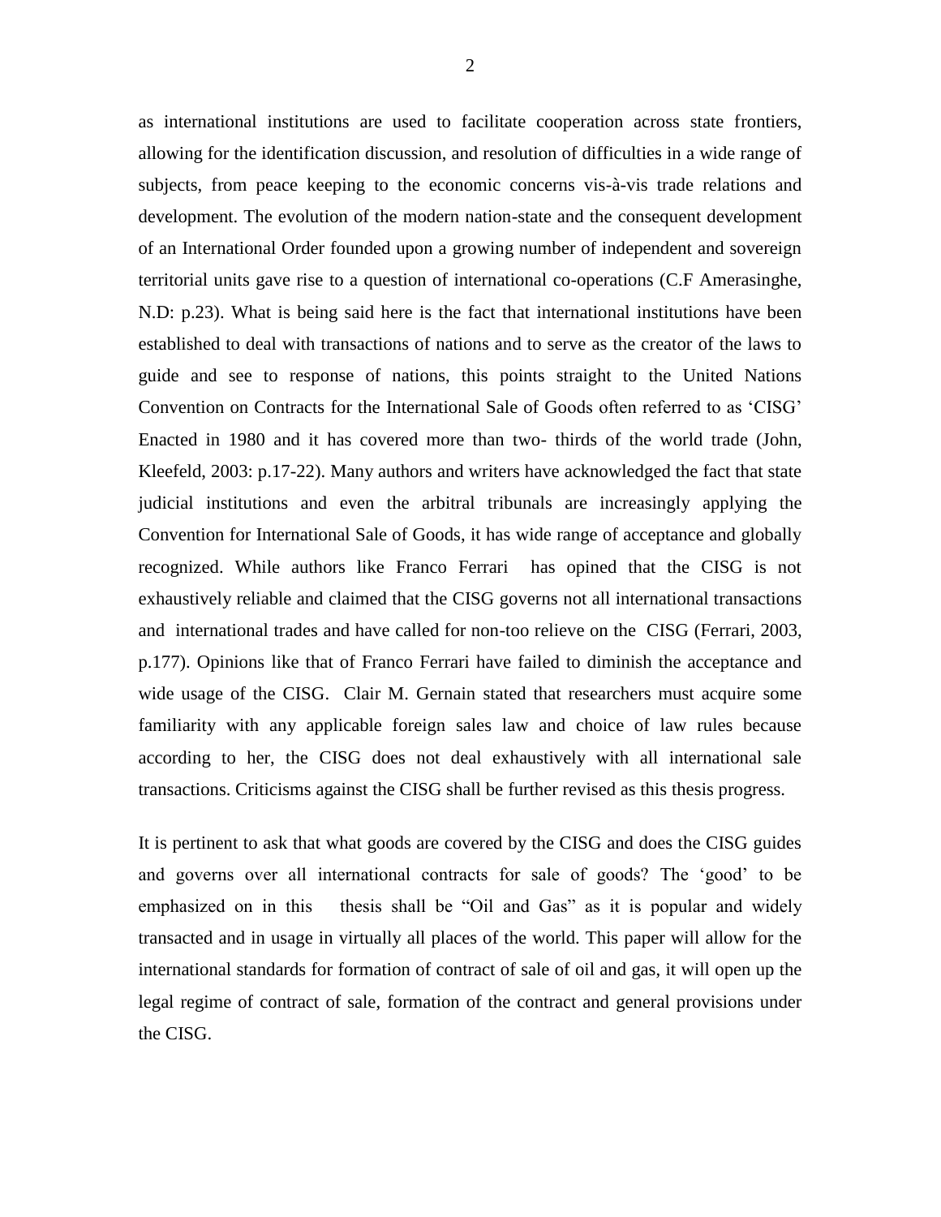as international institutions are used to facilitate cooperation across state frontiers, allowing for the identification discussion, and resolution of difficulties in a wide range of subjects, from peace keeping to the economic concerns vis-à-vis trade relations and development. The evolution of the modern nation-state and the consequent development of an International Order founded upon a growing number of independent and sovereign territorial units gave rise to a question of international co-operations (C.F Amerasinghe, N.D: p.23). What is being said here is the fact that international institutions have been established to deal with transactions of nations and to serve as the creator of the laws to guide and see to response of nations, this points straight to the United Nations Convention on Contracts for the International Sale of Goods often referred to as 'CISG' Enacted in 1980 and it has covered more than two- thirds of the world trade (John, Kleefeld, 2003: p.17-22). Many authors and writers have acknowledged the fact that state judicial institutions and even the arbitral tribunals are increasingly applying the Convention for International Sale of Goods, it has wide range of acceptance and globally recognized. While authors like Franco Ferrari has opined that the CISG is not exhaustively reliable and claimed that the CISG governs not all international transactions and international trades and have called for non-too relieve on the CISG (Ferrari, 2003, p.177). Opinions like that of Franco Ferrari have failed to diminish the acceptance and wide usage of the CISG. Clair M. Gernain stated that researchers must acquire some familiarity with any applicable foreign sales law and choice of law rules because according to her, the CISG does not deal exhaustively with all international sale transactions. Criticisms against the CISG shall be further revised as this thesis progress.

It is pertinent to ask that what goods are covered by the CISG and does the CISG guides and governs over all international contracts for sale of goods? The 'good' to be emphasized on in this thesis shall be "Oil and Gas" as it is popular and widely transacted and in usage in virtually all places of the world. This paper will allow for the international standards for formation of contract of sale of oil and gas, it will open up the legal regime of contract of sale, formation of the contract and general provisions under the CISG.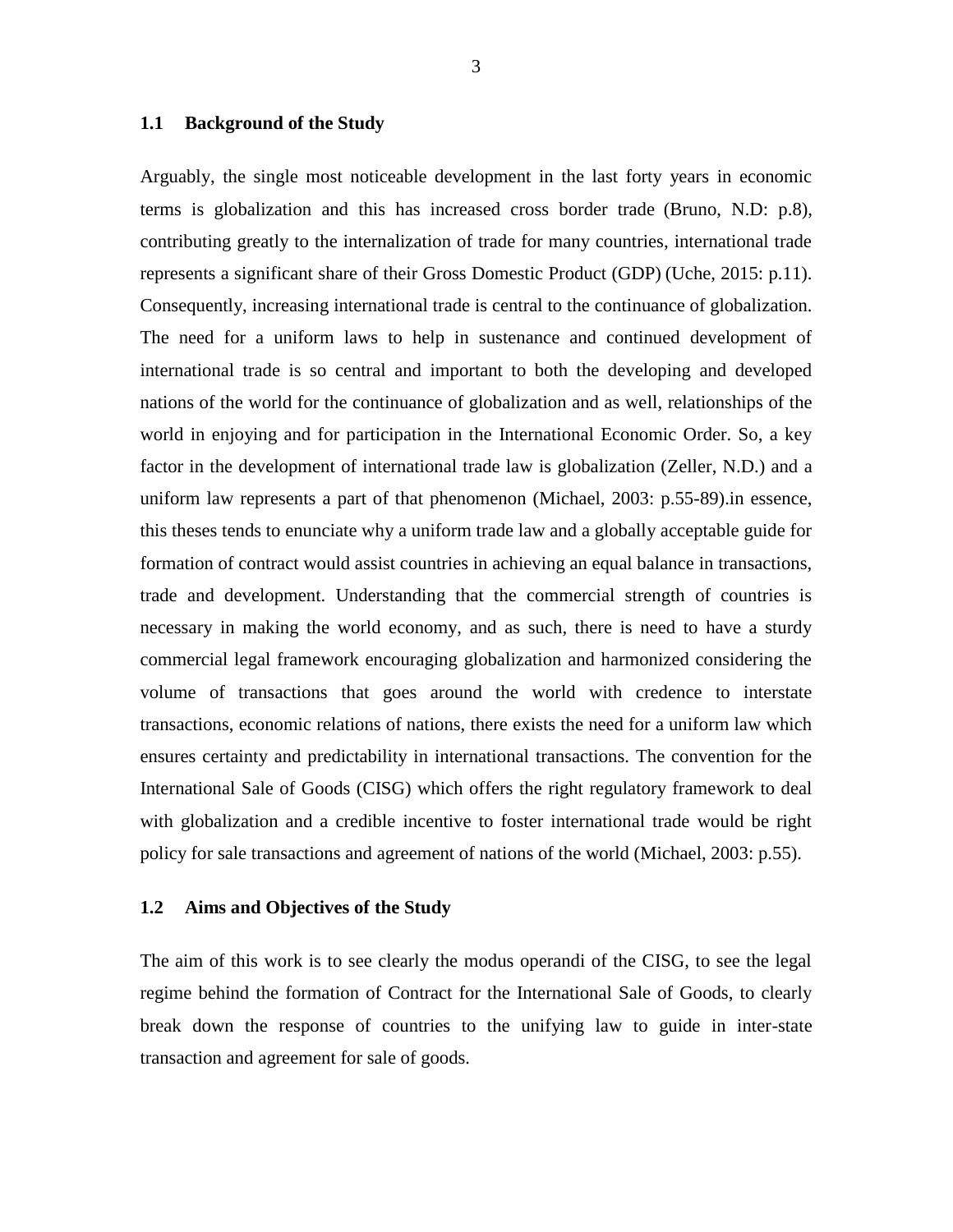## 1.1 Background of the Study

Arguably, the single most noticeable development in the last forty years in economic terms is globalization and this has increased cross border trade (Bruno, N.D: p.8), contributing greatly to the internalization of trade for many countries, international trade represents a significant share of their Gross Domestic Product (GDP) (Uche, 2015: p.11). Consequently, increasing international trade is central to the continuance of globalization. The need for a uniform laws to help in sustenance and continued development of international trade is so central and important to both the developing and developed nations of the world for the continuance of globalization and as well, relationships of the world in enjoying and for participation in the International Economic Order. So, a key factor in the development of international trade law is globalization (Zeller, N.D.) and a uniform law represents a part of that phenomenon (Michael, 2003: p.55-89).in essence, this theses tends to enunciate why a uniform trade law and a globally acceptable guide for formation of contract would assist countries in achieving an equal balance in transactions, trade and development. Understanding that the commercial strength of countries is necessary in making the world economy, and as such, there is need to have a sturdy commercial legal framework encouraging globalization and harmonized considering the volume of transactions that goes around the world with credence to interstate transactions, economic relations of nations, there exists the need for a uniform law which ensures certainty and predictability in international transactions. The convention for the International Sale of Goods (CISG) which offers the right regulatory framework to deal with globalization and a credible incentive to foster international trade would be right policy for sale transactions and agreement of nations of the world (Michael, 2003: p.55).

## 1.2 Aims and Objectives of the Study

The aim of this work is to see clearly the modus operandi of the CISG, to see the legal regime behind the formation of Contract for the International Sale of Goods, to clearly break down the response of countries to the unifying law to guide in inter-state transaction and agreement for sale of goods.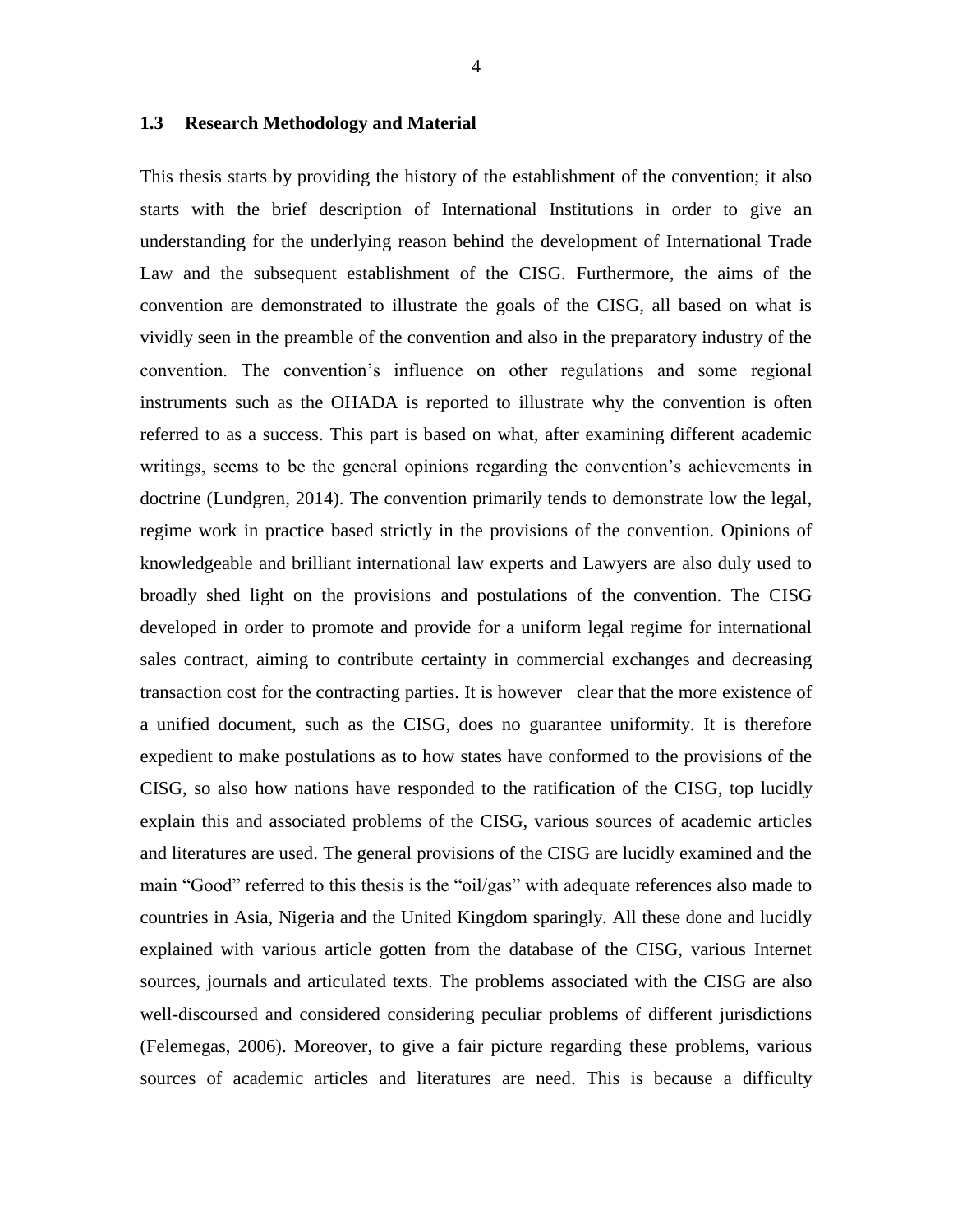## 1.3 Research Methodology and Material

This thesis starts by providing the history of the establishment of the convention; it also starts with the brief description of International Institutions in order to give an understanding for the underlying reason behind the development of International Trade Law and the subsequent establishment of the CISG. Furthermore, the aims of the convention are demonstrated to illustrate the goals of the CISG, all based on what is vividly seen in the preamble of the convention and also in the preparatory industry of the convention. The convention's influence on other regulations and some regional instruments such as the OHADA is reported to illustrate why the convention is often referred to as a success. This part is based on what, after examining different academic writings, seems to be the general opinions regarding the convention's achievements in doctrine (Lundgren, 2014). The convention primarily tends to demonstrate low the legal, regime work in practice based strictly in the provisions of the convention. Opinions of knowledgeable and brilliant international law experts and Lawyers are also duly used to broadly shed light on the provisions and postulations of the convention. The CISG developed in order to promote and provide for a uniform legal regime for international sales contract, aiming to contribute certainty in commercial exchanges and decreasing transaction cost for the contracting parties. It is however clear that the more existence of a unified document, such as the CISG, does no guarantee uniformity. It is therefore expedient to make postulations as to how states have conformed to the provisions of the CISG, so also how nations have responded to the ratification of the CISG, top lucidly explain this and associated problems of the CISG, various sources of academic articles and literatures are used. The general provisions of the CISG are lucidly examined and the main "Good" referred to this thesis is the "oil/gas" with adequate references also made to countries in Asia, Nigeria and the United Kingdom sparingly. All these done and lucidly explained with various article gotten from the database of the CISG, various Internet sources, journals and articulated texts. The problems associated with the CISG are also well-discoursed and considered considering peculiar problems of different jurisdictions (Felemegas, 2006). Moreover, to give a fair picture regarding these problems, various sources of academic articles and literatures are need. This is because a difficulty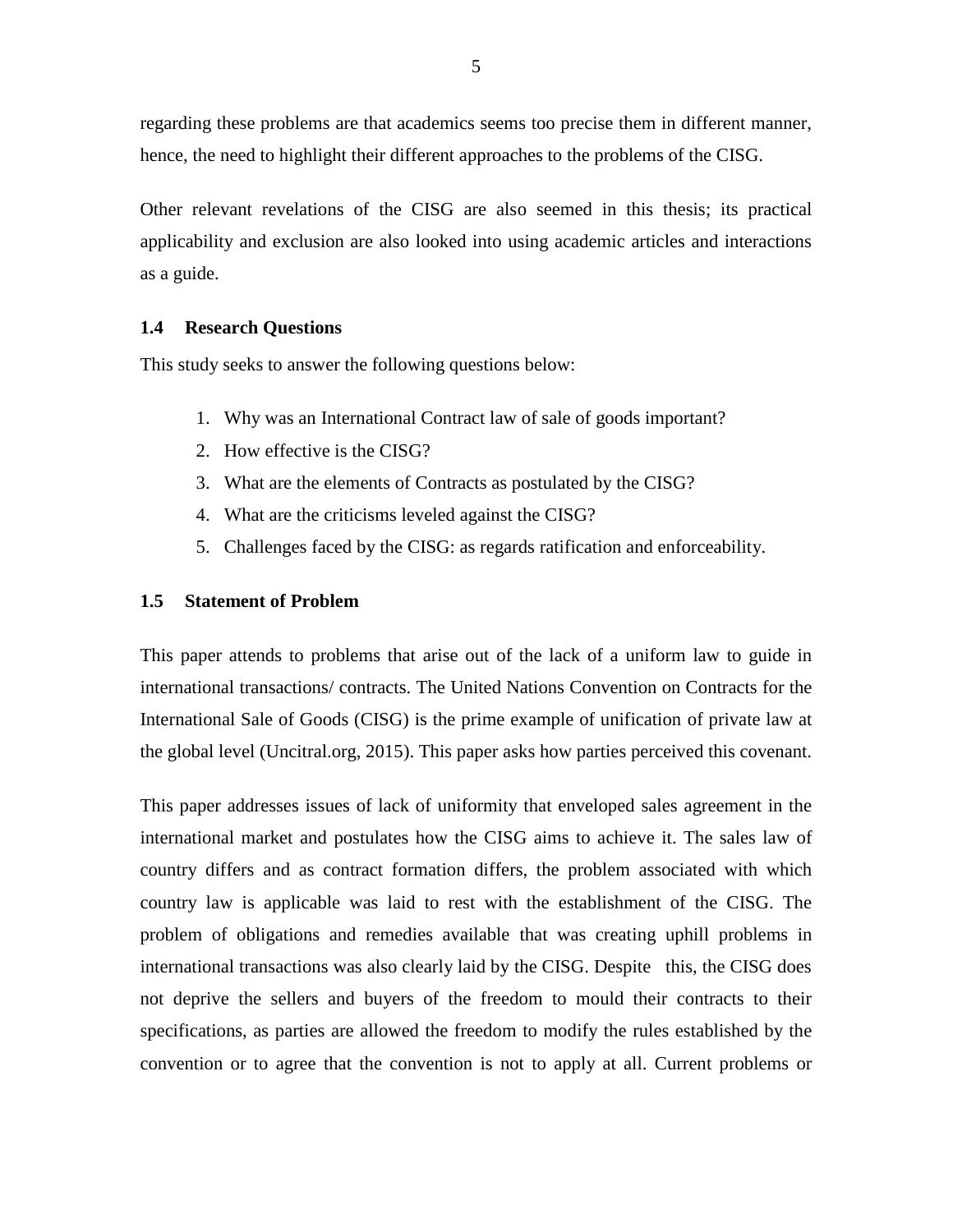regarding these problems are that academics seems too precise them in different manner, hence, the need to highlight their different approaches to the problems of the CISG.

Other relevant revelations of the CISG are also seemed in this thesis; its practical applicability and exclusion are also looked into using academic articles and interactions as a guide.

### 1.4 Research Questions

This study seeks to answer the following questions below:

1. Why was an International Contract law of sale of goods important?
2. How effective is the CISG?
3. What are the elements of Contracts as postulated by the CISG?
4. What are the criticisms leveled against the CISG?
5. Challenges faced by the CISG: as regards ratification and enforceability.

### 1.5 Statement of Problem

This paper attends to problems that arise out of the lack of a uniform law to guide in international transactions/ contracts. The United Nations Convention on Contracts for the International Sale of Goods (CISG) is the prime example of unification of private law at the global level (Uncitral.org, 2015). This paper asks how parties perceived this covenant.

This paper addresses issues of lack of uniformity that enveloped sales agreement in the international market and postulates how the CISG aims to achieve it. The sales law of country differs and as contract formation differs, the problem associated with which country law is applicable was laid to rest with the establishment of the CISG. The problem of obligations and remedies available that was creating uphill problems in international transactions was also clearly laid by the CISG. Despite this, the CISG does not deprive the sellers and buyers of the freedom to mould their contracts to their specifications, as parties are allowed the freedom to modify the rules established by the convention or to agree that the convention is not to apply at all. Current problems or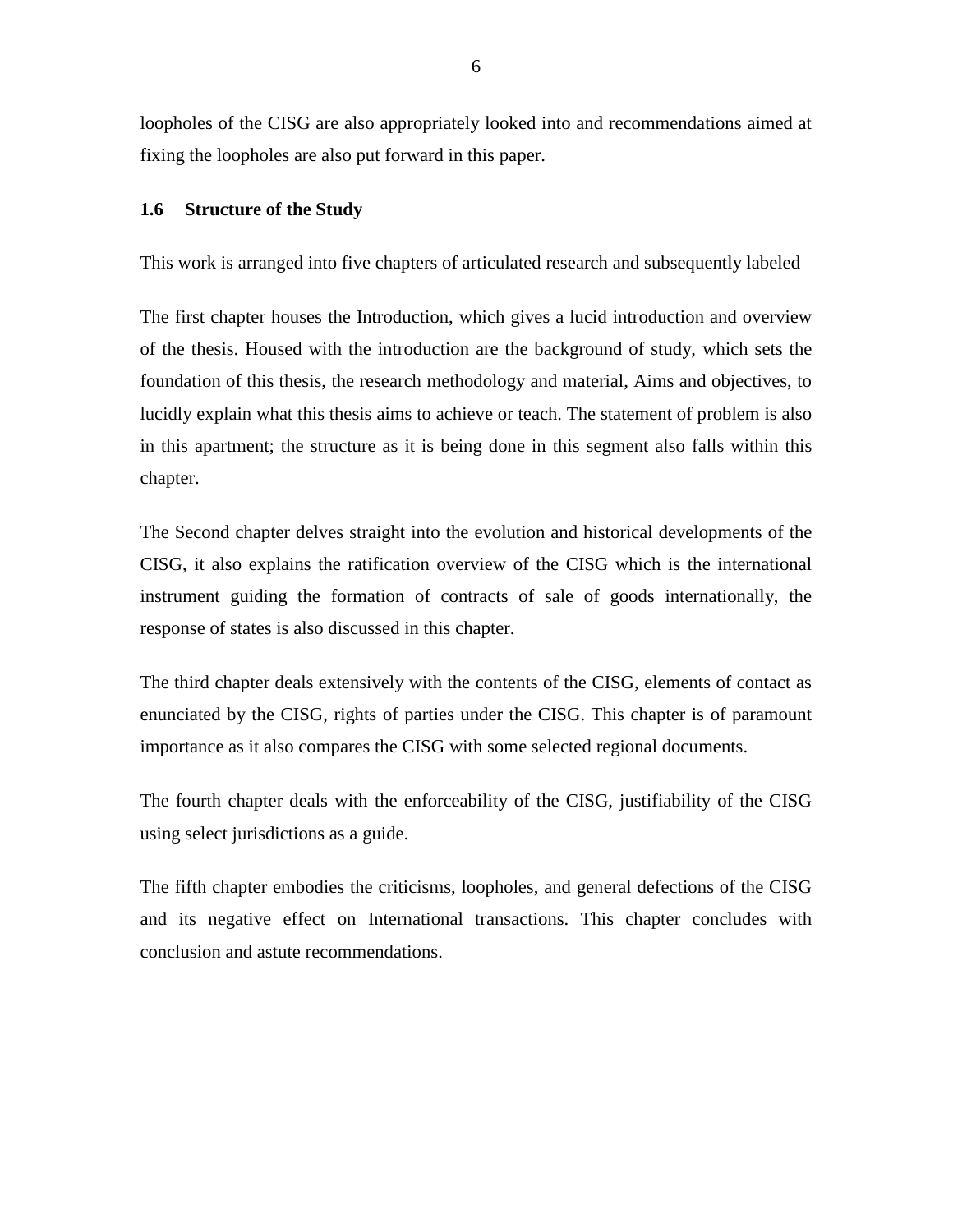loopholes of the CISG are also appropriately looked into and recommendations aimed at fixing the loopholes are also put forward in this paper.

### 1.6 Structure of the Study

This work is arranged into five chapters of articulated research and subsequently labeled

The first chapter houses the Introduction, which gives a lucid introduction and overview of the thesis. Housed with the introduction are the background of study, which sets the foundation of this thesis, the research methodology and material, Aims and objectives, to lucidly explain what this thesis aims to achieve or teach. The statement of problem is also in this apartment; the structure as it is being done in this segment also falls within this chapter.

The Second chapter delves straight into the evolution and historical developments of the CISG, it also explains the ratification overview of the CISG which is the international instrument guiding the formation of contracts of sale of goods internationally, the response of states is also discussed in this chapter.

The third chapter deals extensively with the contents of the CISG, elements of contact as enunciated by the CISG, rights of parties under the CISG. This chapter is of paramount importance as it also compares the CISG with some selected regional documents.

The fourth chapter deals with the enforceability of the CISG, justifiability of the CISG using select jurisdictions as a guide.

The fifth chapter embodies the criticisms, loopholes, and general defections of the CISG and its negative effect on International transactions. This chapter concludes with conclusion and astute recommendations.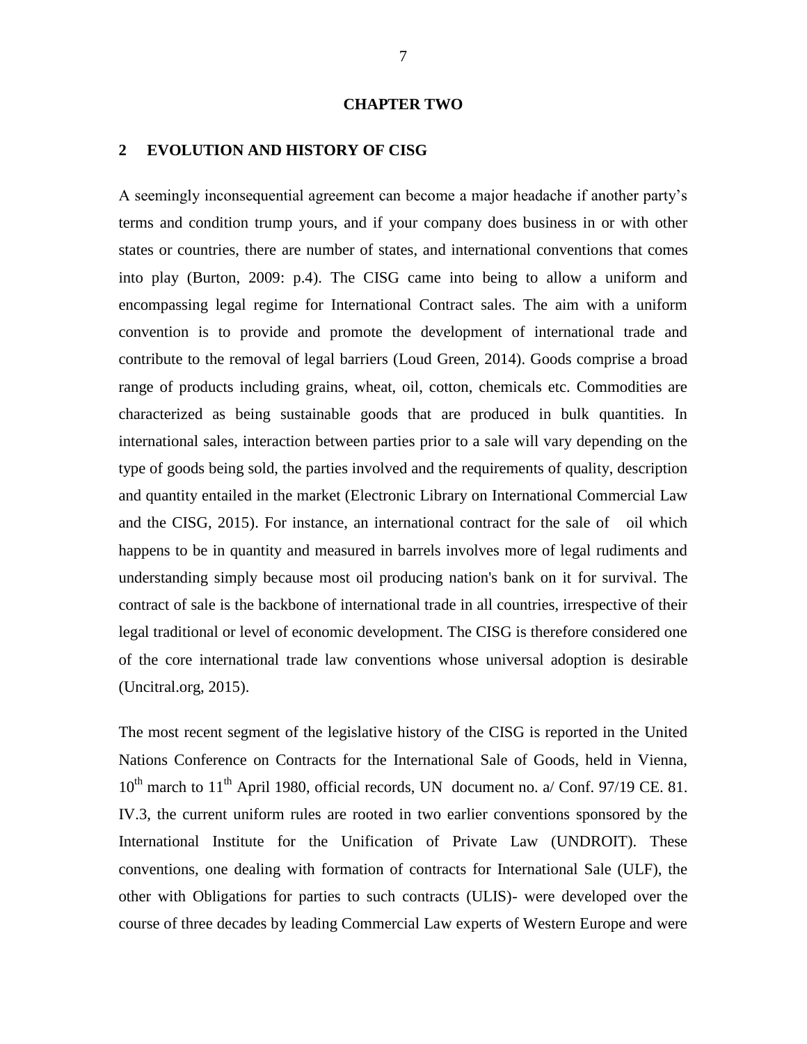# CHAPTER TWO

## 2 EVOLUTION AND HISTORY OF CISG

A seemingly inconsequential agreement can become a major headache if another party's terms and condition trump yours, and if your company does business in or with other states or countries, there are number of states, and international conventions that comes into play (Burton, 2009: p.4). The CISG came into being to allow a uniform and encompassing legal regime for International Contract sales. The aim with a uniform convention is to provide and promote the development of international trade and contribute to the removal of legal barriers (Loud Green, 2014). Goods comprise a broad range of products including grains, wheat, oil, cotton, chemicals etc. Commodities are characterized as being sustainable goods that are produced in bulk quantities. In international sales, interaction between parties prior to a sale will vary depending on the type of goods being sold, the parties involved and the requirements of quality, description and quantity entailed in the market (Electronic Library on International Commercial Law and the CISG, 2015). For instance, an international contract for the sale of oil which happens to be in quantity and measured in barrels involves more of legal rudiments and understanding simply because most oil producing nation's bank on it for survival. The contract of sale is the backbone of international trade in all countries, irrespective of their legal traditional or level of economic development. The CISG is therefore considered one of the core international trade law conventions whose universal adoption is desirable (Uncitral.org, 2015).

The most recent segment of the legislative history of the CISG is reported in the United Nations Conference on Contracts for the International Sale of Goods, held in Vienna, 10th march to 11th April 1980, official records, UN document no. a/ Conf. 97/19 CE. 81. IV.3, the current uniform rules are rooted in two earlier conventions sponsored by the International Institute for the Unification of Private Law (UNDROIT). These conventions, one dealing with formation of contracts for International Sale (ULF), the other with Obligations for parties to such contracts (ULIS)- were developed over the course of three decades by leading Commercial Law experts of Western Europe and were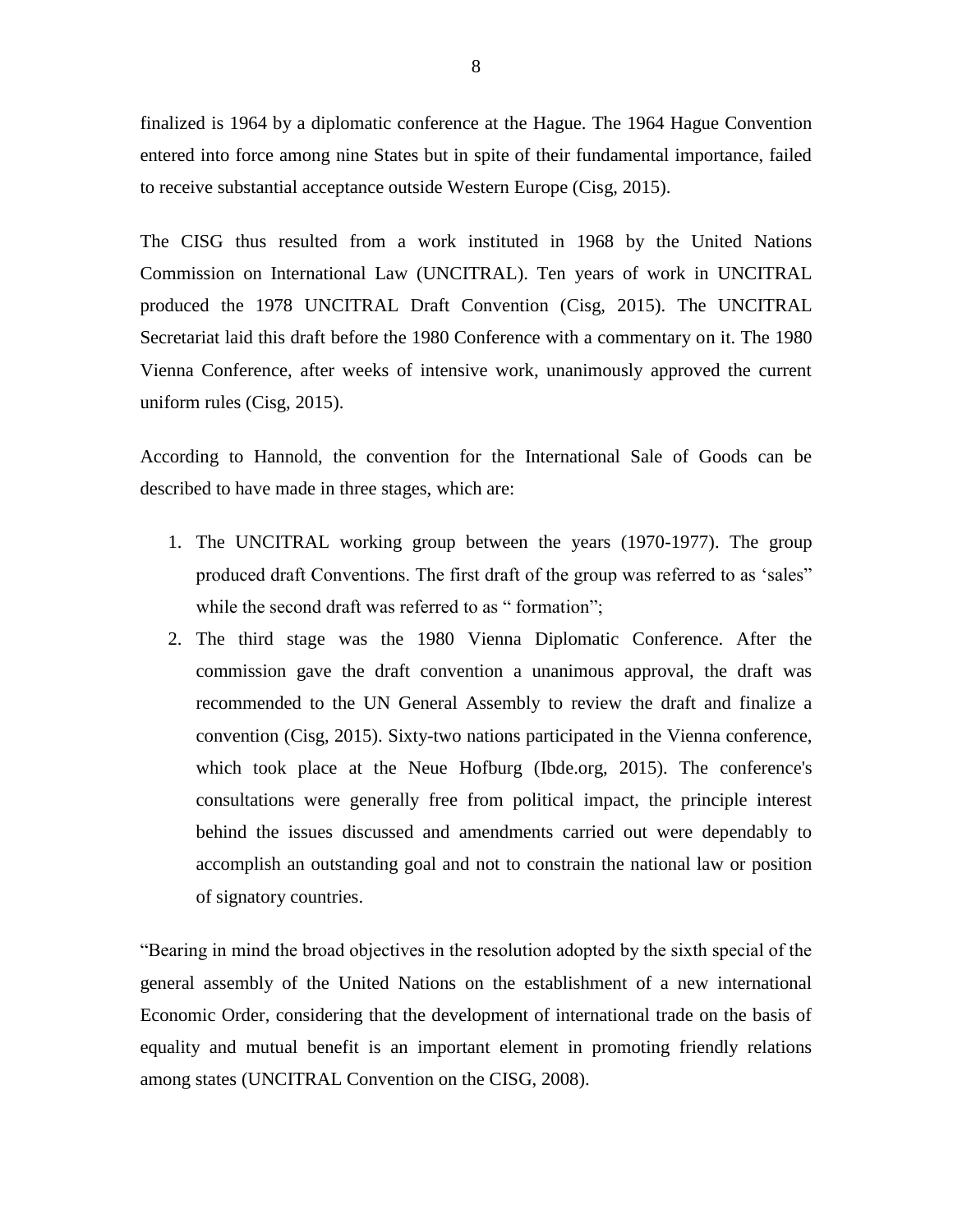finalized is 1964 by a diplomatic conference at the Hague. The 1964 Hague Convention entered into force among nine States but in spite of their fundamental importance, failed to receive substantial acceptance outside Western Europe (Cisg, 2015).

The CISG thus resulted from a work instituted in 1968 by the United Nations Commission on International Law (UNCITRAL). Ten years of work in UNCITRAL produced the 1978 UNCITRAL Draft Convention (Cisg, 2015). The UNCITRAL Secretariat laid this draft before the 1980 Conference with a commentary on it. The 1980 Vienna Conference, after weeks of intensive work, unanimously approved the current uniform rules (Cisg, 2015).

According to Hannold, the convention for the International Sale of Goods can be described to have made in three stages, which are:

1. The UNCITRAL working group between the years (1970-1977). The group produced draft Conventions. The first draft of the group was referred to as 'sales" while the second draft was referred to as " formation";
2. The third stage was the 1980 Vienna Diplomatic Conference. After the commission gave the draft convention a unanimous approval, the draft was recommended to the UN General Assembly to review the draft and finalize a convention (Cisg, 2015). Sixty-two nations participated in the Vienna conference, which took place at the Neue Hofburg (Ibde.org, 2015). The conference's consultations were generally free from political impact, the principle interest behind the issues discussed and amendments carried out were dependably to accomplish an outstanding goal and not to constrain the national law or position of signatory countries.

"Bearing in mind the broad objectives in the resolution adopted by the sixth special of the general assembly of the United Nations on the establishment of a new international Economic Order, considering that the development of international trade on the basis of equality and mutual benefit is an important element in promoting friendly relations among states (UNCITRAL Convention on the CISG, 2008).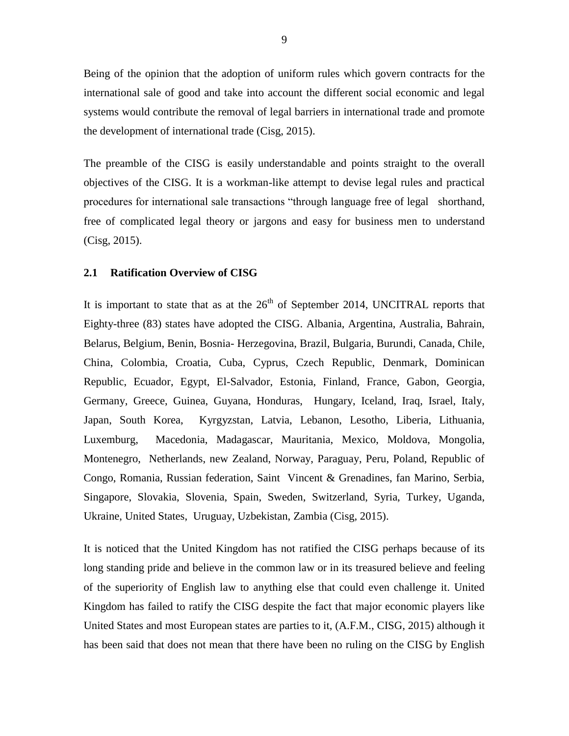Being of the opinion that the adoption of uniform rules which govern contracts for the international sale of good and take into account the different social economic and legal systems would contribute the removal of legal barriers in international trade and promote the development of international trade (Cisg, 2015).

The preamble of the CISG is easily understandable and points straight to the overall objectives of the CISG. It is a workman-like attempt to devise legal rules and practical procedures for international sale transactions "through language free of legal shorthand, free of complicated legal theory or jargons and easy for business men to understand (Cisg, 2015).

### 2.1 Ratification Overview of CISG

It is important to state that as at the 26th of September 2014, UNCITRAL reports that Eighty-three (83) states have adopted the CISG. Albania, Argentina, Australia, Bahrain, Belarus, Belgium, Benin, Bosnia- Herzegovina, Brazil, Bulgaria, Burundi, Canada, Chile, China, Colombia, Croatia, Cuba, Cyprus, Czech Republic, Denmark, Dominican Republic, Ecuador, Egypt, El-Salvador, Estonia, Finland, France, Gabon, Georgia, Germany, Greece, Guinea, Guyana, Honduras, Hungary, Iceland, Iraq, Israel, Italy, Japan, South Korea, Kyrgyzstan, Latvia, Lebanon, Lesotho, Liberia, Lithuania, Luxemburg, Macedonia, Madagascar, Mauritania, Mexico, Moldova, Mongolia, Montenegro, Netherlands, new Zealand, Norway, Paraguay, Peru, Poland, Republic of Congo, Romania, Russian federation, Saint Vincent & Grenadines, fan Marino, Serbia, Singapore, Slovakia, Slovenia, Spain, Sweden, Switzerland, Syria, Turkey, Uganda, Ukraine, United States, Uruguay, Uzbekistan, Zambia (Cisg, 2015).

It is noticed that the United Kingdom has not ratified the CISG perhaps because of its long standing pride and believe in the common law or in its treasured believe and feeling of the superiority of English law to anything else that could even challenge it. United Kingdom has failed to ratify the CISG despite the fact that major economic players like United States and most European states are parties to it, (A.F.M., CISG, 2015) although it has been said that does not mean that there have been no ruling on the CISG by English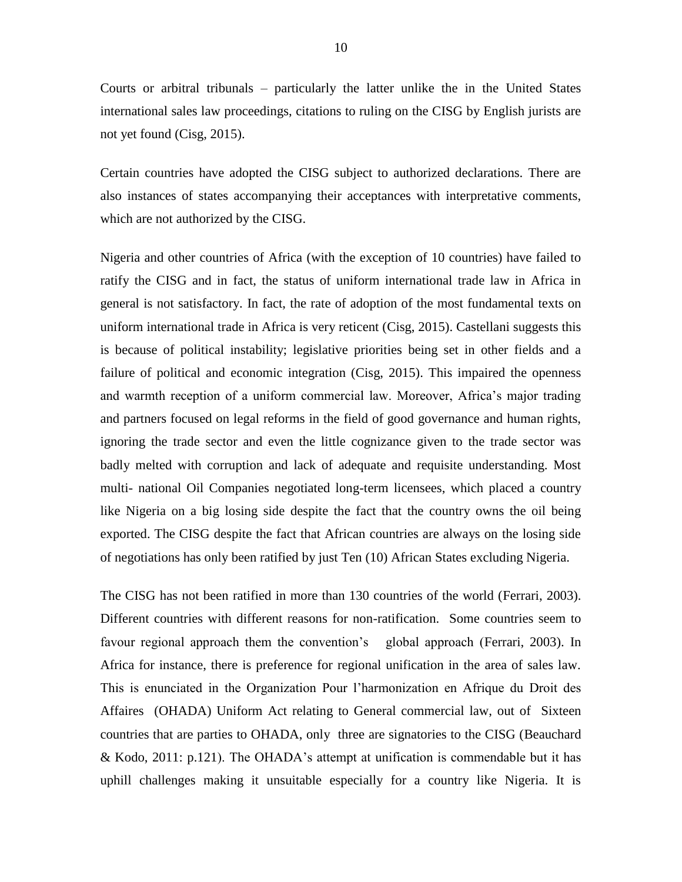Courts or arbitral tribunals – particularly the latter unlike the in the United States international sales law proceedings, citations to ruling on the CISG by English jurists are not yet found (Cisg, 2015).

Certain countries have adopted the CISG subject to authorized declarations. There are also instances of states accompanying their acceptances with interpretative comments, which are not authorized by the CISG.

Nigeria and other countries of Africa (with the exception of 10 countries) have failed to ratify the CISG and in fact, the status of uniform international trade law in Africa in general is not satisfactory. In fact, the rate of adoption of the most fundamental texts on uniform international trade in Africa is very reticent (Cisg, 2015). Castellani suggests this is because of political instability; legislative priorities being set in other fields and a failure of political and economic integration (Cisg, 2015). This impaired the openness and warmth reception of a uniform commercial law. Moreover, Africa's major trading and partners focused on legal reforms in the field of good governance and human rights, ignoring the trade sector and even the little cognizance given to the trade sector was badly melted with corruption and lack of adequate and requisite understanding. Most multi- national Oil Companies negotiated long-term licensees, which placed a country like Nigeria on a big losing side despite the fact that the country owns the oil being exported. The CISG despite the fact that African countries are always on the losing side of negotiations has only been ratified by just Ten (10) African States excluding Nigeria.

The CISG has not been ratified in more than 130 countries of the world (Ferrari, 2003). Different countries with different reasons for non-ratification. Some countries seem to favour regional approach them the convention's global approach (Ferrari, 2003). In Africa for instance, there is preference for regional unification in the area of sales law. This is enunciated in the Organization Pour l'harmonization en Afrique du Droit des Affaires (OHADA) Uniform Act relating to General commercial law, out of Sixteen countries that are parties to OHADA, only three are signatories to the CISG (Beauchard & Kodo, 2011: p.121). The OHADA's attempt at unification is commendable but it has uphill challenges making it unsuitable especially for a country like Nigeria. It is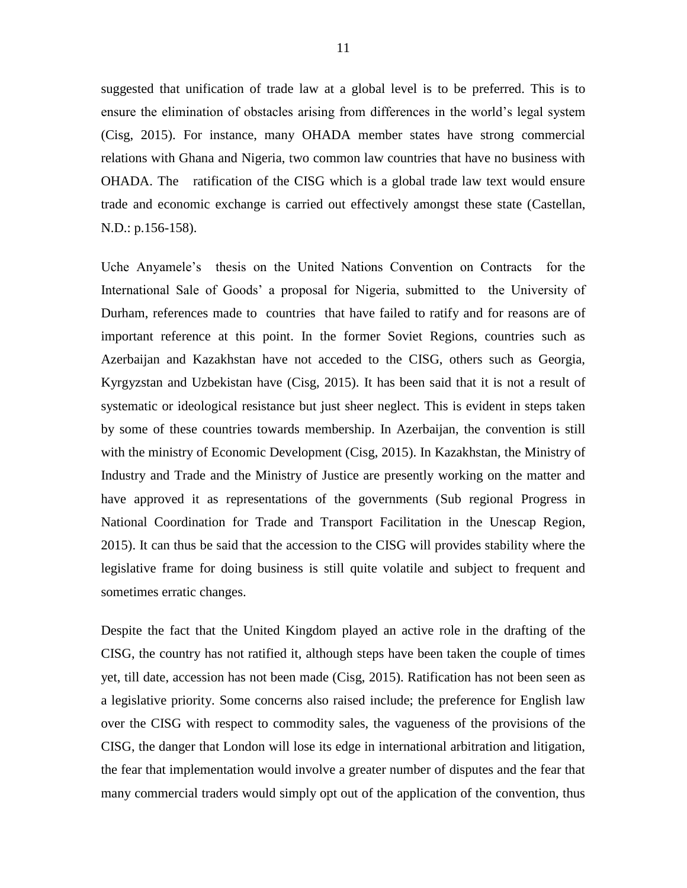suggested that unification of trade law at a global level is to be preferred. This is to ensure the elimination of obstacles arising from differences in the world's legal system (Cisg, 2015). For instance, many OHADA member states have strong commercial relations with Ghana and Nigeria, two common law countries that have no business with OHADA. The ratification of the CISG which is a global trade law text would ensure trade and economic exchange is carried out effectively amongst these state (Castellan, N.D.: p.156-158).

Uche Anyamele's thesis on the United Nations Convention on Contracts for the International Sale of Goods' a proposal for Nigeria, submitted to the University of Durham, references made to countries that have failed to ratify and for reasons are of important reference at this point. In the former Soviet Regions, countries such as Azerbaijan and Kazakhstan have not acceded to the CISG, others such as Georgia, Kyrgyzstan and Uzbekistan have (Cisg, 2015). It has been said that it is not a result of systematic or ideological resistance but just sheer neglect. This is evident in steps taken by some of these countries towards membership. In Azerbaijan, the convention is still with the ministry of Economic Development (Cisg, 2015). In Kazakhstan, the Ministry of Industry and Trade and the Ministry of Justice are presently working on the matter and have approved it as representations of the governments (Sub regional Progress in National Coordination for Trade and Transport Facilitation in the Unescap Region, 2015). It can thus be said that the accession to the CISG will provides stability where the legislative frame for doing business is still quite volatile and subject to frequent and sometimes erratic changes.

Despite the fact that the United Kingdom played an active role in the drafting of the CISG, the country has not ratified it, although steps have been taken the couple of times yet, till date, accession has not been made (Cisg, 2015). Ratification has not been seen as a legislative priority. Some concerns also raised include; the preference for English law over the CISG with respect to commodity sales, the vagueness of the provisions of the CISG, the danger that London will lose its edge in international arbitration and litigation, the fear that implementation would involve a greater number of disputes and the fear that many commercial traders would simply opt out of the application of the convention, thus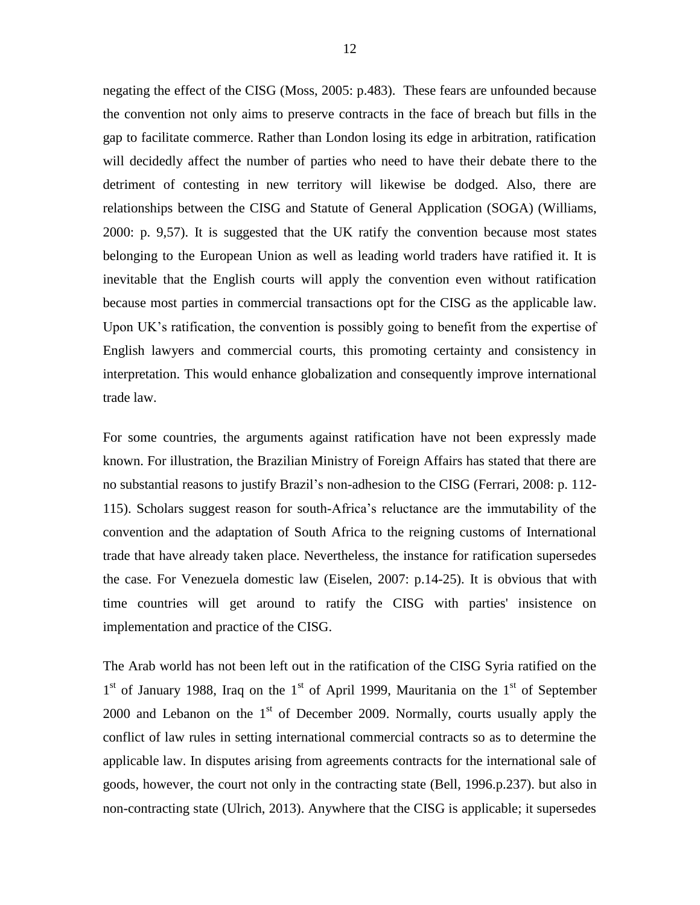negating the effect of the CISG (Moss, 2005: p.483). These fears are unfounded because the convention not only aims to preserve contracts in the face of breach but fills in the gap to facilitate commerce. Rather than London losing its edge in arbitration, ratification will decidedly affect the number of parties who need to have their debate there to the detriment of contesting in new territory will likewise be dodged. Also, there are relationships between the CISG and Statute of General Application (SOGA) (Williams, 2000: p. 9,57). It is suggested that the UK ratify the convention because most states belonging to the European Union as well as leading world traders have ratified it. It is inevitable that the English courts will apply the convention even without ratification because most parties in commercial transactions opt for the CISG as the applicable law. Upon UK's ratification, the convention is possibly going to benefit from the expertise of English lawyers and commercial courts, this promoting certainty and consistency in interpretation. This would enhance globalization and consequently improve international trade law.

For some countries, the arguments against ratification have not been expressly made known. For illustration, the Brazilian Ministry of Foreign Affairs has stated that there are no substantial reasons to justify Brazil's non-adhesion to the CISG (Ferrari, 2008: p. 112-115). Scholars suggest reason for south-Africa's reluctance are the immutability of the convention and the adaptation of South Africa to the reigning customs of International trade that have already taken place. Nevertheless, the instance for ratification supersedes the case. For Venezuela domestic law (Eiselen, 2007: p.14-25). It is obvious that with time countries will get around to ratify the CISG with parties' insistence on implementation and practice of the CISG.

The Arab world has not been left out in the ratification of the CISG Syria ratified on the 1st of January 1988, Iraq on the 1st of April 1999, Mauritania on the 1st of September 2000 and Lebanon on the 1st of December 2009. Normally, courts usually apply the conflict of law rules in setting international commercial contracts so as to determine the applicable law. In disputes arising from agreements contracts for the international sale of goods, however, the court not only in the contracting state (Bell, 1996.p.237). but also in non-contracting state (Ulrich, 2013). Anywhere that the CISG is applicable; it supersedes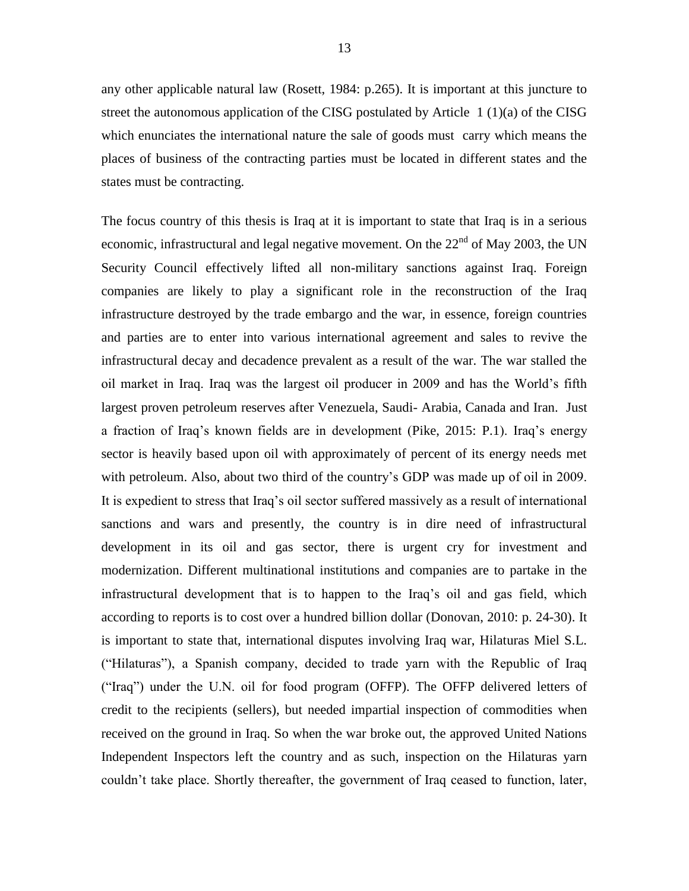any other applicable natural law (Rosett, 1984: p.265). It is important at this juncture to street the autonomous application of the CISG postulated by Article 1 (1)(a) of the CISG which enunciates the international nature the sale of goods must carry which means the places of business of the contracting parties must be located in different states and the states must be contracting.

The focus country of this thesis is Iraq at it is important to state that Iraq is in a serious economic, infrastructural and legal negative movement. On the 22nd of May 2003, the UN Security Council effectively lifted all non-military sanctions against Iraq. Foreign companies are likely to play a significant role in the reconstruction of the Iraq infrastructure destroyed by the trade embargo and the war, in essence, foreign countries and parties are to enter into various international agreement and sales to revive the infrastructural decay and decadence prevalent as a result of the war. The war stalled the oil market in Iraq. Iraq was the largest oil producer in 2009 and has the World's fifth largest proven petroleum reserves after Venezuela, Saudi- Arabia, Canada and Iran. Just a fraction of Iraq's known fields are in development (Pike, 2015: P.1). Iraq's energy sector is heavily based upon oil with approximately of percent of its energy needs met with petroleum. Also, about two third of the country's GDP was made up of oil in 2009. It is expedient to stress that Iraq's oil sector suffered massively as a result of international sanctions and wars and presently, the country is in dire need of infrastructural development in its oil and gas sector, there is urgent cry for investment and modernization. Different multinational institutions and companies are to partake in the infrastructural development that is to happen to the Iraq's oil and gas field, which according to reports is to cost over a hundred billion dollar (Donovan, 2010: p. 24-30). It is important to state that, international disputes involving Iraq war, Hilaturas Miel S.L. ("Hilaturas"), a Spanish company, decided to trade yarn with the Republic of Iraq ("Iraq") under the U.N. oil for food program (OFFP). The OFFP delivered letters of credit to the recipients (sellers), but needed impartial inspection of commodities when received on the ground in Iraq. So when the war broke out, the approved United Nations Independent Inspectors left the country and as such, inspection on the Hilaturas yarn couldn't take place. Shortly thereafter, the government of Iraq ceased to function, later,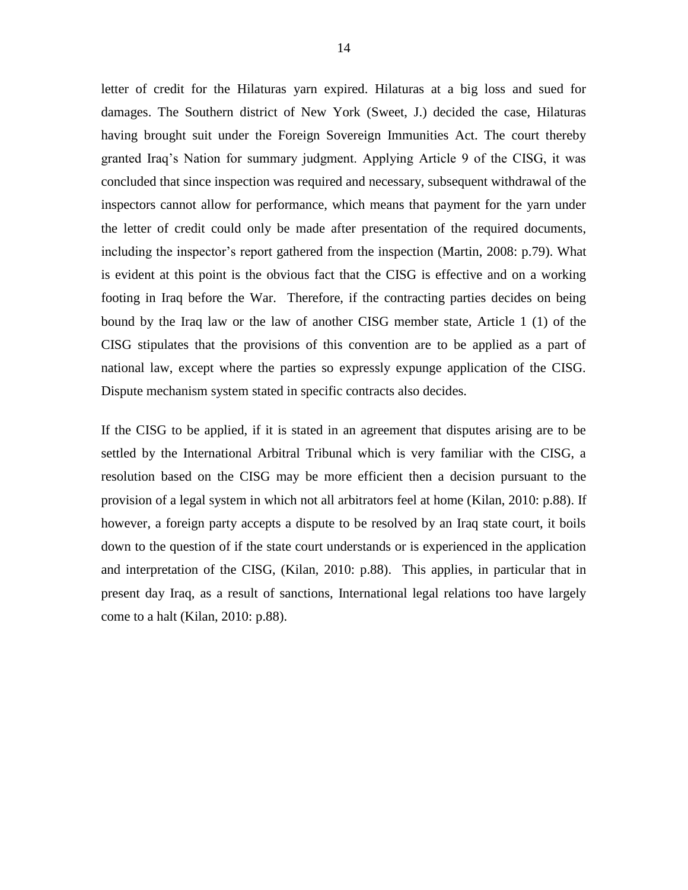letter of credit for the Hilaturas yarn expired. Hilaturas at a big loss and sued for damages. The Southern district of New York (Sweet, J.) decided the case, Hilaturas having brought suit under the Foreign Sovereign Immunities Act. The court thereby granted Iraq's Nation for summary judgment. Applying Article 9 of the CISG, it was concluded that since inspection was required and necessary, subsequent withdrawal of the inspectors cannot allow for performance, which means that payment for the yarn under the letter of credit could only be made after presentation of the required documents, including the inspector's report gathered from the inspection (Martin, 2008: p.79). What is evident at this point is the obvious fact that the CISG is effective and on a working footing in Iraq before the War. Therefore, if the contracting parties decides on being bound by the Iraq law or the law of another CISG member state, Article 1 (1) of the CISG stipulates that the provisions of this convention are to be applied as a part of national law, except where the parties so expressly expunge application of the CISG. Dispute mechanism system stated in specific contracts also decides.

If the CISG to be applied, if it is stated in an agreement that disputes arising are to be settled by the International Arbitral Tribunal which is very familiar with the CISG, a resolution based on the CISG may be more efficient then a decision pursuant to the provision of a legal system in which not all arbitrators feel at home (Kilan, 2010: p.88). If however, a foreign party accepts a dispute to be resolved by an Iraq state court, it boils down to the question of if the state court understands or is experienced in the application and interpretation of the CISG, (Kilan, 2010: p.88). This applies, in particular that in present day Iraq, as a result of sanctions, International legal relations too have largely come to a halt (Kilan, 2010: p.88).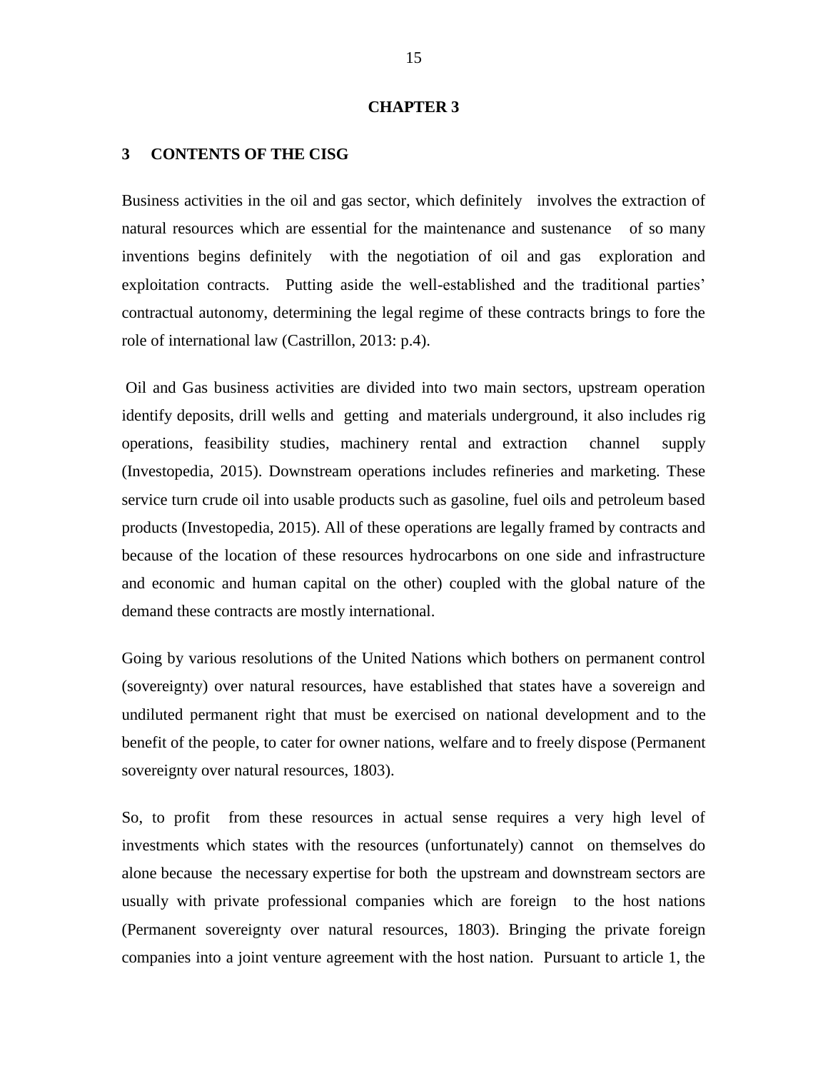# CHAPTER 3

## 3 CONTENTS OF THE CISG

Business activities in the oil and gas sector, which definitely involves the extraction of natural resources which are essential for the maintenance and sustenance of so many inventions begins definitely with the negotiation of oil and gas exploration and exploitation contracts. Putting aside the well-established and the traditional parties' contractual autonomy, determining the legal regime of these contracts brings to fore the role of international law (Castrillon, 2013: p.4).

Oil and Gas business activities are divided into two main sectors, upstream operation identify deposits, drill wells and getting and materials underground, it also includes rig operations, feasibility studies, machinery rental and extraction channel supply (Investopedia, 2015). Downstream operations includes refineries and marketing. These service turn crude oil into usable products such as gasoline, fuel oils and petroleum based products (Investopedia, 2015). All of these operations are legally framed by contracts and because of the location of these resources hydrocarbons on one side and infrastructure and economic and human capital on the other) coupled with the global nature of the demand these contracts are mostly international.

Going by various resolutions of the United Nations which bothers on permanent control (sovereignty) over natural resources, have established that states have a sovereign and undiluted permanent right that must be exercised on national development and to the benefit of the people, to cater for owner nations, welfare and to freely dispose (Permanent sovereignty over natural resources, 1803).

So, to profit from these resources in actual sense requires a very high level of investments which states with the resources (unfortunately) cannot on themselves do alone because the necessary expertise for both the upstream and downstream sectors are usually with private professional companies which are foreign to the host nations (Permanent sovereignty over natural resources, 1803). Bringing the private foreign companies into a joint venture agreement with the host nation. Pursuant to article 1, the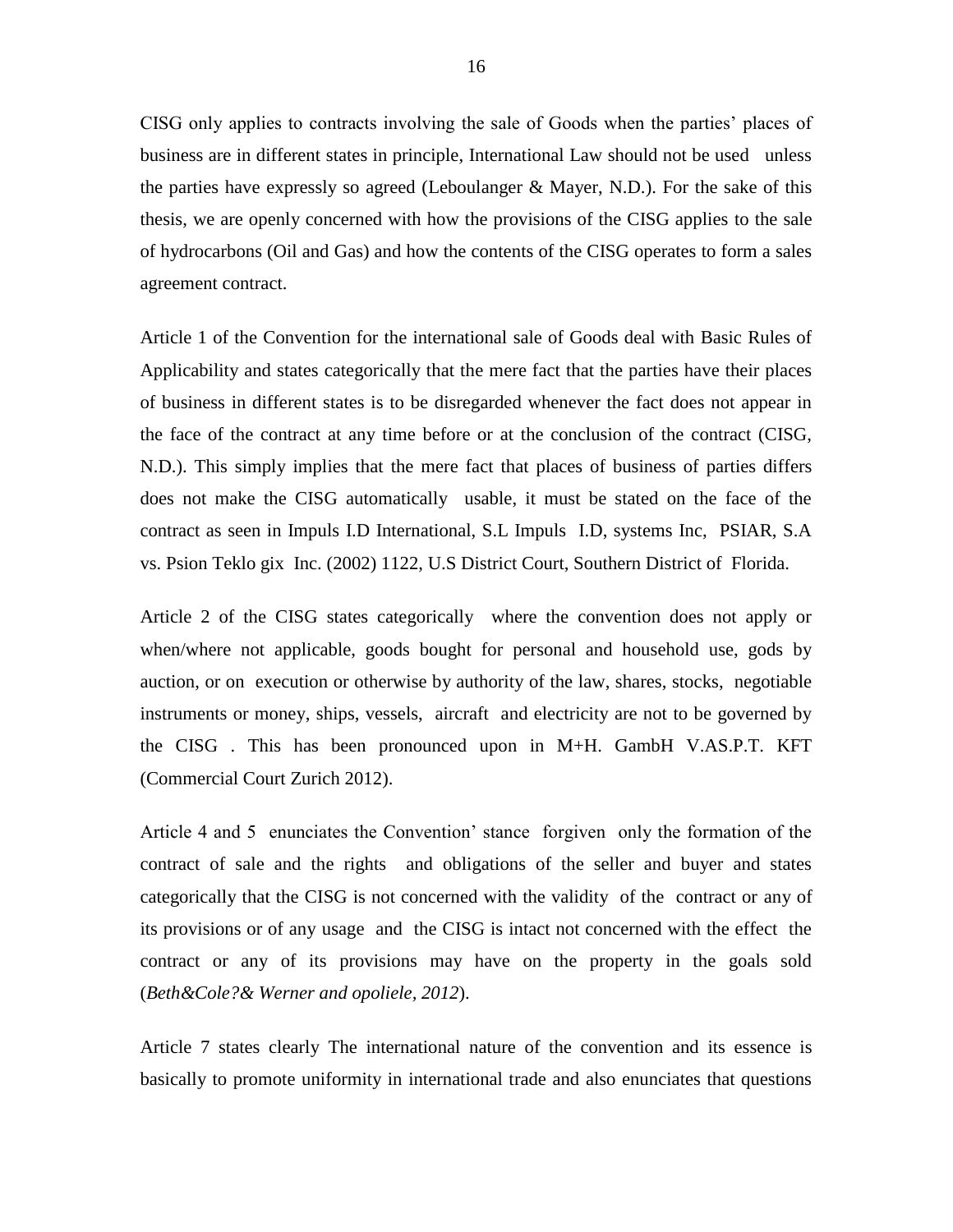CISG only applies to contracts involving the sale of Goods when the parties' places of business are in different states in principle, International Law should not be used unless the parties have expressly so agreed (Leboulanger & Mayer, N.D.). For the sake of this thesis, we are openly concerned with how the provisions of the CISG applies to the sale of hydrocarbons (Oil and Gas) and how the contents of the CISG operates to form a sales agreement contract.

Article 1 of the Convention for the international sale of Goods deal with Basic Rules of Applicability and states categorically that the mere fact that the parties have their places of business in different states is to be disregarded whenever the fact does not appear in the face of the contract at any time before or at the conclusion of the contract (CISG, N.D.). This simply implies that the mere fact that places of business of parties differs does not make the CISG automatically usable, it must be stated on the face of the contract as seen in Impuls I.D International, S.L Impuls I.D, systems Inc, PSIAR, S.A vs. Psion Teklo gix Inc. (2002) 1122, U.S District Court, Southern District of Florida.

Article 2 of the CISG states categorically where the convention does not apply or when/where not applicable, goods bought for personal and household use, gods by auction, or on execution or otherwise by authority of the law, shares, stocks, negotiable instruments or money, ships, vessels, aircraft and electricity are not to be governed by the CISG . This has been pronounced upon in M+H. GambH V.AS.P.T. KFT (Commercial Court Zurich 2012).

Article 4 and 5 enunciates the Convention' stance forgiven only the formation of the contract of sale and the rights and obligations of the seller and buyer and states categorically that the CISG is not concerned with the validity of the contract or any of its provisions or of any usage and the CISG is intact not concerned with the effect the contract or any of its provisions may have on the property in the goals sold (*Beth&Cole?& Werner and opoliele, 2012*).

Article 7 states clearly The international nature of the convention and its essence is basically to promote uniformity in international trade and also enunciates that questions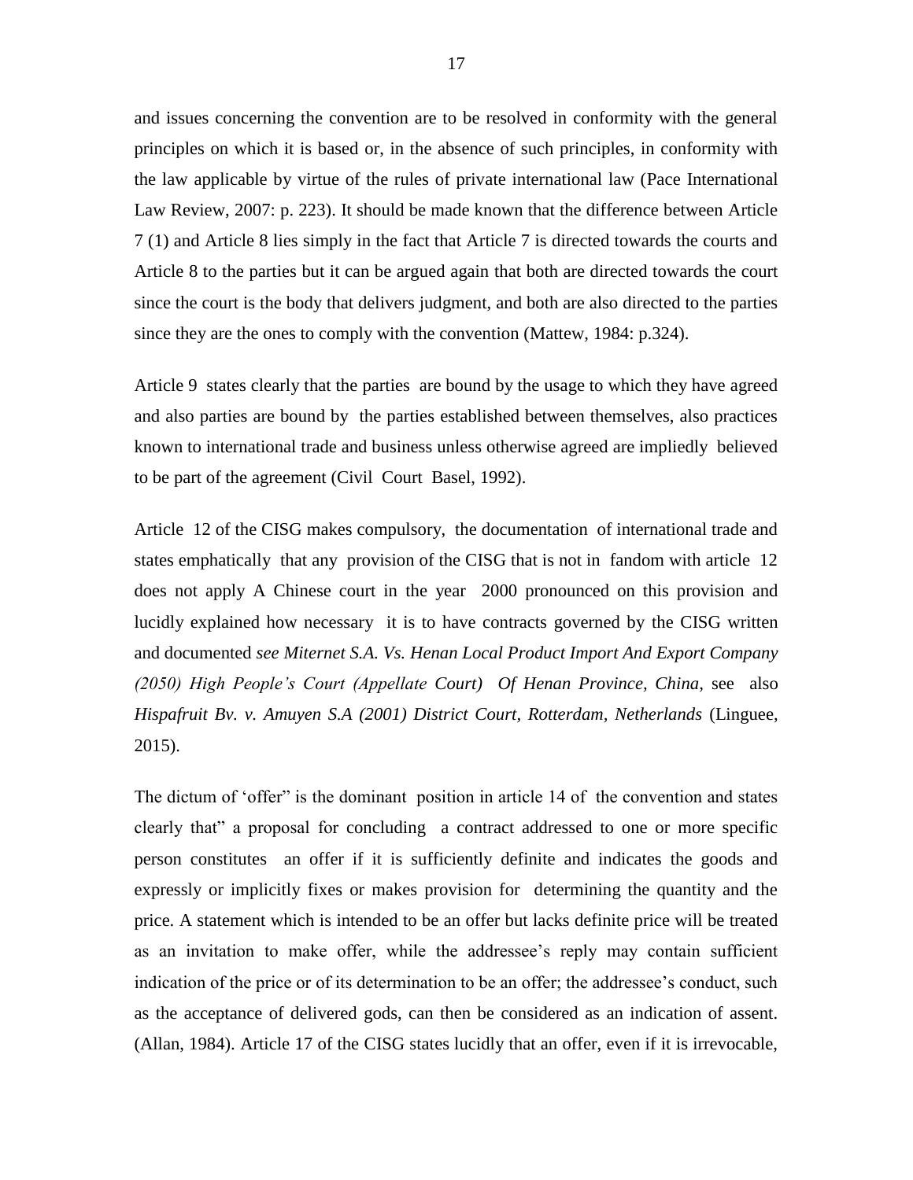and issues concerning the convention are to be resolved in conformity with the general principles on which it is based or, in the absence of such principles, in conformity with the law applicable by virtue of the rules of private international law (Pace International Law Review, 2007: p. 223). It should be made known that the difference between Article 7 (1) and Article 8 lies simply in the fact that Article 7 is directed towards the courts and Article 8 to the parties but it can be argued again that both are directed towards the court since the court is the body that delivers judgment, and both are also directed to the parties since they are the ones to comply with the convention (Mattew, 1984: p.324).

Article 9 states clearly that the parties are bound by the usage to which they have agreed and also parties are bound by the parties established between themselves, also practices known to international trade and business unless otherwise agreed are impliedly believed to be part of the agreement (Civil Court Basel, 1992).

Article 12 of the CISG makes compulsory, the documentation of international trade and states emphatically that any provision of the CISG that is not in fandom with article 12 does not apply A Chinese court in the year 2000 pronounced on this provision and lucidly explained how necessary it is to have contracts governed by the CISG written and documented *see Miternet S.A. Vs. Henan Local Product Import And Export Company (2050) High People's Court (Appellate Court) Of Henan Province, China,* see also *Hispafruit Bv. v. Amuyen S.A (2001) District Court, Rotterdam, Netherlands* (Linguee, 2015).

The dictum of 'offer" is the dominant position in article 14 of the convention and states clearly that" a proposal for concluding a contract addressed to one or more specific person constitutes an offer if it is sufficiently definite and indicates the goods and expressly or implicitly fixes or makes provision for determining the quantity and the price. A statement which is intended to be an offer but lacks definite price will be treated as an invitation to make offer, while the addressee's reply may contain sufficient indication of the price or of its determination to be an offer; the addressee's conduct, such as the acceptance of delivered gods, can then be considered as an indication of assent. (Allan, 1984). Article 17 of the CISG states lucidly that an offer, even if it is irrevocable,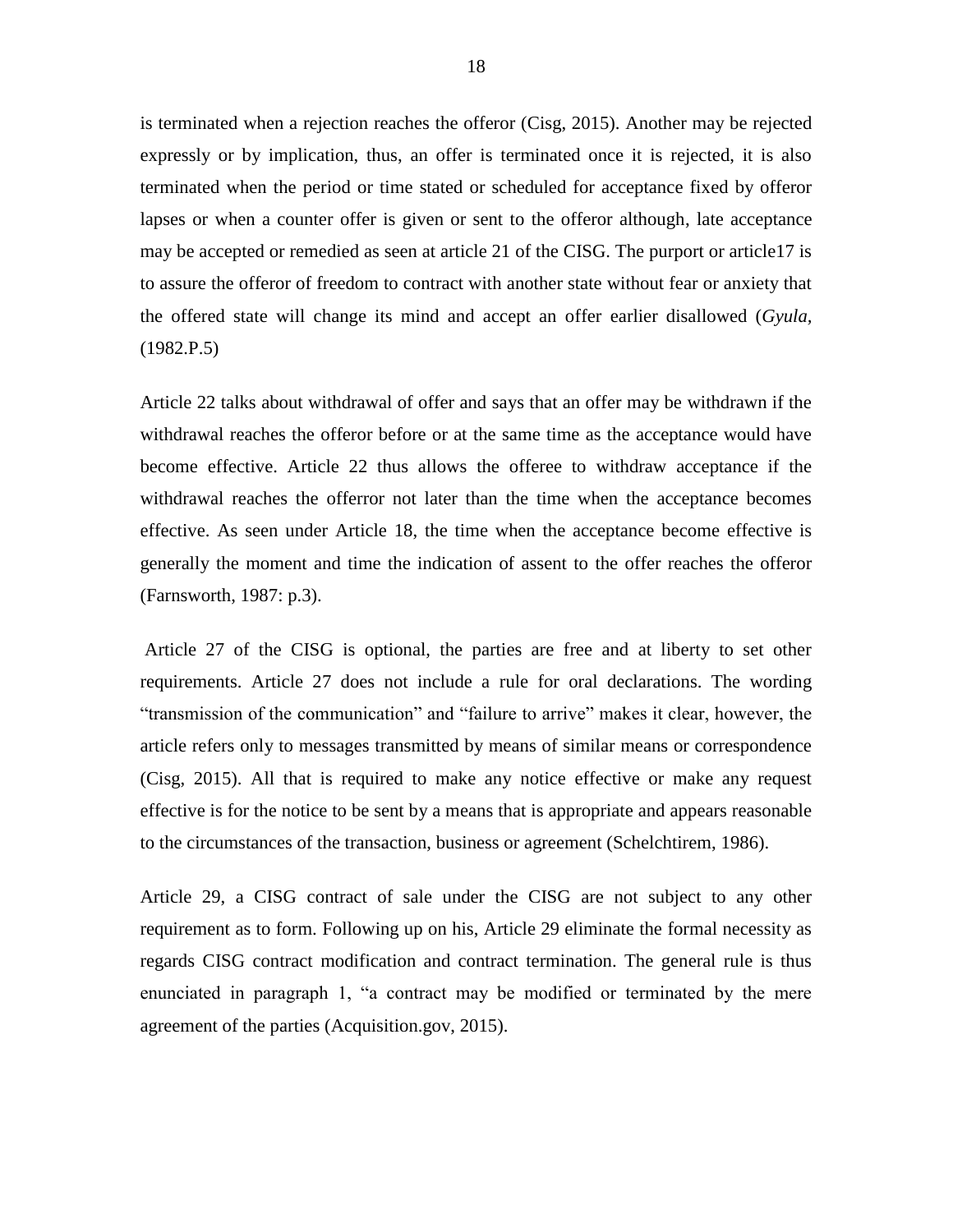is terminated when a rejection reaches the offeror (Cisg, 2015). Another may be rejected expressly or by implication, thus, an offer is terminated once it is rejected, it is also terminated when the period or time stated or scheduled for acceptance fixed by offeror lapses or when a counter offer is given or sent to the offeror although, late acceptance may be accepted or remedied as seen at article 21 of the CISG. The purport or article17 is to assure the offeror of freedom to contract with another state without fear or anxiety that the offered state will change its mind and accept an offer earlier disallowed (*Gyula*, (1982.P.5)

Article 22 talks about withdrawal of offer and says that an offer may be withdrawn if the withdrawal reaches the offeror before or at the same time as the acceptance would have become effective. Article 22 thus allows the offeree to withdraw acceptance if the withdrawal reaches the offerror not later than the time when the acceptance becomes effective. As seen under Article 18, the time when the acceptance become effective is generally the moment and time the indication of assent to the offer reaches the offeror (Farnsworth, 1987: p.3).

Article 27 of the CISG is optional, the parties are free and at liberty to set other requirements. Article 27 does not include a rule for oral declarations. The wording "transmission of the communication" and "failure to arrive" makes it clear, however, the article refers only to messages transmitted by means of similar means or correspondence (Cisg, 2015). All that is required to make any notice effective or make any request effective is for the notice to be sent by a means that is appropriate and appears reasonable to the circumstances of the transaction, business or agreement (Schelchtirem, 1986).

Article 29, a CISG contract of sale under the CISG are not subject to any other requirement as to form. Following up on his, Article 29 eliminate the formal necessity as regards CISG contract modification and contract termination. The general rule is thus enunciated in paragraph 1, "a contract may be modified or terminated by the mere agreement of the parties (Acquisition.gov, 2015).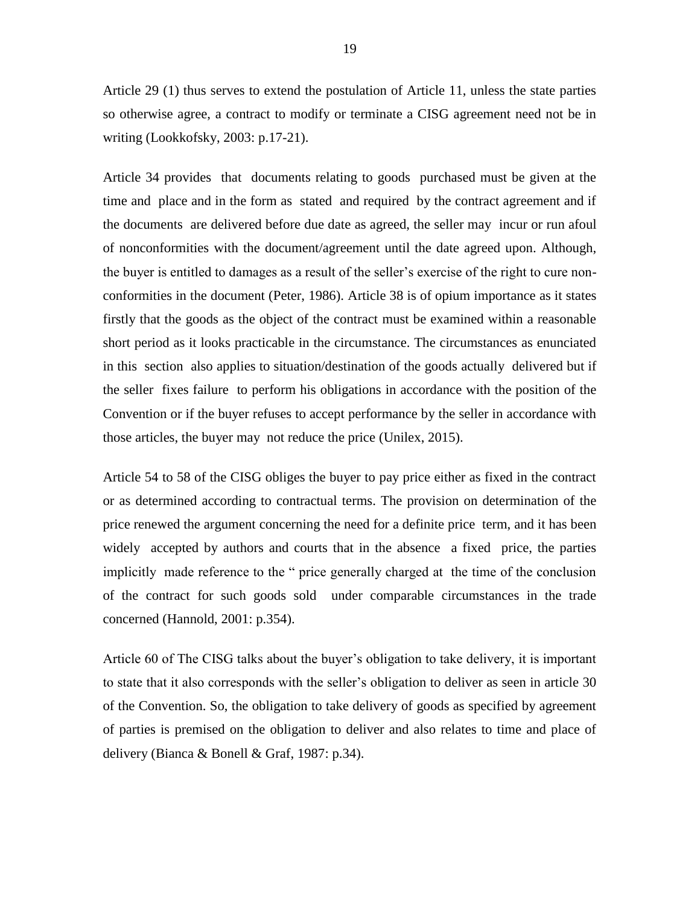Article 29 (1) thus serves to extend the postulation of Article 11, unless the state parties so otherwise agree, a contract to modify or terminate a CISG agreement need not be in writing (Lookkofsky, 2003: p.17-21).

Article 34 provides that documents relating to goods purchased must be given at the time and place and in the form as stated and required by the contract agreement and if the documents are delivered before due date as agreed, the seller may incur or run afoul of nonconformities with the document/agreement until the date agreed upon. Although, the buyer is entitled to damages as a result of the seller's exercise of the right to cure non-conformities in the document (Peter, 1986). Article 38 is of opium importance as it states firstly that the goods as the object of the contract must be examined within a reasonable short period as it looks practicable in the circumstance. The circumstances as enunciated in this section also applies to situation/destination of the goods actually delivered but if the seller fixes failure to perform his obligations in accordance with the position of the Convention or if the buyer refuses to accept performance by the seller in accordance with those articles, the buyer may not reduce the price (Unilex, 2015).

Article 54 to 58 of the CISG obliges the buyer to pay price either as fixed in the contract or as determined according to contractual terms. The provision on determination of the price renewed the argument concerning the need for a definite price term, and it has been widely accepted by authors and courts that in the absence a fixed price, the parties implicitly made reference to the " price generally charged at the time of the conclusion of the contract for such goods sold under comparable circumstances in the trade concerned (Hannold, 2001: p.354).

Article 60 of The CISG talks about the buyer's obligation to take delivery, it is important to state that it also corresponds with the seller's obligation to deliver as seen in article 30 of the Convention. So, the obligation to take delivery of goods as specified by agreement of parties is premised on the obligation to deliver and also relates to time and place of delivery (Bianca & Bonell & Graf, 1987: p.34).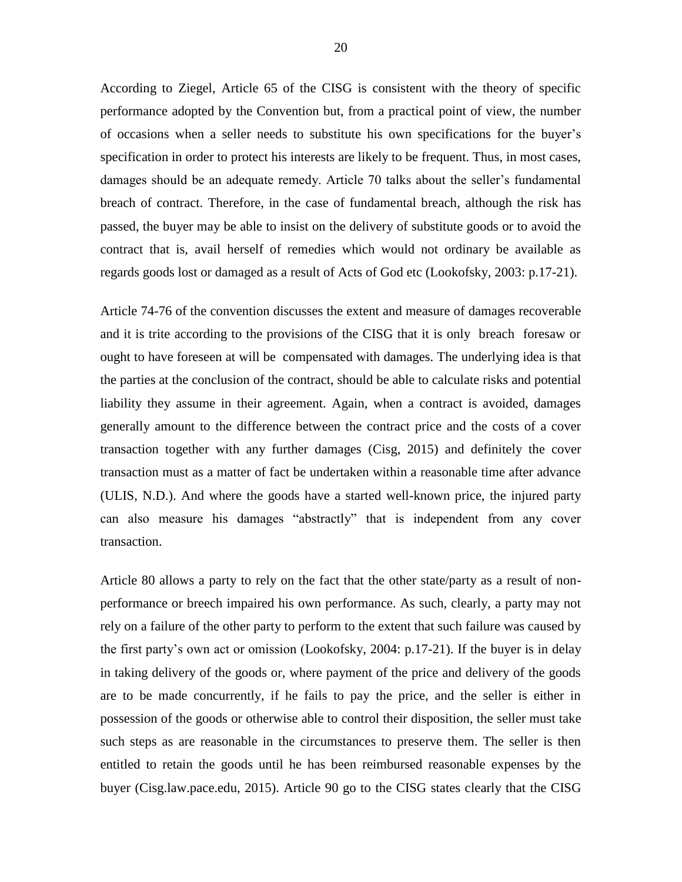According to Ziegel, Article 65 of the CISG is consistent with the theory of specific performance adopted by the Convention but, from a practical point of view, the number of occasions when a seller needs to substitute his own specifications for the buyer's specification in order to protect his interests are likely to be frequent. Thus, in most cases, damages should be an adequate remedy. Article 70 talks about the seller's fundamental breach of contract. Therefore, in the case of fundamental breach, although the risk has passed, the buyer may be able to insist on the delivery of substitute goods or to avoid the contract that is, avail herself of remedies which would not ordinary be available as regards goods lost or damaged as a result of Acts of God etc (Lookofsky, 2003: p.17-21).

Article 74-76 of the convention discusses the extent and measure of damages recoverable and it is trite according to the provisions of the CISG that it is only breach foresaw or ought to have foreseen at will be compensated with damages. The underlying idea is that the parties at the conclusion of the contract, should be able to calculate risks and potential liability they assume in their agreement. Again, when a contract is avoided, damages generally amount to the difference between the contract price and the costs of a cover transaction together with any further damages (Cisg, 2015) and definitely the cover transaction must as a matter of fact be undertaken within a reasonable time after advance (ULIS, N.D.). And where the goods have a started well-known price, the injured party can also measure his damages "abstractly" that is independent from any cover transaction.

Article 80 allows a party to rely on the fact that the other state/party as a result of non-performance or breech impaired his own performance. As such, clearly, a party may not rely on a failure of the other party to perform to the extent that such failure was caused by the first party's own act or omission (Lookofsky, 2004: p.17-21). If the buyer is in delay in taking delivery of the goods or, where payment of the price and delivery of the goods are to be made concurrently, if he fails to pay the price, and the seller is either in possession of the goods or otherwise able to control their disposition, the seller must take such steps as are reasonable in the circumstances to preserve them. The seller is then entitled to retain the goods until he has been reimbursed reasonable expenses by the buyer (Cisg.law.pace.edu, 2015). Article 90 go to the CISG states clearly that the CISG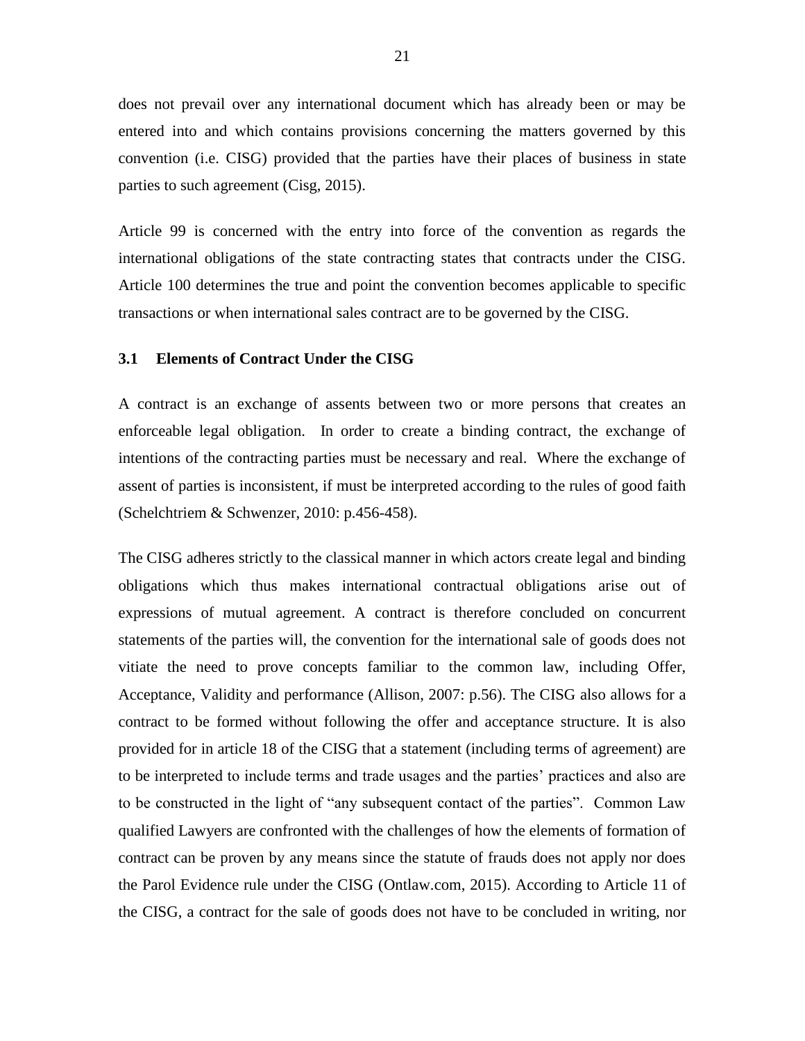does not prevail over any international document which has already been or may be entered into and which contains provisions concerning the matters governed by this convention (i.e. CISG) provided that the parties have their places of business in state parties to such agreement (Cisg, 2015).

Article 99 is concerned with the entry into force of the convention as regards the international obligations of the state contracting states that contracts under the CISG. Article 100 determines the true and point the convention becomes applicable to specific transactions or when international sales contract are to be governed by the CISG.

### 3.1 Elements of Contract Under the CISG

A contract is an exchange of assents between two or more persons that creates an enforceable legal obligation. In order to create a binding contract, the exchange of intentions of the contracting parties must be necessary and real. Where the exchange of assent of parties is inconsistent, if must be interpreted according to the rules of good faith (Schelchtriem & Schwenzer, 2010: p.456-458).

The CISG adheres strictly to the classical manner in which actors create legal and binding obligations which thus makes international contractual obligations arise out of expressions of mutual agreement. A contract is therefore concluded on concurrent statements of the parties will, the convention for the international sale of goods does not vitiate the need to prove concepts familiar to the common law, including Offer, Acceptance, Validity and performance (Allison, 2007: p.56). The CISG also allows for a contract to be formed without following the offer and acceptance structure. It is also provided for in article 18 of the CISG that a statement (including terms of agreement) are to be interpreted to include terms and trade usages and the parties' practices and also are to be constructed in the light of "any subsequent contact of the parties". Common Law qualified Lawyers are confronted with the challenges of how the elements of formation of contract can be proven by any means since the statute of frauds does not apply nor does the Parol Evidence rule under the CISG (Ontlaw.com, 2015). According to Article 11 of the CISG, a contract for the sale of goods does not have to be concluded in writing, nor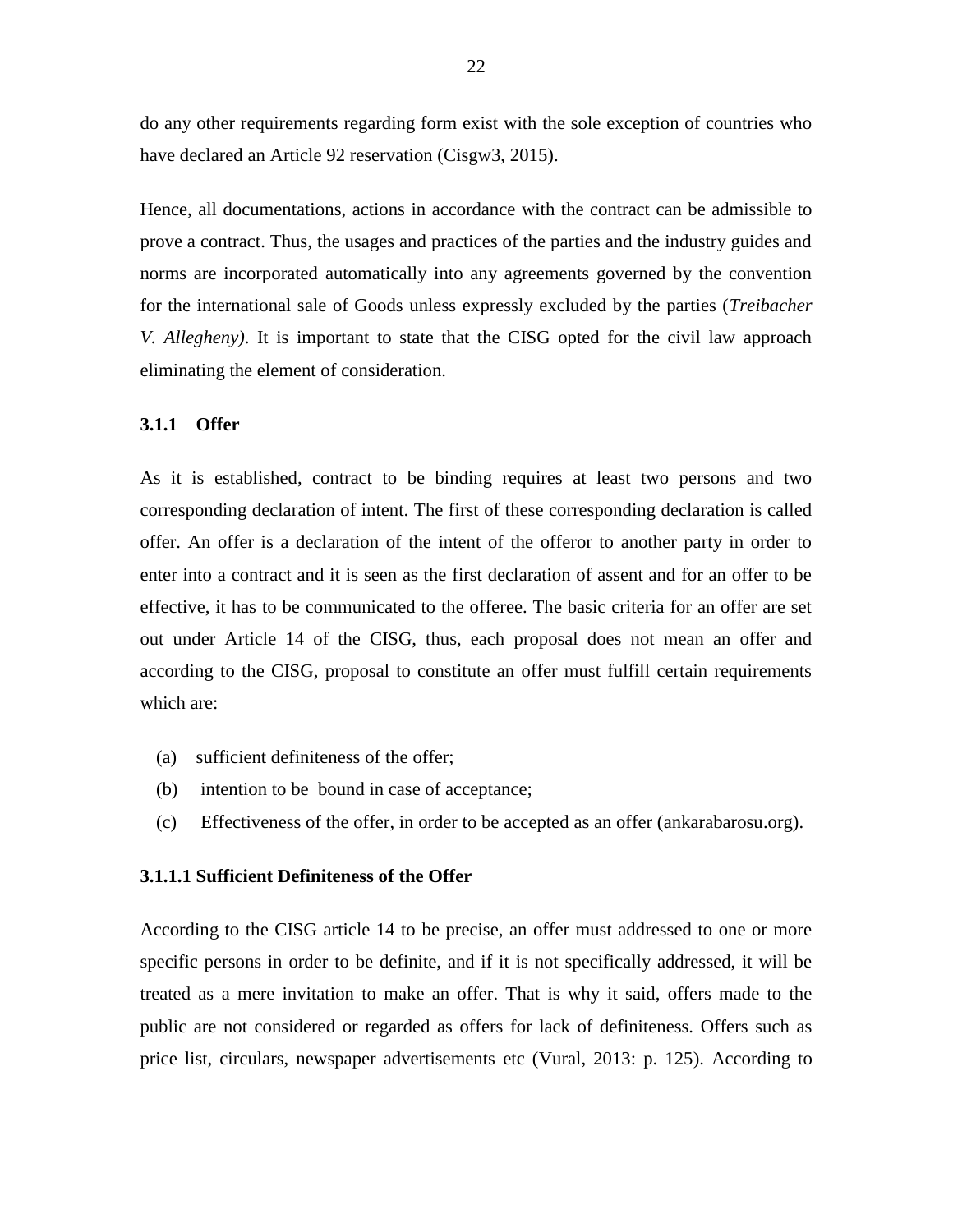do any other requirements regarding form exist with the sole exception of countries who have declared an Article 92 reservation (Cisgw3, 2015).

Hence, all documentations, actions in accordance with the contract can be admissible to prove a contract. Thus, the usages and practices of the parties and the industry guides and norms are incorporated automatically into any agreements governed by the convention for the international sale of Goods unless expressly excluded by the parties (*Treibacher V. Allegheny)*. It is important to state that the CISG opted for the civil law approach eliminating the element of consideration.

### 3.1.1 Offer

As it is established, contract to be binding requires at least two persons and two corresponding declaration of intent. The first of these corresponding declaration is called offer. An offer is a declaration of the intent of the offeror to another party in order to enter into a contract and it is seen as the first declaration of assent and for an offer to be effective, it has to be communicated to the offeree. The basic criteria for an offer are set out under Article 14 of the CISG, thus, each proposal does not mean an offer and according to the CISG, proposal to constitute an offer must fulfill certain requirements which are:

(a) sufficient definiteness of the offer;
(b) intention to be bound in case of acceptance;
(c) Effectiveness of the offer, in order to be accepted as an offer (ankarabarosu.org).

#### 3.1.1.1 Sufficient Definiteness of the Offer

According to the CISG article 14 to be precise, an offer must addressed to one or more specific persons in order to be definite, and if it is not specifically addressed, it will be treated as a mere invitation to make an offer. That is why it said, offers made to the public are not considered or regarded as offers for lack of definiteness. Offers such as price list, circulars, newspaper advertisements etc (Vural, 2013: p. 125). According to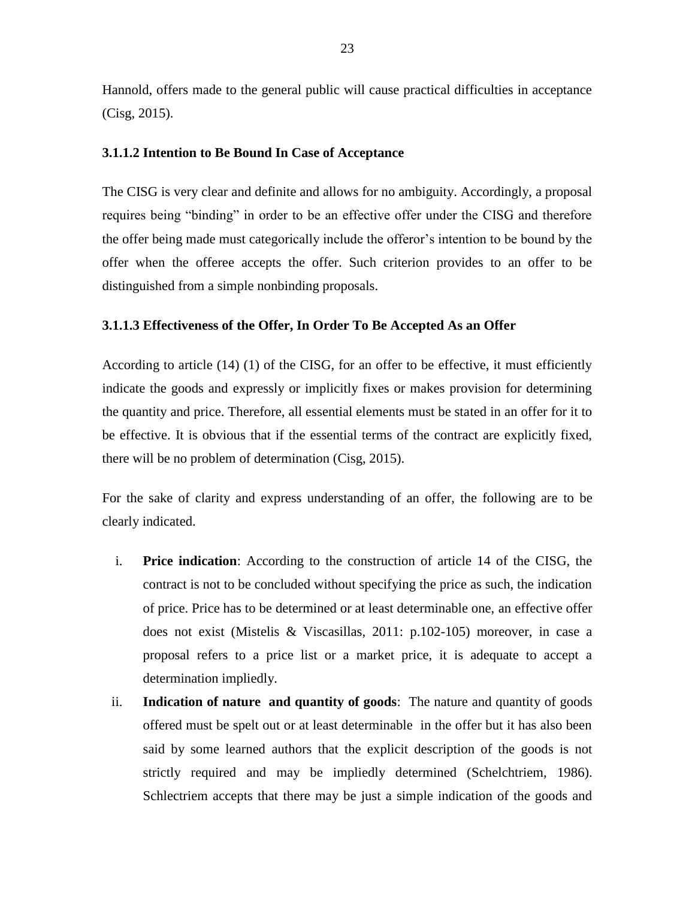Hannold, offers made to the general public will cause practical difficulties in acceptance (Cisg, 2015).

#### 3.1.1.2 Intention to Be Bound In Case of Acceptance

The CISG is very clear and definite and allows for no ambiguity. Accordingly, a proposal requires being "binding" in order to be an effective offer under the CISG and therefore the offer being made must categorically include the offeror's intention to be bound by the offer when the offeree accepts the offer. Such criterion provides to an offer to be distinguished from a simple nonbinding proposals.

#### 3.1.1.3 Effectiveness of the Offer, In Order To Be Accepted As an Offer

According to article (14) (1) of the CISG, for an offer to be effective, it must efficiently indicate the goods and expressly or implicitly fixes or makes provision for determining the quantity and price. Therefore, all essential elements must be stated in an offer for it to be effective. It is obvious that if the essential terms of the contract are explicitly fixed, there will be no problem of determination (Cisg, 2015).

For the sake of clarity and express understanding of an offer, the following are to be clearly indicated.

i. **Price indication**: According to the construction of article 14 of the CISG, the contract is not to be concluded without specifying the price as such, the indication of price. Price has to be determined or at least determinable one, an effective offer does not exist (Mistelis & Viscasillas, 2011: p.102-105) moreover, in case a proposal refers to a price list or a market price, it is adequate to accept a determination impliedly.

ii. **Indication of nature and quantity of goods**: The nature and quantity of goods offered must be spelt out or at least determinable in the offer but it has also been said by some learned authors that the explicit description of the goods is not strictly required and may be impliedly determined (Schelchtriem, 1986). Schlectriem accepts that there may be just a simple indication of the goods and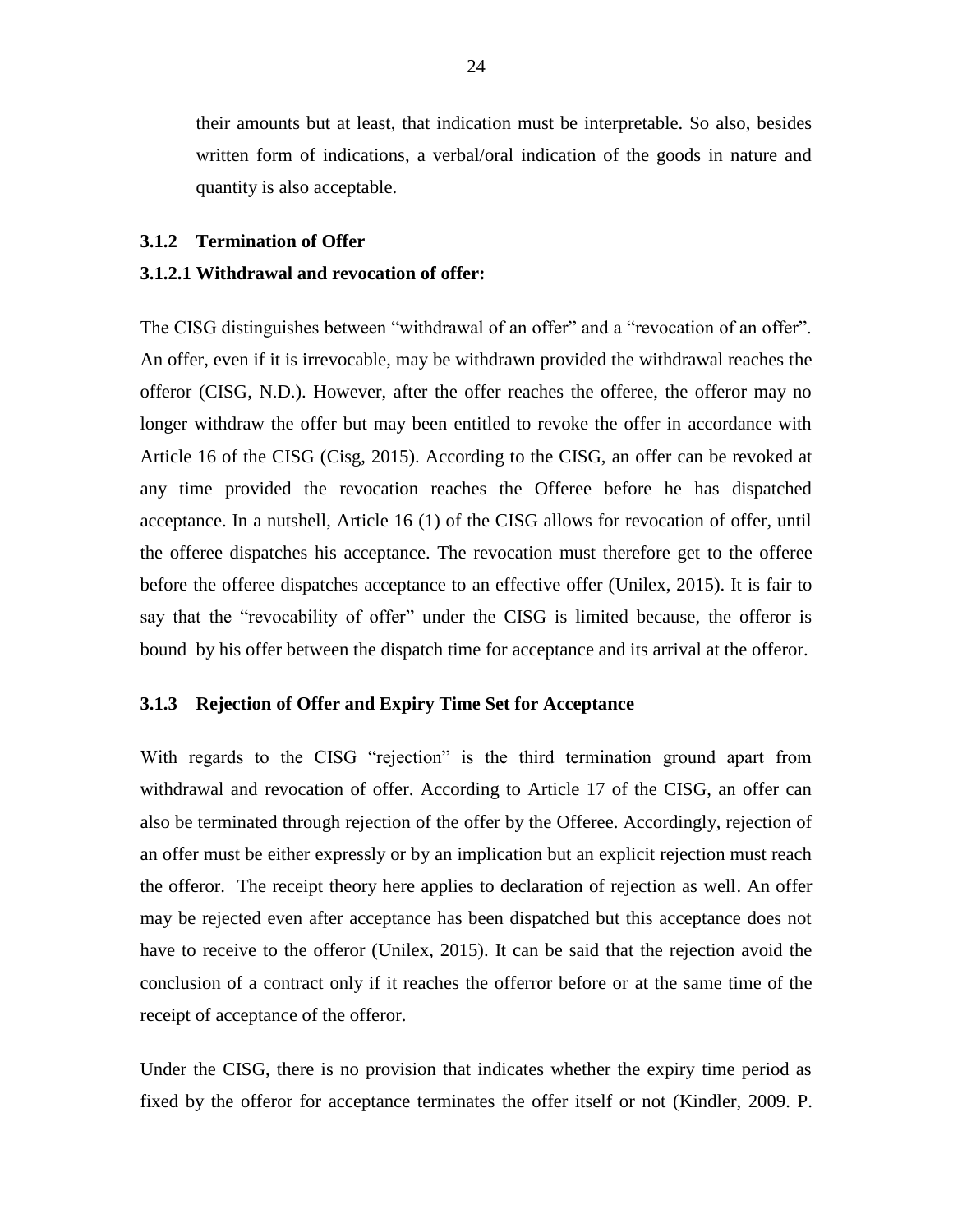their amounts but at least, that indication must be interpretable. So also, besides written form of indications, a verbal/oral indication of the goods in nature and quantity is also acceptable.

### 3.1.2 Termination of Offer

#### 3.1.2.1 Withdrawal and revocation of offer:

The CISG distinguishes between "withdrawal of an offer" and a "revocation of an offer". An offer, even if it is irrevocable, may be withdrawn provided the withdrawal reaches the offeror (CISG, N.D.). However, after the offer reaches the offeree, the offeror may no longer withdraw the offer but may been entitled to revoke the offer in accordance with Article 16 of the CISG (Cisg, 2015). According to the CISG, an offer can be revoked at any time provided the revocation reaches the Offeree before he has dispatched acceptance. In a nutshell, Article 16 (1) of the CISG allows for revocation of offer, until the offeree dispatches his acceptance. The revocation must therefore get to the offeree before the offeree dispatches acceptance to an effective offer (Unilex, 2015). It is fair to say that the "revocability of offer" under the CISG is limited because, the offeror is bound by his offer between the dispatch time for acceptance and its arrival at the offeror.

### 3.1.3 Rejection of Offer and Expiry Time Set for Acceptance

With regards to the CISG "rejection" is the third termination ground apart from withdrawal and revocation of offer. According to Article 17 of the CISG, an offer can also be terminated through rejection of the offer by the Offeree. Accordingly, rejection of an offer must be either expressly or by an implication but an explicit rejection must reach the offeror. The receipt theory here applies to declaration of rejection as well. An offer may be rejected even after acceptance has been dispatched but this acceptance does not have to receive to the offeror (Unilex, 2015). It can be said that the rejection avoid the conclusion of a contract only if it reaches the offerror before or at the same time of the receipt of acceptance of the offeror.

Under the CISG, there is no provision that indicates whether the expiry time period as fixed by the offeror for acceptance terminates the offer itself or not (Kindler, 2009. P.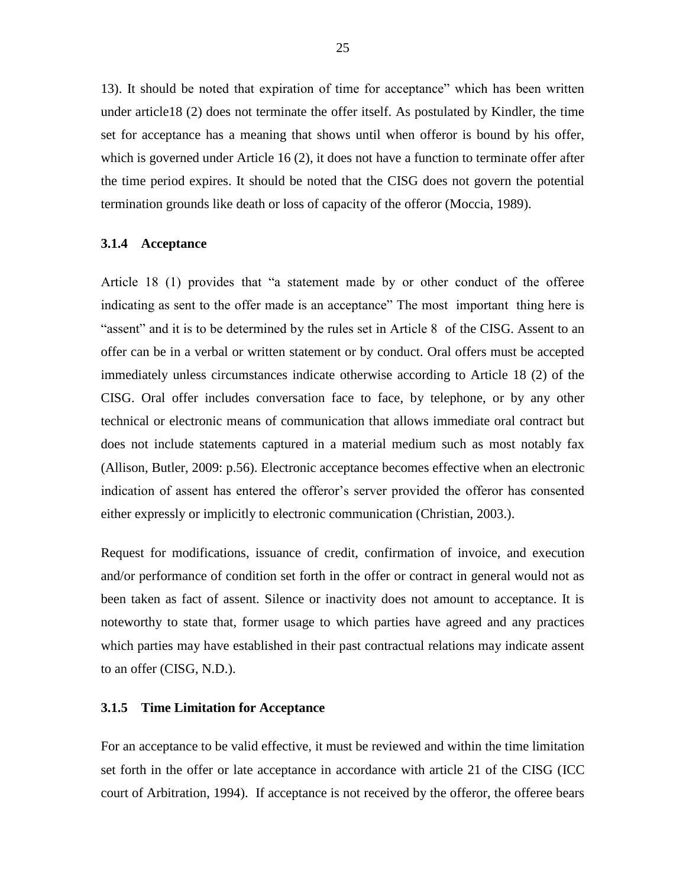13). It should be noted that expiration of time for acceptance" which has been written under article18 (2) does not terminate the offer itself. As postulated by Kindler, the time set for acceptance has a meaning that shows until when offeror is bound by his offer, which is governed under Article 16 (2), it does not have a function to terminate offer after the time period expires. It should be noted that the CISG does not govern the potential termination grounds like death or loss of capacity of the offeror (Moccia, 1989).

### 3.1.4 Acceptance

Article 18 (1) provides that "a statement made by or other conduct of the offeree indicating as sent to the offer made is an acceptance" The most important thing here is "assent" and it is to be determined by the rules set in Article 8 of the CISG. Assent to an offer can be in a verbal or written statement or by conduct. Oral offers must be accepted immediately unless circumstances indicate otherwise according to Article 18 (2) of the CISG. Oral offer includes conversation face to face, by telephone, or by any other technical or electronic means of communication that allows immediate oral contract but does not include statements captured in a material medium such as most notably fax (Allison, Butler, 2009: p.56). Electronic acceptance becomes effective when an electronic indication of assent has entered the offeror's server provided the offeror has consented either expressly or implicitly to electronic communication (Christian, 2003.).

Request for modifications, issuance of credit, confirmation of invoice, and execution and/or performance of condition set forth in the offer or contract in general would not as been taken as fact of assent. Silence or inactivity does not amount to acceptance. It is noteworthy to state that, former usage to which parties have agreed and any practices which parties may have established in their past contractual relations may indicate assent to an offer (CISG, N.D.).

### 3.1.5 Time Limitation for Acceptance

For an acceptance to be valid effective, it must be reviewed and within the time limitation set forth in the offer or late acceptance in accordance with article 21 of the CISG (ICC court of Arbitration, 1994). If acceptance is not received by the offeror, the offeree bears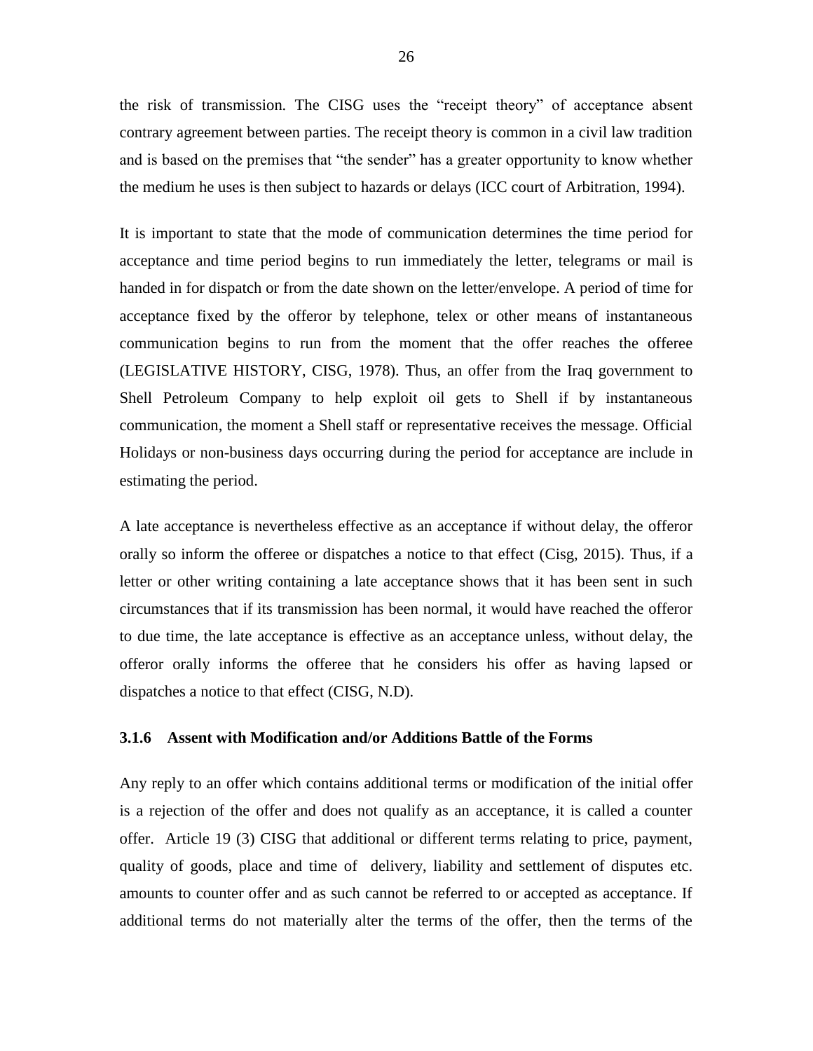the risk of transmission. The CISG uses the "receipt theory" of acceptance absent contrary agreement between parties. The receipt theory is common in a civil law tradition and is based on the premises that "the sender" has a greater opportunity to know whether the medium he uses is then subject to hazards or delays (ICC court of Arbitration, 1994).

It is important to state that the mode of communication determines the time period for acceptance and time period begins to run immediately the letter, telegrams or mail is handed in for dispatch or from the date shown on the letter/envelope. A period of time for acceptance fixed by the offeror by telephone, telex or other means of instantaneous communication begins to run from the moment that the offer reaches the offeree (LEGISLATIVE HISTORY, CISG, 1978). Thus, an offer from the Iraq government to Shell Petroleum Company to help exploit oil gets to Shell if by instantaneous communication, the moment a Shell staff or representative receives the message. Official Holidays or non-business days occurring during the period for acceptance are include in estimating the period.

A late acceptance is nevertheless effective as an acceptance if without delay, the offeror orally so inform the offeree or dispatches a notice to that effect (Cisg, 2015). Thus, if a letter or other writing containing a late acceptance shows that it has been sent in such circumstances that if its transmission has been normal, it would have reached the offeror to due time, the late acceptance is effective as an acceptance unless, without delay, the offeror orally informs the offeree that he considers his offer as having lapsed or dispatches a notice to that effect (CISG, N.D).

### 3.1.6 Assent with Modification and/or Additions Battle of the Forms

Any reply to an offer which contains additional terms or modification of the initial offer is a rejection of the offer and does not qualify as an acceptance, it is called a counter offer. Article 19 (3) CISG that additional or different terms relating to price, payment, quality of goods, place and time of delivery, liability and settlement of disputes etc. amounts to counter offer and as such cannot be referred to or accepted as acceptance. If additional terms do not materially alter the terms of the offer, then the terms of the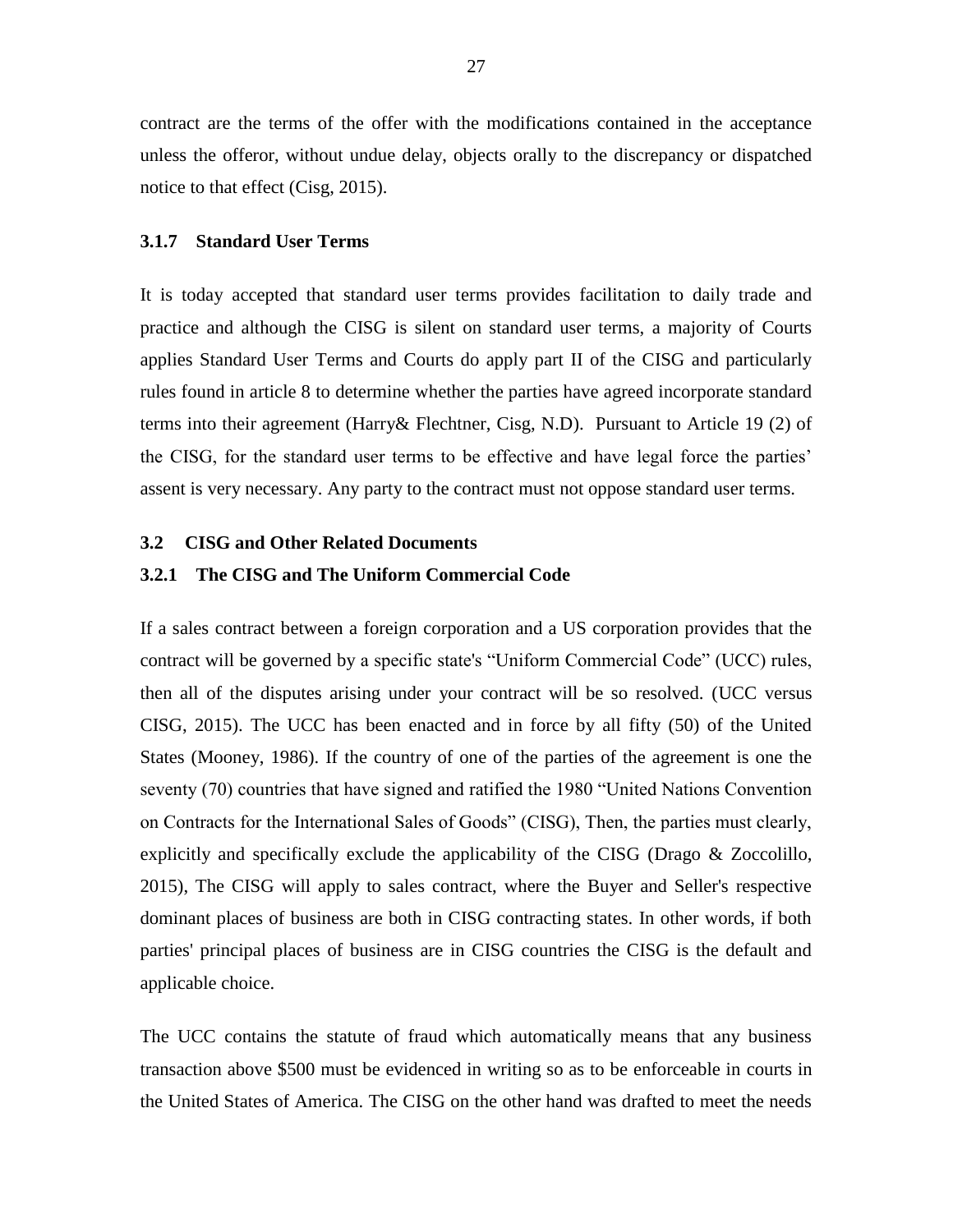contract are the terms of the offer with the modifications contained in the acceptance unless the offeror, without undue delay, objects orally to the discrepancy or dispatched notice to that effect (Cisg, 2015).

### 3.1.7 Standard User Terms

It is today accepted that standard user terms provides facilitation to daily trade and practice and although the CISG is silent on standard user terms, a majority of Courts applies Standard User Terms and Courts do apply part II of the CISG and particularly rules found in article 8 to determine whether the parties have agreed incorporate standard terms into their agreement (Harry& Flechtner, Cisg, N.D). Pursuant to Article 19 (2) of the CISG, for the standard user terms to be effective and have legal force the parties' assent is very necessary. Any party to the contract must not oppose standard user terms.

## 3.2 CISG and Other Related Documents

### 3.2.1 The CISG and The Uniform Commercial Code

If a sales contract between a foreign corporation and a US corporation provides that the contract will be governed by a specific state's "Uniform Commercial Code" (UCC) rules, then all of the disputes arising under your contract will be so resolved. (UCC versus CISG, 2015). The UCC has been enacted and in force by all fifty (50) of the United States (Mooney, 1986). If the country of one of the parties of the agreement is one the seventy (70) countries that have signed and ratified the 1980 "United Nations Convention on Contracts for the International Sales of Goods" (CISG), Then, the parties must clearly, explicitly and specifically exclude the applicability of the CISG (Drago & Zoccolillo, 2015), The CISG will apply to sales contract, where the Buyer and Seller's respective dominant places of business are both in CISG contracting states. In other words, if both parties' principal places of business are in CISG countries the CISG is the default and applicable choice.

The UCC contains the statute of fraud which automatically means that any business transaction above $500 must be evidenced in writing so as to be enforceable in courts in the United States of America. The CISG on the other hand was drafted to meet the needs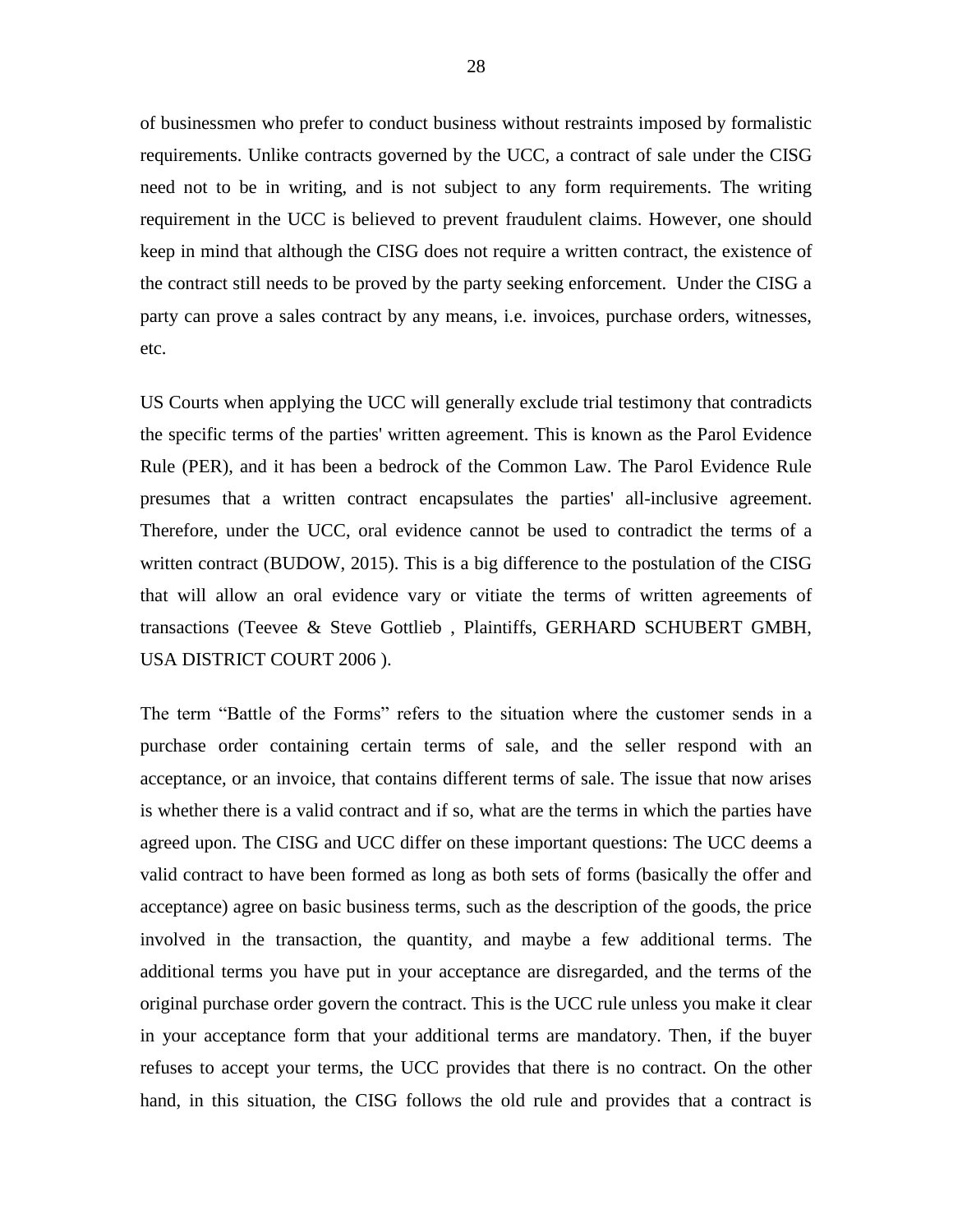of businessmen who prefer to conduct business without restraints imposed by formalistic requirements. Unlike contracts governed by the UCC, a contract of sale under the CISG need not to be in writing, and is not subject to any form requirements. The writing requirement in the UCC is believed to prevent fraudulent claims. However, one should keep in mind that although the CISG does not require a written contract, the existence of the contract still needs to be proved by the party seeking enforcement. Under the CISG a party can prove a sales contract by any means, i.e. invoices, purchase orders, witnesses, etc.

US Courts when applying the UCC will generally exclude trial testimony that contradicts the specific terms of the parties' written agreement. This is known as the Parol Evidence Rule (PER), and it has been a bedrock of the Common Law. The Parol Evidence Rule presumes that a written contract encapsulates the parties' all-inclusive agreement. Therefore, under the UCC, oral evidence cannot be used to contradict the terms of a written contract (BUDOW, 2015). This is a big difference to the postulation of the CISG that will allow an oral evidence vary or vitiate the terms of written agreements of transactions (Teevee & Steve Gottlieb , Plaintiffs, GERHARD SCHUBERT GMBH, USA DISTRICT COURT 2006 ).

The term “Battle of the Forms” refers to the situation where the customer sends in a purchase order containing certain terms of sale, and the seller respond with an acceptance, or an invoice, that contains different terms of sale. The issue that now arises is whether there is a valid contract and if so, what are the terms in which the parties have agreed upon. The CISG and UCC differ on these important questions: The UCC deems a valid contract to have been formed as long as both sets of forms (basically the offer and acceptance) agree on basic business terms, such as the description of the goods, the price involved in the transaction, the quantity, and maybe a few additional terms. The additional terms you have put in your acceptance are disregarded, and the terms of the original purchase order govern the contract. This is the UCC rule unless you make it clear in your acceptance form that your additional terms are mandatory. Then, if the buyer refuses to accept your terms, the UCC provides that there is no contract. On the other hand, in this situation, the CISG follows the old rule and provides that a contract is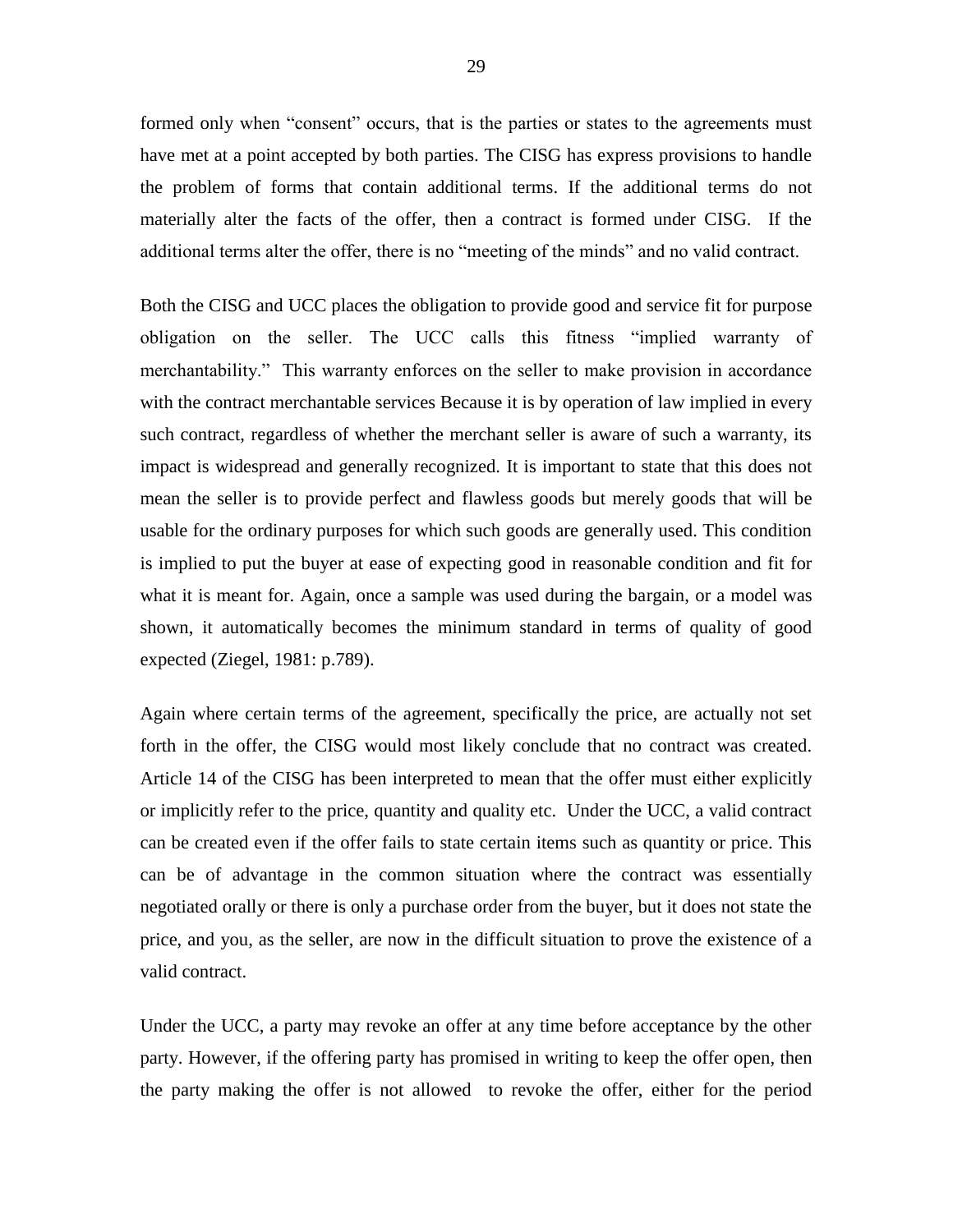formed only when "consent" occurs, that is the parties or states to the agreements must have met at a point accepted by both parties. The CISG has express provisions to handle the problem of forms that contain additional terms. If the additional terms do not materially alter the facts of the offer, then a contract is formed under CISG. If the additional terms alter the offer, there is no "meeting of the minds" and no valid contract.

Both the CISG and UCC places the obligation to provide good and service fit for purpose obligation on the seller. The UCC calls this fitness "implied warranty of merchantability." This warranty enforces on the seller to make provision in accordance with the contract merchantable services Because it is by operation of law implied in every such contract, regardless of whether the merchant seller is aware of such a warranty, its impact is widespread and generally recognized. It is important to state that this does not mean the seller is to provide perfect and flawless goods but merely goods that will be usable for the ordinary purposes for which such goods are generally used. This condition is implied to put the buyer at ease of expecting good in reasonable condition and fit for what it is meant for. Again, once a sample was used during the bargain, or a model was shown, it automatically becomes the minimum standard in terms of quality of good expected (Ziegel, 1981: p.789).

Again where certain terms of the agreement, specifically the price, are actually not set forth in the offer, the CISG would most likely conclude that no contract was created. Article 14 of the CISG has been interpreted to mean that the offer must either explicitly or implicitly refer to the price, quantity and quality etc. Under the UCC, a valid contract can be created even if the offer fails to state certain items such as quantity or price. This can be of advantage in the common situation where the contract was essentially negotiated orally or there is only a purchase order from the buyer, but it does not state the price, and you, as the seller, are now in the difficult situation to prove the existence of a valid contract.

Under the UCC, a party may revoke an offer at any time before acceptance by the other party. However, if the offering party has promised in writing to keep the offer open, then the party making the offer is not allowed to revoke the offer, either for the period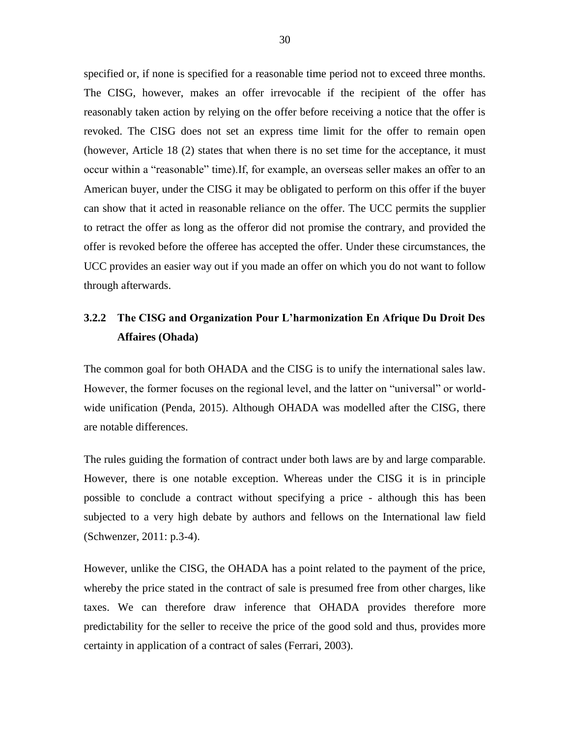specified or, if none is specified for a reasonable time period not to exceed three months. The CISG, however, makes an offer irrevocable if the recipient of the offer has reasonably taken action by relying on the offer before receiving a notice that the offer is revoked. The CISG does not set an express time limit for the offer to remain open (however, Article 18 (2) states that when there is no set time for the acceptance, it must occur within a "reasonable" time).If, for example, an overseas seller makes an offer to an American buyer, under the CISG it may be obligated to perform on this offer if the buyer can show that it acted in reasonable reliance on the offer. The UCC permits the supplier to retract the offer as long as the offeror did not promise the contrary, and provided the offer is revoked before the offeree has accepted the offer. Under these circumstances, the UCC provides an easier way out if you made an offer on which you do not want to follow through afterwards.

### 3.2.2 The CISG and Organization Pour L'harmonization En Afrique Du Droit Des Affaires (Ohada)

The common goal for both OHADA and the CISG is to unify the international sales law. However, the former focuses on the regional level, and the latter on "universal" or world-wide unification (Penda, 2015). Although OHADA was modelled after the CISG, there are notable differences.

The rules guiding the formation of contract under both laws are by and large comparable. However, there is one notable exception. Whereas under the CISG it is in principle possible to conclude a contract without specifying a price - although this has been subjected to a very high debate by authors and fellows on the International law field (Schwenzer, 2011: p.3-4).

However, unlike the CISG, the OHADA has a point related to the payment of the price, whereby the price stated in the contract of sale is presumed free from other charges, like taxes. We can therefore draw inference that OHADA provides therefore more predictability for the seller to receive the price of the good sold and thus, provides more certainty in application of a contract of sales (Ferrari, 2003).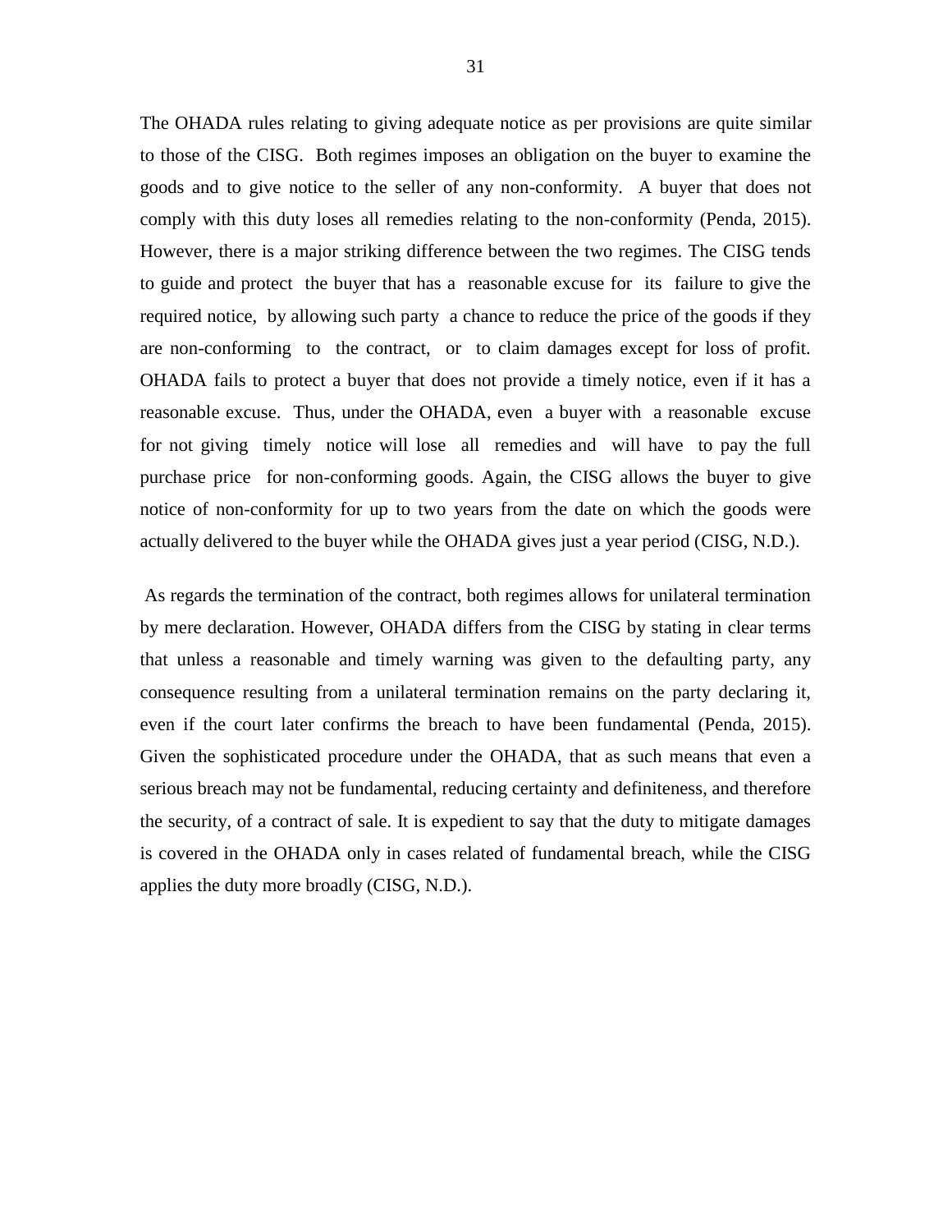The OHADA rules relating to giving adequate notice as per provisions are quite similar to those of the CISG. Both regimes imposes an obligation on the buyer to examine the goods and to give notice to the seller of any non-conformity. A buyer that does not comply with this duty loses all remedies relating to the non-conformity (Penda, 2015). However, there is a major striking difference between the two regimes. The CISG tends to guide and protect the buyer that has a reasonable excuse for its failure to give the required notice, by allowing such party a chance to reduce the price of the goods if they are non-conforming to the contract, or to claim damages except for loss of profit. OHADA fails to protect a buyer that does not provide a timely notice, even if it has a reasonable excuse. Thus, under the OHADA, even a buyer with a reasonable excuse for not giving timely notice will lose all remedies and will have to pay the full purchase price for non-conforming goods. Again, the CISG allows the buyer to give notice of non-conformity for up to two years from the date on which the goods were actually delivered to the buyer while the OHADA gives just a year period (CISG, N.D.).

As regards the termination of the contract, both regimes allows for unilateral termination by mere declaration. However, OHADA differs from the CISG by stating in clear terms that unless a reasonable and timely warning was given to the defaulting party, any consequence resulting from a unilateral termination remains on the party declaring it, even if the court later confirms the breach to have been fundamental (Penda, 2015). Given the sophisticated procedure under the OHADA, that as such means that even a serious breach may not be fundamental, reducing certainty and definiteness, and therefore the security, of a contract of sale. It is expedient to say that the duty to mitigate damages is covered in the OHADA only in cases related of fundamental breach, while the CISG applies the duty more broadly (CISG, N.D.).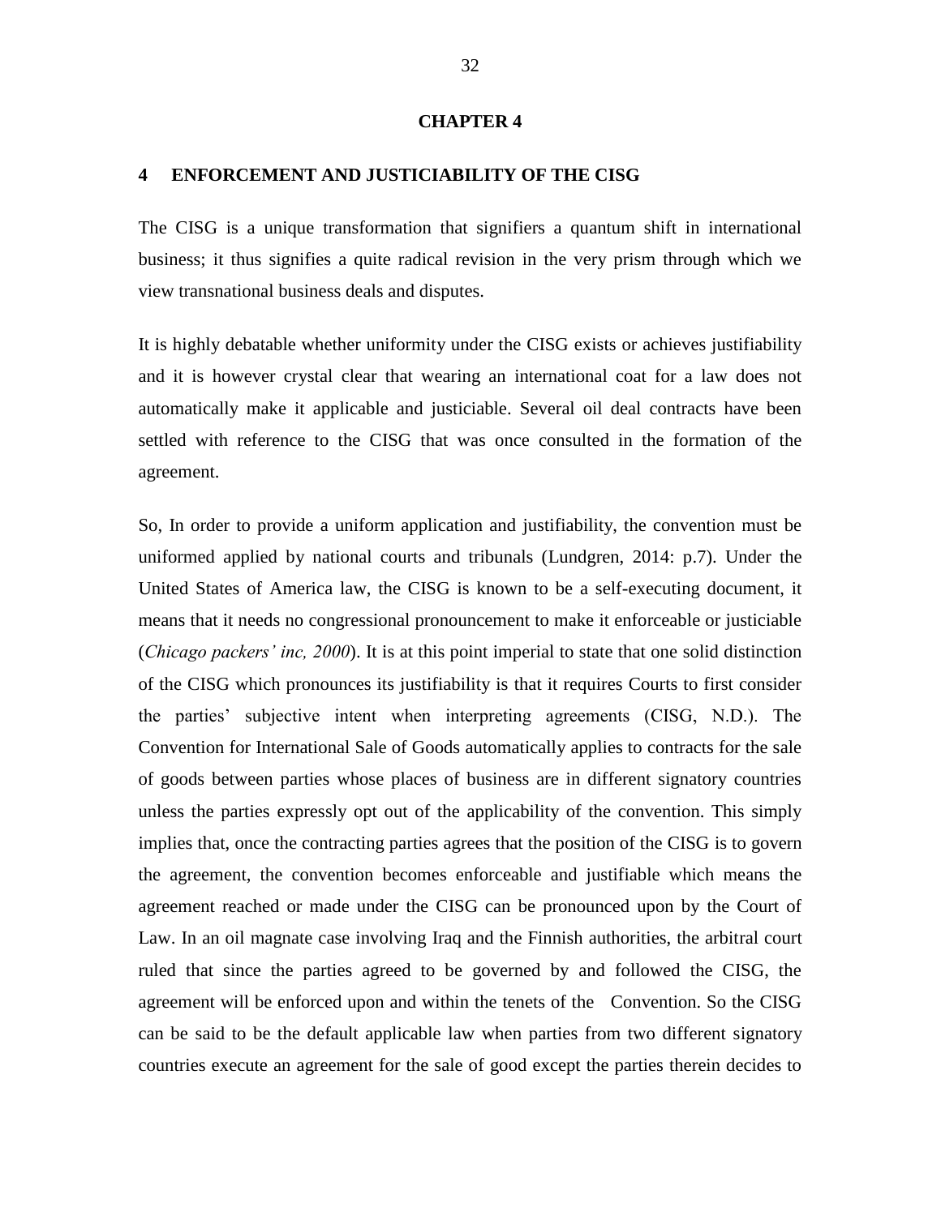# CHAPTER 4

## 4 ENFORCEMENT AND JUSTICIABILITY OF THE CISG

The CISG is a unique transformation that signifiers a quantum shift in international business; it thus signifies a quite radical revision in the very prism through which we view transnational business deals and disputes.

It is highly debatable whether uniformity under the CISG exists or achieves justifiability and it is however crystal clear that wearing an international coat for a law does not automatically make it applicable and justiciable. Several oil deal contracts have been settled with reference to the CISG that was once consulted in the formation of the agreement.

So, In order to provide a uniform application and justifiability, the convention must be uniformed applied by national courts and tribunals (Lundgren, 2014: p.7). Under the United States of America law, the CISG is known to be a self-executing document, it means that it needs no congressional pronouncement to make it enforceable or justiciable (*Chicago packers' inc, 2000*). It is at this point imperial to state that one solid distinction of the CISG which pronounces its justifiability is that it requires Courts to first consider the parties' subjective intent when interpreting agreements (CISG, N.D.). The Convention for International Sale of Goods automatically applies to contracts for the sale of goods between parties whose places of business are in different signatory countries unless the parties expressly opt out of the applicability of the convention. This simply implies that, once the contracting parties agrees that the position of the CISG is to govern the agreement, the convention becomes enforceable and justifiable which means the agreement reached or made under the CISG can be pronounced upon by the Court of Law. In an oil magnate case involving Iraq and the Finnish authorities, the arbitral court ruled that since the parties agreed to be governed by and followed the CISG, the agreement will be enforced upon and within the tenets of the Convention. So the CISG can be said to be the default applicable law when parties from two different signatory countries execute an agreement for the sale of good except the parties therein decides to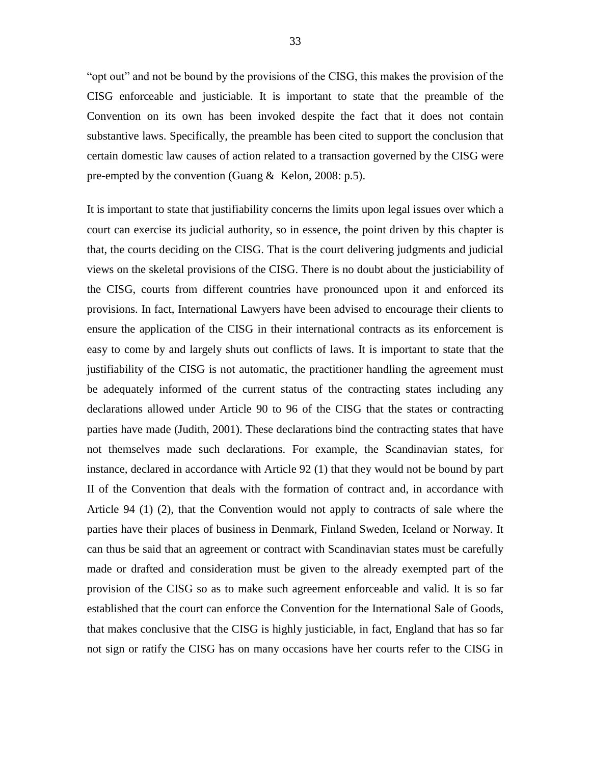"opt out" and not be bound by the provisions of the CISG, this makes the provision of the CISG enforceable and justiciable. It is important to state that the preamble of the Convention on its own has been invoked despite the fact that it does not contain substantive laws. Specifically, the preamble has been cited to support the conclusion that certain domestic law causes of action related to a transaction governed by the CISG were pre-empted by the convention (Guang & Kelon, 2008: p.5).

It is important to state that justifiability concerns the limits upon legal issues over which a court can exercise its judicial authority, so in essence, the point driven by this chapter is that, the courts deciding on the CISG. That is the court delivering judgments and judicial views on the skeletal provisions of the CISG. There is no doubt about the justiciability of the CISG, courts from different countries have pronounced upon it and enforced its provisions. In fact, International Lawyers have been advised to encourage their clients to ensure the application of the CISG in their international contracts as its enforcement is easy to come by and largely shuts out conflicts of laws. It is important to state that the justifiability of the CISG is not automatic, the practitioner handling the agreement must be adequately informed of the current status of the contracting states including any declarations allowed under Article 90 to 96 of the CISG that the states or contracting parties have made (Judith, 2001). These declarations bind the contracting states that have not themselves made such declarations. For example, the Scandinavian states, for instance, declared in accordance with Article 92 (1) that they would not be bound by part II of the Convention that deals with the formation of contract and, in accordance with Article 94 (1) (2), that the Convention would not apply to contracts of sale where the parties have their places of business in Denmark, Finland Sweden, Iceland or Norway. It can thus be said that an agreement or contract with Scandinavian states must be carefully made or drafted and consideration must be given to the already exempted part of the provision of the CISG so as to make such agreement enforceable and valid. It is so far established that the court can enforce the Convention for the International Sale of Goods, that makes conclusive that the CISG is highly justiciable, in fact, England that has so far not sign or ratify the CISG has on many occasions have her courts refer to the CISG in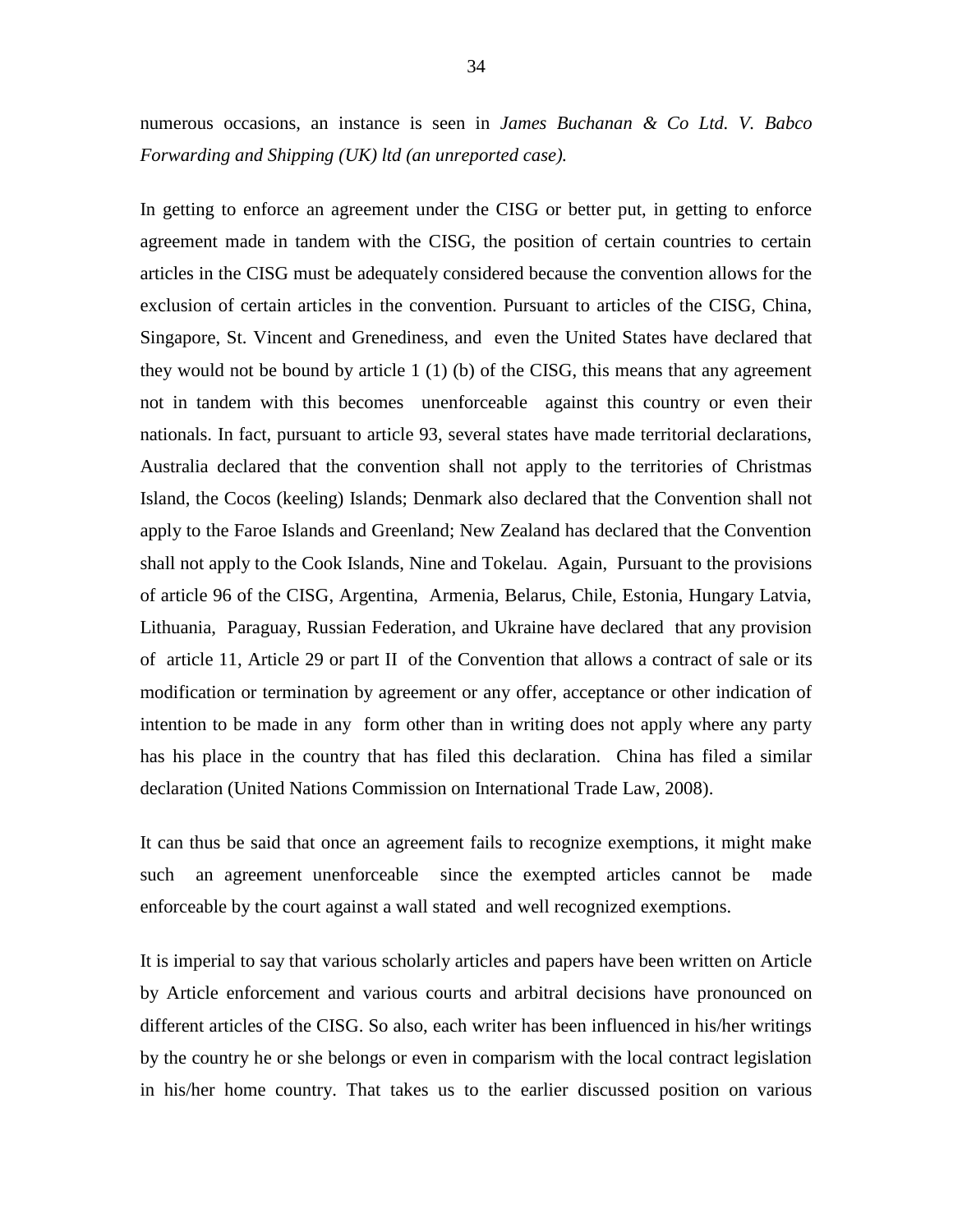numerous occasions, an instance is seen in *James Buchanan & Co Ltd. V. Babco Forwarding and Shipping (UK) ltd (an unreported case).*

In getting to enforce an agreement under the CISG or better put, in getting to enforce agreement made in tandem with the CISG, the position of certain countries to certain articles in the CISG must be adequately considered because the convention allows for the exclusion of certain articles in the convention. Pursuant to articles of the CISG, China, Singapore, St. Vincent and Grenediness, and even the United States have declared that they would not be bound by article 1 (1) (b) of the CISG, this means that any agreement not in tandem with this becomes unenforceable against this country or even their nationals. In fact, pursuant to article 93, several states have made territorial declarations, Australia declared that the convention shall not apply to the territories of Christmas Island, the Cocos (keeling) Islands; Denmark also declared that the Convention shall not apply to the Faroe Islands and Greenland; New Zealand has declared that the Convention shall not apply to the Cook Islands, Nine and Tokelau. Again, Pursuant to the provisions of article 96 of the CISG, Argentina, Armenia, Belarus, Chile, Estonia, Hungary Latvia, Lithuania, Paraguay, Russian Federation, and Ukraine have declared that any provision of article 11, Article 29 or part II of the Convention that allows a contract of sale or its modification or termination by agreement or any offer, acceptance or other indication of intention to be made in any form other than in writing does not apply where any party has his place in the country that has filed this declaration. China has filed a similar declaration (United Nations Commission on International Trade Law, 2008).

It can thus be said that once an agreement fails to recognize exemptions, it might make such an agreement unenforceable since the exempted articles cannot be made enforceable by the court against a wall stated and well recognized exemptions.

It is imperial to say that various scholarly articles and papers have been written on Article by Article enforcement and various courts and arbitral decisions have pronounced on different articles of the CISG. So also, each writer has been influenced in his/her writings by the country he or she belongs or even in comparism with the local contract legislation in his/her home country. That takes us to the earlier discussed position on various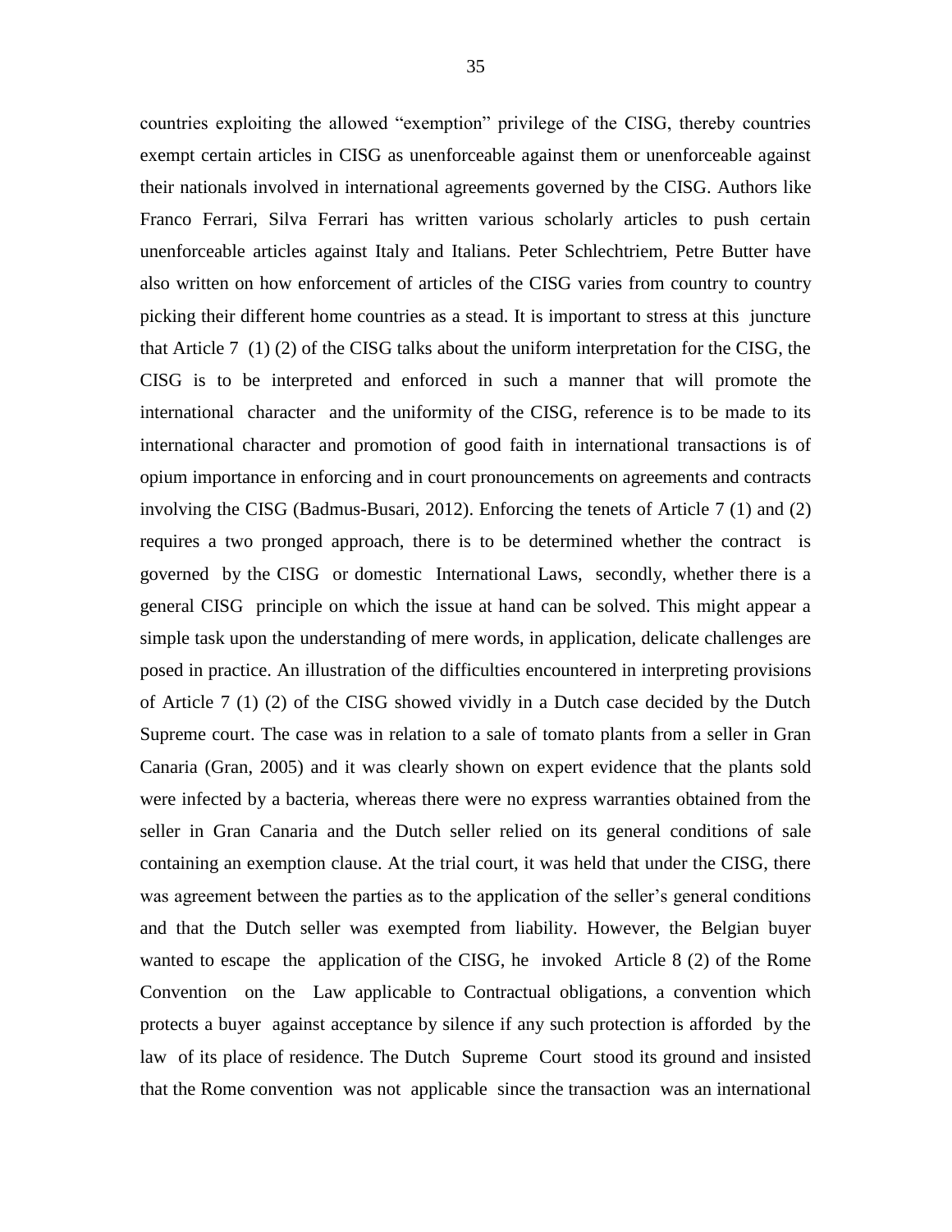countries exploiting the allowed "exemption" privilege of the CISG, thereby countries exempt certain articles in CISG as unenforceable against them or unenforceable against their nationals involved in international agreements governed by the CISG. Authors like Franco Ferrari, Silva Ferrari has written various scholarly articles to push certain unenforceable articles against Italy and Italians. Peter Schlechtriem, Petre Butter have also written on how enforcement of articles of the CISG varies from country to country picking their different home countries as a stead. It is important to stress at this juncture that Article 7 (1) (2) of the CISG talks about the uniform interpretation for the CISG, the CISG is to be interpreted and enforced in such a manner that will promote the international character and the uniformity of the CISG, reference is to be made to its international character and promotion of good faith in international transactions is of opium importance in enforcing and in court pronouncements on agreements and contracts involving the CISG (Badmus-Busari, 2012). Enforcing the tenets of Article 7 (1) and (2) requires a two pronged approach, there is to be determined whether the contract is governed by the CISG or domestic International Laws, secondly, whether there is a general CISG principle on which the issue at hand can be solved. This might appear a simple task upon the understanding of mere words, in application, delicate challenges are posed in practice. An illustration of the difficulties encountered in interpreting provisions of Article 7 (1) (2) of the CISG showed vividly in a Dutch case decided by the Dutch Supreme court. The case was in relation to a sale of tomato plants from a seller in Gran Canaria (Gran, 2005) and it was clearly shown on expert evidence that the plants sold were infected by a bacteria, whereas there were no express warranties obtained from the seller in Gran Canaria and the Dutch seller relied on its general conditions of sale containing an exemption clause. At the trial court, it was held that under the CISG, there was agreement between the parties as to the application of the seller's general conditions and that the Dutch seller was exempted from liability. However, the Belgian buyer wanted to escape the application of the CISG, he invoked Article 8 (2) of the Rome Convention on the Law applicable to Contractual obligations, a convention which protects a buyer against acceptance by silence if any such protection is afforded by the law of its place of residence. The Dutch Supreme Court stood its ground and insisted that the Rome convention was not applicable since the transaction was an international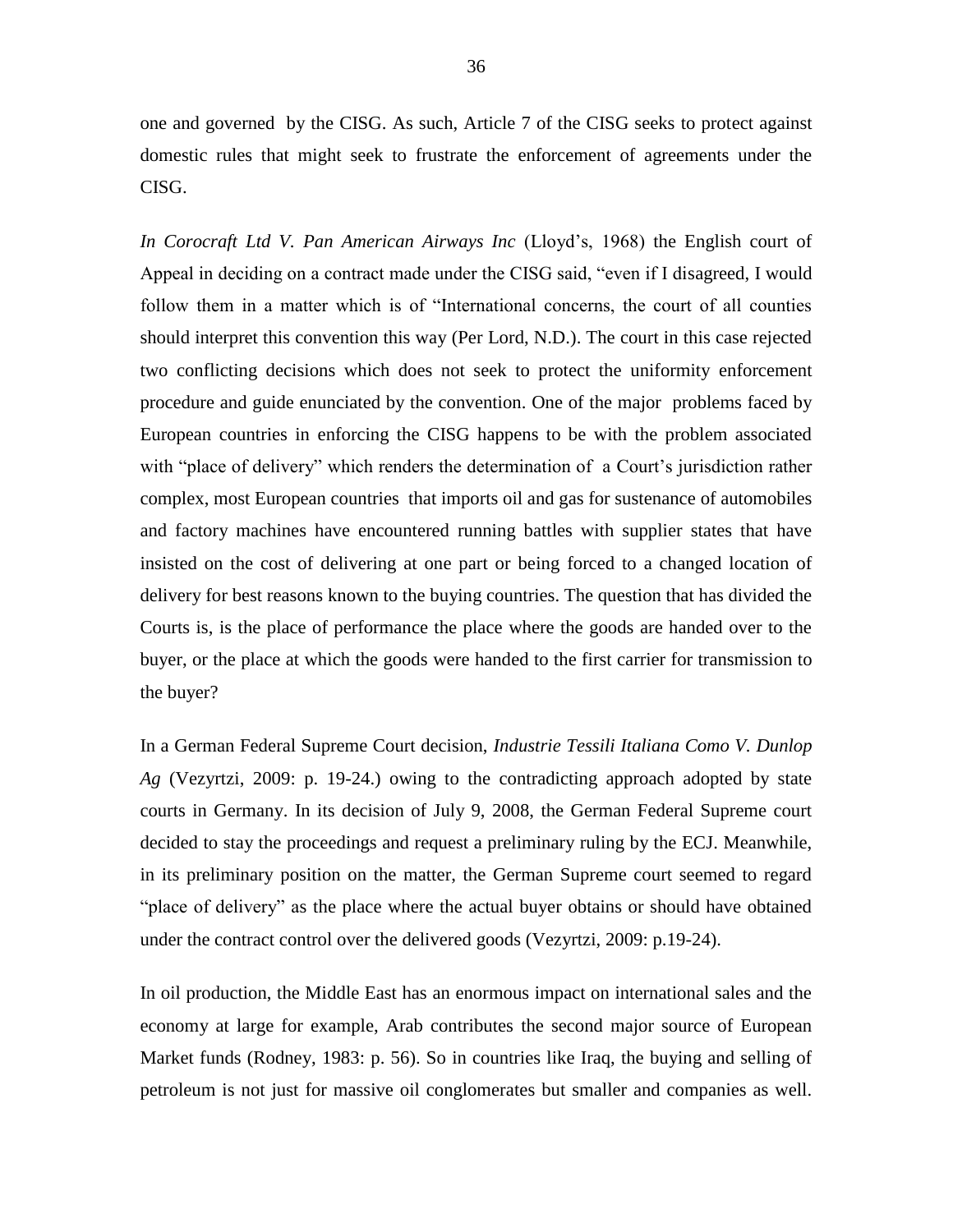one and governed  by the CISG. As such, Article 7 of the CISG seeks to protect against domestic rules that might seek to frustrate the enforcement of agreements under the CISG.

*In Corocraft Ltd V. Pan American Airways Inc* (Lloyd's, 1968) the English court of Appeal in deciding on a contract made under the CISG said, "even if I disagreed, I would follow them in a matter which is of "International concerns, the court of all counties should interpret this convention this way (Per Lord, N.D.). The court in this case rejected two conflicting decisions which does not seek to protect the uniformity enforcement procedure and guide enunciated by the convention. One of the major  problems faced by European countries in enforcing the CISG happens to be with the problem associated with "place of delivery" which renders the determination of  a Court's jurisdiction rather complex, most European countries  that imports oil and gas for sustenance of automobiles and factory machines have encountered running battles with supplier states that have insisted on the cost of delivering at one part or being forced to a changed location of delivery for best reasons known to the buying countries. The question that has divided the Courts is, is the place of performance the place where the goods are handed over to the buyer, or the place at which the goods were handed to the first carrier for transmission to the buyer?

In a German Federal Supreme Court decision, *Industrie Tessili Italiana Como V. Dunlop Ag* (Vezyrtzi, 2009: p. 19-24.) owing to the contradicting approach adopted by state courts in Germany. In its decision of July 9, 2008, the German Federal Supreme court decided to stay the proceedings and request a preliminary ruling by the ECJ. Meanwhile, in its preliminary position on the matter, the German Supreme court seemed to regard "place of delivery" as the place where the actual buyer obtains or should have obtained under the contract control over the delivered goods (Vezyrtzi, 2009: p.19-24).

In oil production, the Middle East has an enormous impact on international sales and the economy at large for example, Arab contributes the second major source of European Market funds (Rodney, 1983: p. 56). So in countries like Iraq, the buying and selling of petroleum is not just for massive oil conglomerates but smaller and companies as well.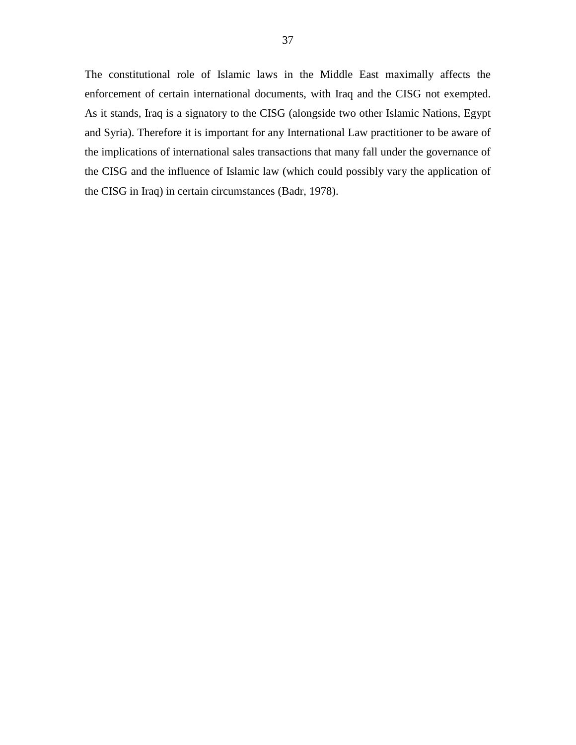The constitutional role of Islamic laws in the Middle East maximally affects the enforcement of certain international documents, with Iraq and the CISG not exempted. As it stands, Iraq is a signatory to the CISG (alongside two other Islamic Nations, Egypt and Syria). Therefore it is important for any International Law practitioner to be aware of the implications of international sales transactions that many fall under the governance of the CISG and the influence of Islamic law (which could possibly vary the application of the CISG in Iraq) in certain circumstances (Badr, 1978).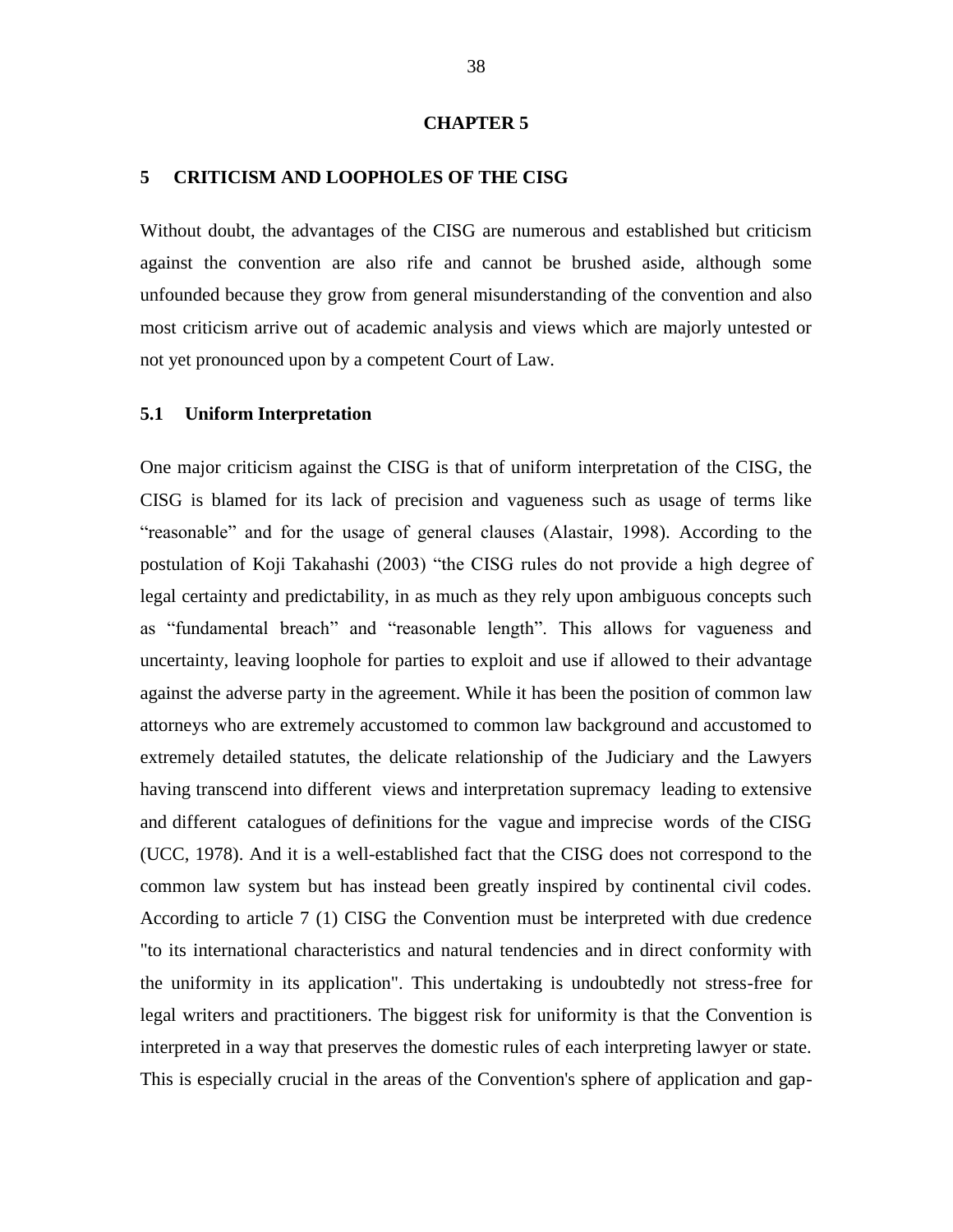# CHAPTER 5

## 5 CRITICISM AND LOOPHOLES OF THE CISG

Without doubt, the advantages of the CISG are numerous and established but criticism against the convention are also rife and cannot be brushed aside, although some unfounded because they grow from general misunderstanding of the convention and also most criticism arrive out of academic analysis and views which are majorly untested or not yet pronounced upon by a competent Court of Law.

### 5.1 Uniform Interpretation

One major criticism against the CISG is that of uniform interpretation of the CISG, the CISG is blamed for its lack of precision and vagueness such as usage of terms like "reasonable" and for the usage of general clauses (Alastair, 1998). According to the postulation of Koji Takahashi (2003) "the CISG rules do not provide a high degree of legal certainty and predictability, in as much as they rely upon ambiguous concepts such as "fundamental breach" and "reasonable length". This allows for vagueness and uncertainty, leaving loophole for parties to exploit and use if allowed to their advantage against the adverse party in the agreement. While it has been the position of common law attorneys who are extremely accustomed to common law background and accustomed to extremely detailed statutes, the delicate relationship of the Judiciary and the Lawyers having transcend into different views and interpretation supremacy leading to extensive and different catalogues of definitions for the vague and imprecise words of the CISG (UCC, 1978). And it is a well-established fact that the CISG does not correspond to the common law system but has instead been greatly inspired by continental civil codes. According to article 7 (1) CISG the Convention must be interpreted with due credence "to its international characteristics and natural tendencies and in direct conformity with the uniformity in its application". This undertaking is undoubtedly not stress-free for legal writers and practitioners. The biggest risk for uniformity is that the Convention is interpreted in a way that preserves the domestic rules of each interpreting lawyer or state. This is especially crucial in the areas of the Convention's sphere of application and gap-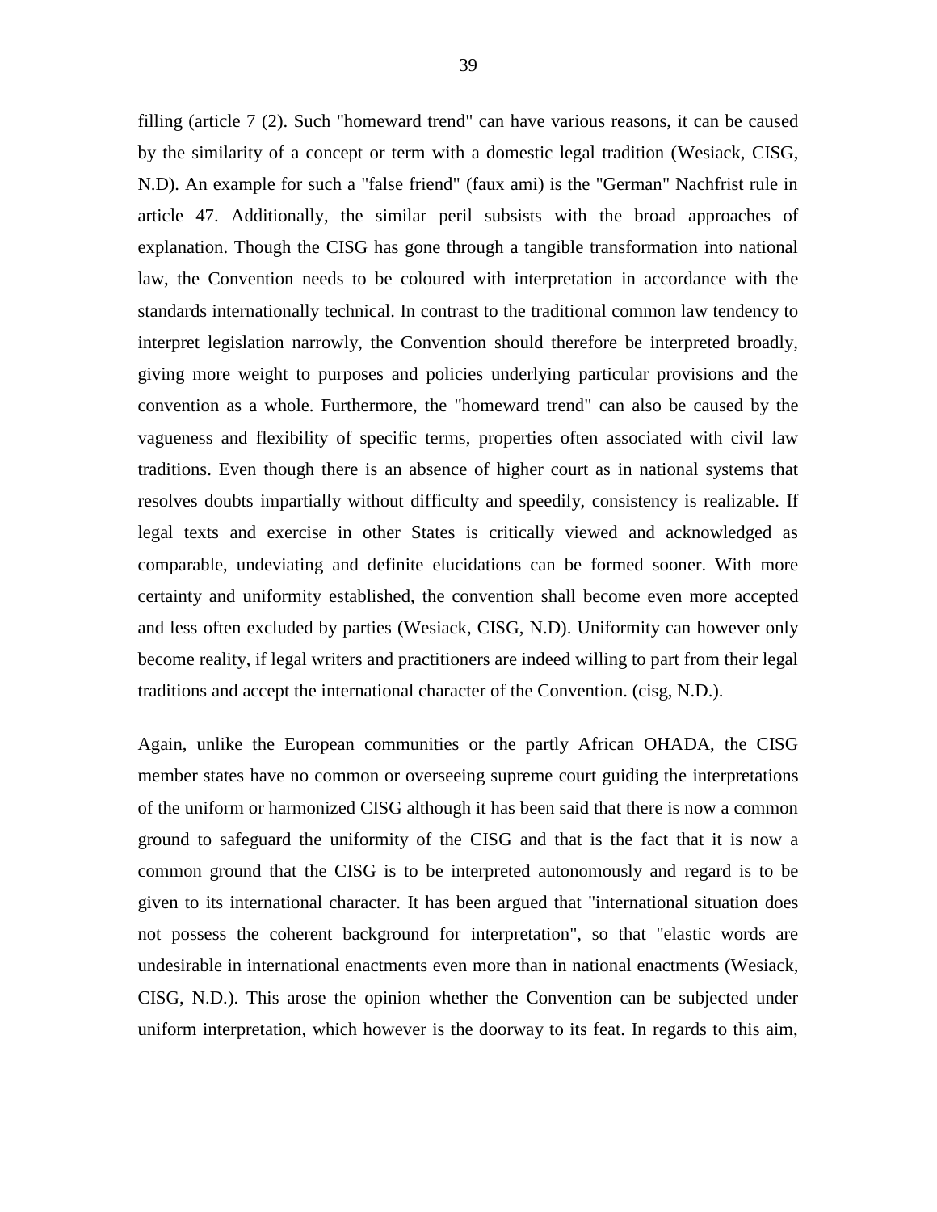filling (article 7 (2). Such "homeward trend" can have various reasons, it can be caused by the similarity of a concept or term with a domestic legal tradition (Wesiack, CISG, N.D). An example for such a "false friend" (faux ami) is the "German" Nachfrist rule in article 47. Additionally, the similar peril subsists with the broad approaches of explanation. Though the CISG has gone through a tangible transformation into national law, the Convention needs to be coloured with interpretation in accordance with the standards internationally technical. In contrast to the traditional common law tendency to interpret legislation narrowly, the Convention should therefore be interpreted broadly, giving more weight to purposes and policies underlying particular provisions and the convention as a whole. Furthermore, the "homeward trend" can also be caused by the vagueness and flexibility of specific terms, properties often associated with civil law traditions. Even though there is an absence of higher court as in national systems that resolves doubts impartially without difficulty and speedily, consistency is realizable. If legal texts and exercise in other States is critically viewed and acknowledged as comparable, undeviating and definite elucidations can be formed sooner. With more certainty and uniformity established, the convention shall become even more accepted and less often excluded by parties (Wesiack, CISG, N.D). Uniformity can however only become reality, if legal writers and practitioners are indeed willing to part from their legal traditions and accept the international character of the Convention. (cisg, N.D.).

Again, unlike the European communities or the partly African OHADA, the CISG member states have no common or overseeing supreme court guiding the interpretations of the uniform or harmonized CISG although it has been said that there is now a common ground to safeguard the uniformity of the CISG and that is the fact that it is now a common ground that the CISG is to be interpreted autonomously and regard is to be given to its international character. It has been argued that "international situation does not possess the coherent background for interpretation", so that "elastic words are undesirable in international enactments even more than in national enactments (Wesiack, CISG, N.D.). This arose the opinion whether the Convention can be subjected under uniform interpretation, which however is the doorway to its feat. In regards to this aim,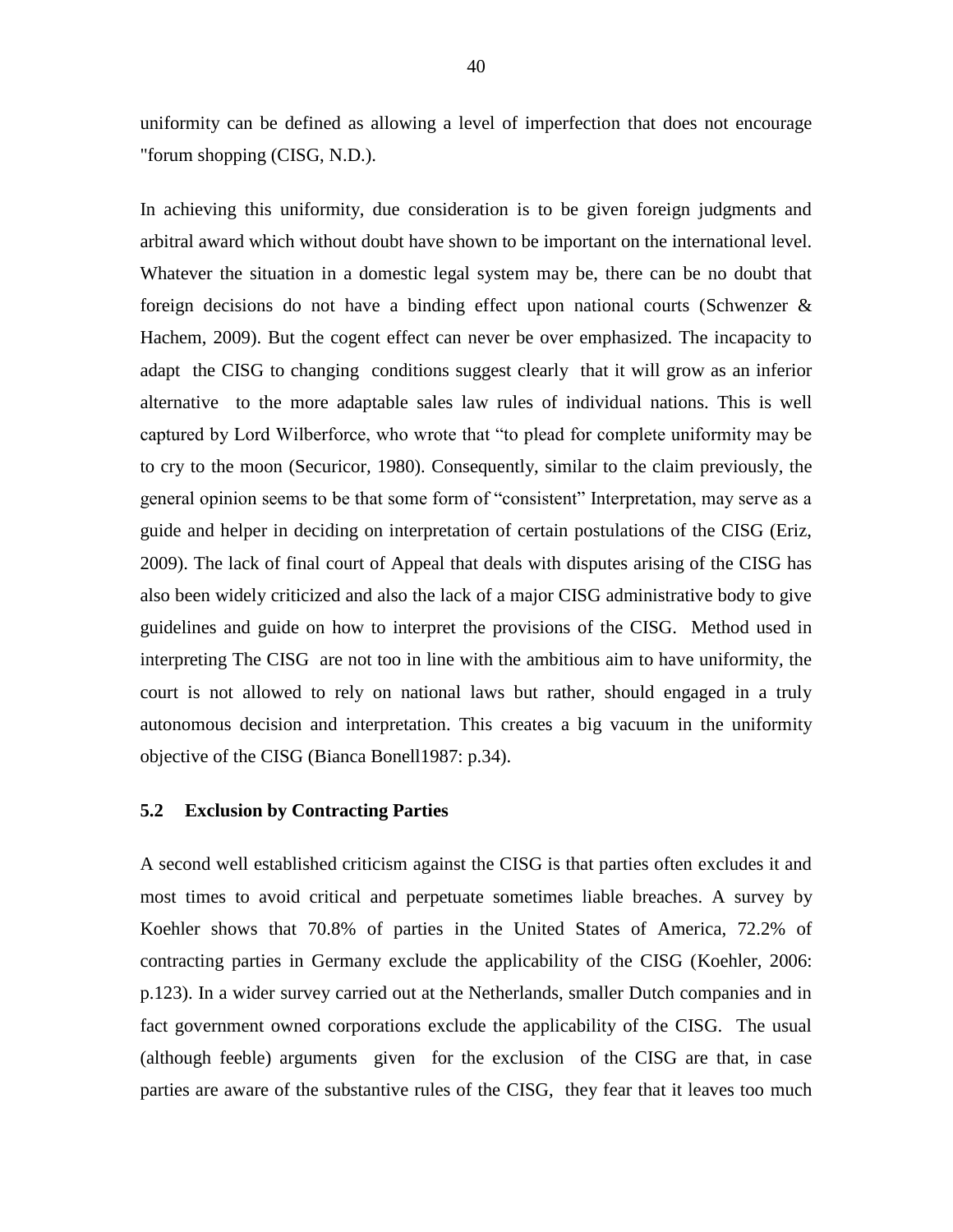uniformity can be defined as allowing a level of imperfection that does not encourage "forum shopping (CISG, N.D.).

In achieving this uniformity, due consideration is to be given foreign judgments and arbitral award which without doubt have shown to be important on the international level. Whatever the situation in a domestic legal system may be, there can be no doubt that foreign decisions do not have a binding effect upon national courts (Schwenzer & Hachem, 2009). But the cogent effect can never be over emphasized. The incapacity to adapt the CISG to changing conditions suggest clearly that it will grow as an inferior alternative to the more adaptable sales law rules of individual nations. This is well captured by Lord Wilberforce, who wrote that "to plead for complete uniformity may be to cry to the moon (Securicor, 1980). Consequently, similar to the claim previously, the general opinion seems to be that some form of "consistent" Interpretation, may serve as a guide and helper in deciding on interpretation of certain postulations of the CISG (Eriz, 2009). The lack of final court of Appeal that deals with disputes arising of the CISG has also been widely criticized and also the lack of a major CISG administrative body to give guidelines and guide on how to interpret the provisions of the CISG. Method used in interpreting The CISG are not too in line with the ambitious aim to have uniformity, the court is not allowed to rely on national laws but rather, should engaged in a truly autonomous decision and interpretation. This creates a big vacuum in the uniformity objective of the CISG (Bianca Bonell1987: p.34).

### 5.2 Exclusion by Contracting Parties

A second well established criticism against the CISG is that parties often excludes it and most times to avoid critical and perpetuate sometimes liable breaches. A survey by Koehler shows that 70.8% of parties in the United States of America, 72.2% of contracting parties in Germany exclude the applicability of the CISG (Koehler, 2006: p.123). In a wider survey carried out at the Netherlands, smaller Dutch companies and in fact government owned corporations exclude the applicability of the CISG. The usual (although feeble) arguments given for the exclusion of the CISG are that, in case parties are aware of the substantive rules of the CISG, they fear that it leaves too much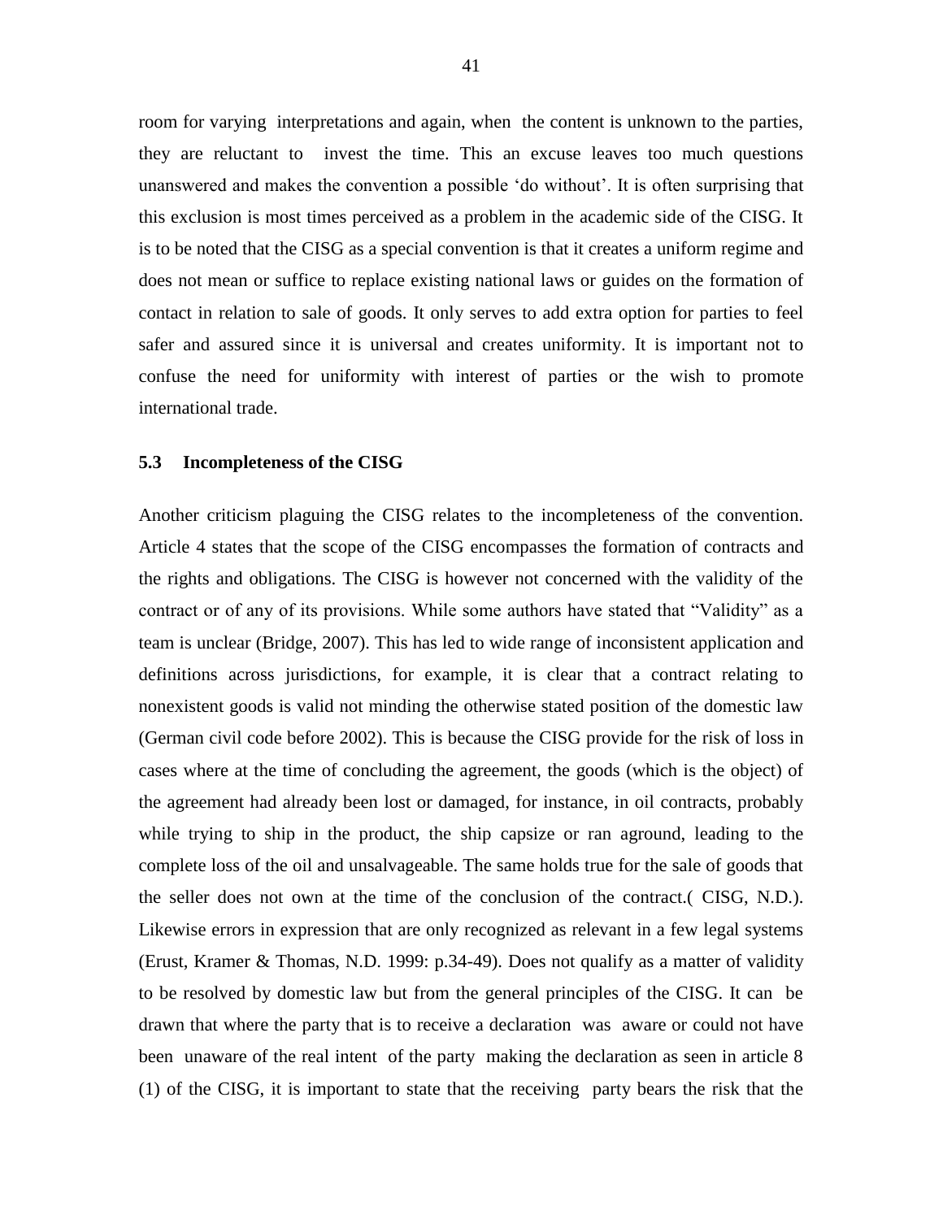room for varying interpretations and again, when the content is unknown to the parties, they are reluctant to invest the time. This an excuse leaves too much questions unanswered and makes the convention a possible 'do without'. It is often surprising that this exclusion is most times perceived as a problem in the academic side of the CISG. It is to be noted that the CISG as a special convention is that it creates a uniform regime and does not mean or suffice to replace existing national laws or guides on the formation of contact in relation to sale of goods. It only serves to add extra option for parties to feel safer and assured since it is universal and creates uniformity. It is important not to confuse the need for uniformity with interest of parties or the wish to promote international trade.

### 5.3 Incompleteness of the CISG

Another criticism plaguing the CISG relates to the incompleteness of the convention. Article 4 states that the scope of the CISG encompasses the formation of contracts and the rights and obligations. The CISG is however not concerned with the validity of the contract or of any of its provisions. While some authors have stated that "Validity" as a team is unclear (Bridge, 2007). This has led to wide range of inconsistent application and definitions across jurisdictions, for example, it is clear that a contract relating to nonexistent goods is valid not minding the otherwise stated position of the domestic law (German civil code before 2002). This is because the CISG provide for the risk of loss in cases where at the time of concluding the agreement, the goods (which is the object) of the agreement had already been lost or damaged, for instance, in oil contracts, probably while trying to ship in the product, the ship capsize or ran aground, leading to the complete loss of the oil and unsalvageable. The same holds true for the sale of goods that the seller does not own at the time of the conclusion of the contract.( CISG, N.D.). Likewise errors in expression that are only recognized as relevant in a few legal systems (Erust, Kramer & Thomas, N.D. 1999: p.34-49). Does not qualify as a matter of validity to be resolved by domestic law but from the general principles of the CISG. It can be drawn that where the party that is to receive a declaration was aware or could not have been unaware of the real intent of the party making the declaration as seen in article 8 (1) of the CISG, it is important to state that the receiving party bears the risk that the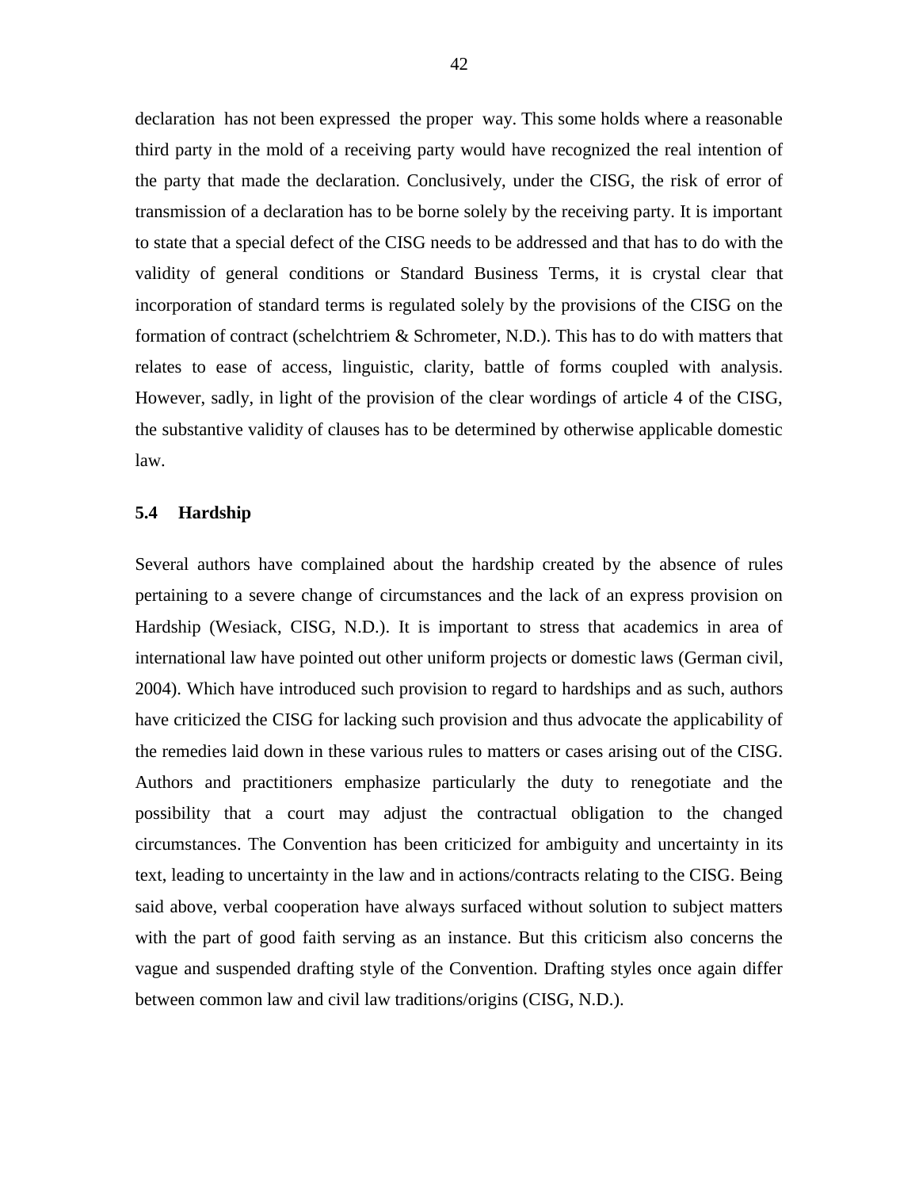declaration has not been expressed the proper way. This some holds where a reasonable third party in the mold of a receiving party would have recognized the real intention of the party that made the declaration. Conclusively, under the CISG, the risk of error of transmission of a declaration has to be borne solely by the receiving party. It is important to state that a special defect of the CISG needs to be addressed and that has to do with the validity of general conditions or Standard Business Terms, it is crystal clear that incorporation of standard terms is regulated solely by the provisions of the CISG on the formation of contract (schelchtriem & Schrometer, N.D.). This has to do with matters that relates to ease of access, linguistic, clarity, battle of forms coupled with analysis. However, sadly, in light of the provision of the clear wordings of article 4 of the CISG, the substantive validity of clauses has to be determined by otherwise applicable domestic law.

### 5.4 Hardship

Several authors have complained about the hardship created by the absence of rules pertaining to a severe change of circumstances and the lack of an express provision on Hardship (Wesiack, CISG, N.D.). It is important to stress that academics in area of international law have pointed out other uniform projects or domestic laws (German civil, 2004). Which have introduced such provision to regard to hardships and as such, authors have criticized the CISG for lacking such provision and thus advocate the applicability of the remedies laid down in these various rules to matters or cases arising out of the CISG. Authors and practitioners emphasize particularly the duty to renegotiate and the possibility that a court may adjust the contractual obligation to the changed circumstances. The Convention has been criticized for ambiguity and uncertainty in its text, leading to uncertainty in the law and in actions/contracts relating to the CISG. Being said above, verbal cooperation have always surfaced without solution to subject matters with the part of good faith serving as an instance. But this criticism also concerns the vague and suspended drafting style of the Convention. Drafting styles once again differ between common law and civil law traditions/origins (CISG, N.D.).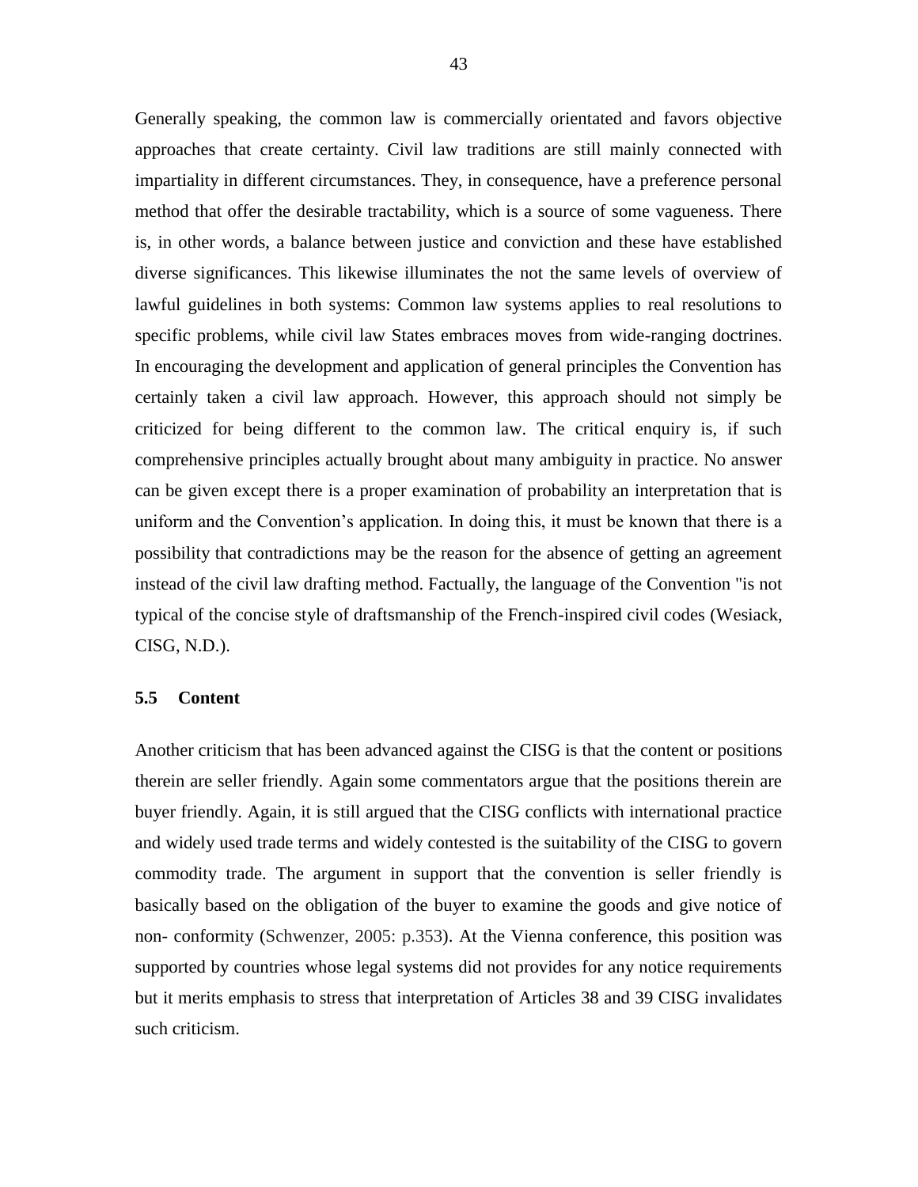Generally speaking, the common law is commercially orientated and favors objective approaches that create certainty. Civil law traditions are still mainly connected with impartiality in different circumstances. They, in consequence, have a preference personal method that offer the desirable tractability, which is a source of some vagueness. There is, in other words, a balance between justice and conviction and these have established diverse significances. This likewise illuminates the not the same levels of overview of lawful guidelines in both systems: Common law systems applies to real resolutions to specific problems, while civil law States embraces moves from wide-ranging doctrines. In encouraging the development and application of general principles the Convention has certainly taken a civil law approach. However, this approach should not simply be criticized for being different to the common law. The critical enquiry is, if such comprehensive principles actually brought about many ambiguity in practice. No answer can be given except there is a proper examination of probability an interpretation that is uniform and the Convention's application. In doing this, it must be known that there is a possibility that contradictions may be the reason for the absence of getting an agreement instead of the civil law drafting method. Factually, the language of the Convention "is not typical of the concise style of draftsmanship of the French-inspired civil codes (Wesiack, CISG, N.D.).

### 5.5 Content

Another criticism that has been advanced against the CISG is that the content or positions therein are seller friendly. Again some commentators argue that the positions therein are buyer friendly. Again, it is still argued that the CISG conflicts with international practice and widely used trade terms and widely contested is the suitability of the CISG to govern commodity trade. The argument in support that the convention is seller friendly is basically based on the obligation of the buyer to examine the goods and give notice of non- conformity (Schwenzer, 2005: p.353). At the Vienna conference, this position was supported by countries whose legal systems did not provides for any notice requirements but it merits emphasis to stress that interpretation of Articles 38 and 39 CISG invalidates such criticism.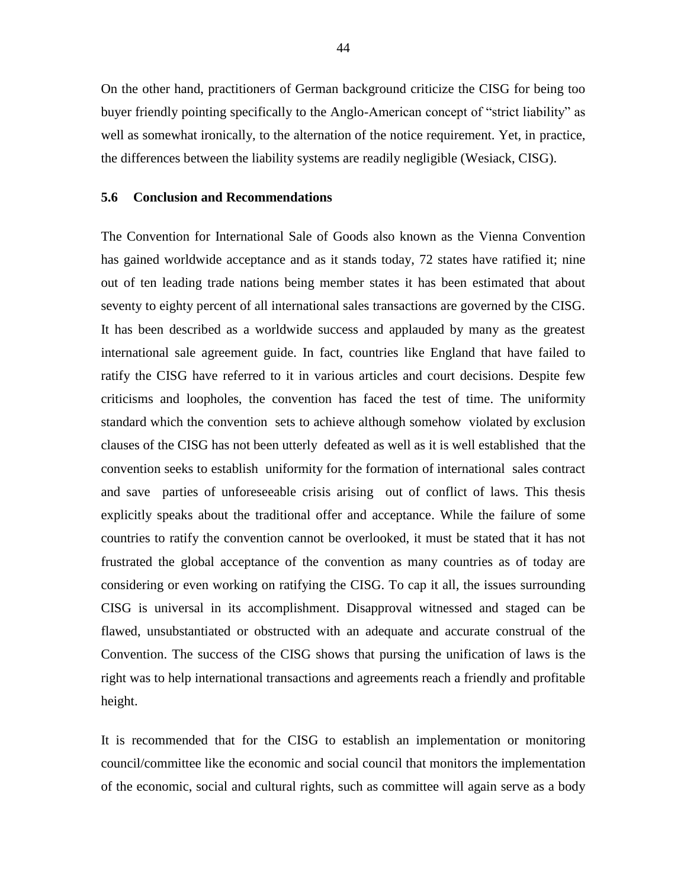On the other hand, practitioners of German background criticize the CISG for being too buyer friendly pointing specifically to the Anglo-American concept of "strict liability" as well as somewhat ironically, to the alternation of the notice requirement. Yet, in practice, the differences between the liability systems are readily negligible (Wesiack, CISG).

### 5.6 Conclusion and Recommendations

The Convention for International Sale of Goods also known as the Vienna Convention has gained worldwide acceptance and as it stands today, 72 states have ratified it; nine out of ten leading trade nations being member states it has been estimated that about seventy to eighty percent of all international sales transactions are governed by the CISG. It has been described as a worldwide success and applauded by many as the greatest international sale agreement guide. In fact, countries like England that have failed to ratify the CISG have referred to it in various articles and court decisions. Despite few criticisms and loopholes, the convention has faced the test of time. The uniformity standard which the convention sets to achieve although somehow violated by exclusion clauses of the CISG has not been utterly defeated as well as it is well established that the convention seeks to establish uniformity for the formation of international sales contract and save parties of unforeseeable crisis arising out of conflict of laws. This thesis explicitly speaks about the traditional offer and acceptance. While the failure of some countries to ratify the convention cannot be overlooked, it must be stated that it has not frustrated the global acceptance of the convention as many countries as of today are considering or even working on ratifying the CISG. To cap it all, the issues surrounding CISG is universal in its accomplishment. Disapproval witnessed and staged can be flawed, unsubstantiated or obstructed with an adequate and accurate construal of the Convention. The success of the CISG shows that pursing the unification of laws is the right was to help international transactions and agreements reach a friendly and profitable height.

It is recommended that for the CISG to establish an implementation or monitoring council/committee like the economic and social council that monitors the implementation of the economic, social and cultural rights, such as committee will again serve as a body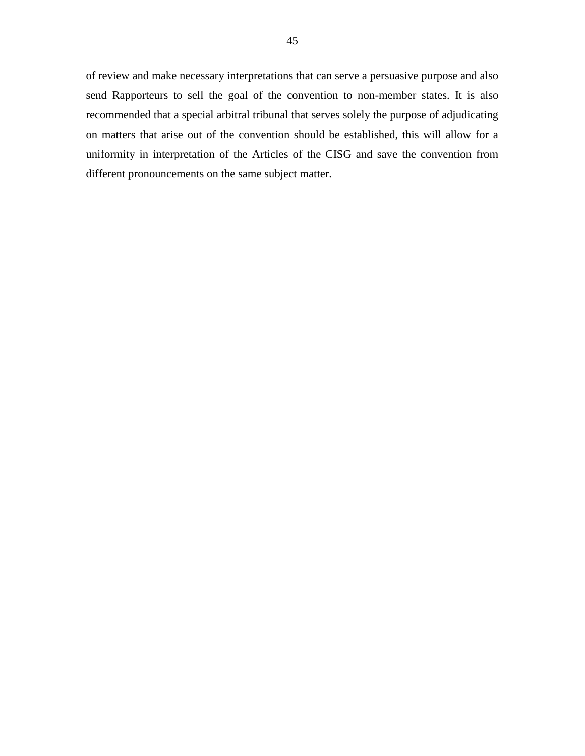of review and make necessary interpretations that can serve a persuasive purpose and also send Rapporteurs to sell the goal of the convention to non-member states. It is also recommended that a special arbitral tribunal that serves solely the purpose of adjudicating on matters that arise out of the convention should be established, this will allow for a uniformity in interpretation of the Articles of the CISG and save the convention from different pronouncements on the same subject matter.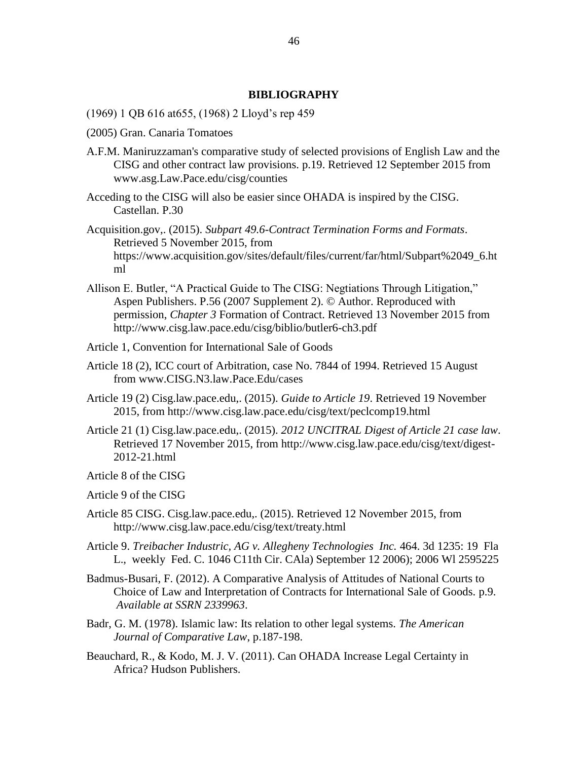# BIBLIOGRAPHY

(1969) 1 QB 616 at655, (1968) 2 Lloyd's rep 459

(2005) Gran. Canaria Tomatoes

A.F.M. Maniruzzaman's comparative study of selected provisions of English Law and the CISG and other contract law provisions. p.19. Retrieved 12 September 2015 from www.asg.Law.Pace.edu/cisg/counties

Acceding to the CISG will also be easier since OHADA is inspired by the CISG. Castellan. P.30

Acquisition.gov,. (2015). *Subpart 49.6-Contract Termination Forms and Formats*. Retrieved 5 November 2015, from https://www.acquisition.gov/sites/default/files/current/far/html/Subpart%2049_6.html

Allison E. Butler, "A Practical Guide to The CISG: Negtiations Through Litigation," Aspen Publishers. P.56 (2007 Supplement 2). © Author. Reproduced with permission, *Chapter 3* Formation of Contract. Retrieved 13 November 2015 from http://www.cisg.law.pace.edu/cisg/biblio/butler6-ch3.pdf

Article 1, Convention for International Sale of Goods

Article 18 (2), ICC court of Arbitration, case No. 7844 of 1994. Retrieved 15 August from www.CISG.N3.law.Pace.Edu/cases

Article 19 (2) Cisg.law.pace.edu,. (2015). *Guide to Article 19*. Retrieved 19 November 2015, from http://www.cisg.law.pace.edu/cisg/text/peclcomp19.html

Article 21 (1) Cisg.law.pace.edu,. (2015). *2012 UNCITRAL Digest of Article 21 case law*. Retrieved 17 November 2015, from http://www.cisg.law.pace.edu/cisg/text/digest-2012-21.html

Article 8 of the CISG

Article 9 of the CISG

Article 85 CISG. Cisg.law.pace.edu,. (2015). Retrieved 12 November 2015, from http://www.cisg.law.pace.edu/cisg/text/treaty.html

Article 9. *Treibacher Industric, AG v. Allegheny Technologies Inc.* 464. 3d 1235: 19 Fla L., weekly Fed. C. 1046 C11th Cir. CAla) September 12 2006); 2006 Wl 2595225

Badmus-Busari, F. (2012). A Comparative Analysis of Attitudes of National Courts to Choice of Law and Interpretation of Contracts for International Sale of Goods. p.9. *Available at SSRN 2339963*.

Badr, G. M. (1978). Islamic law: Its relation to other legal systems. *The American Journal of Comparative Law*, p.187-198.

Beauchard, R., & Kodo, M. J. V. (2011). Can OHADA Increase Legal Certainty in Africa? Hudson Publishers.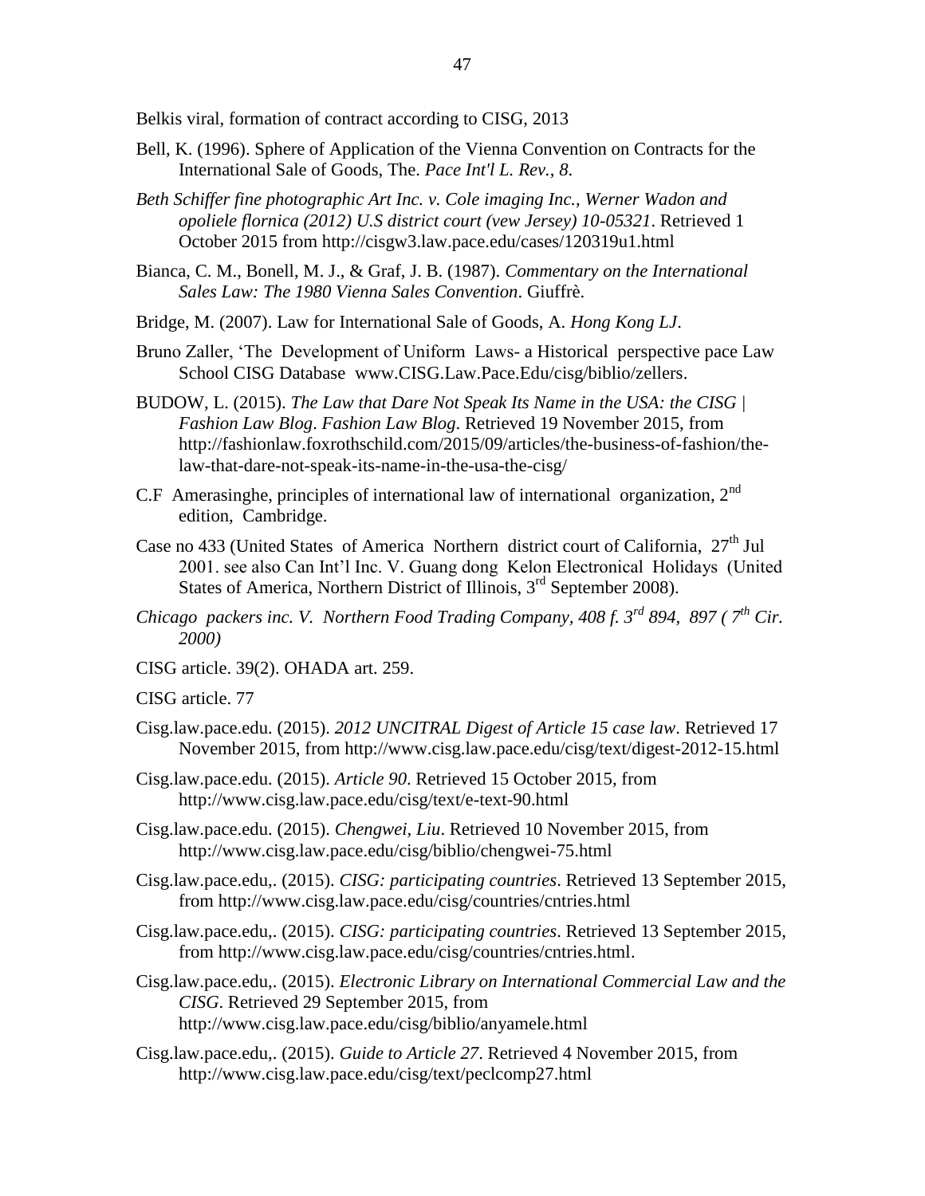Belkis viral, formation of contract according to CISG, 2013

Bell, K. (1996). Sphere of Application of the Vienna Convention on Contracts for the International Sale of Goods, The. *Pace Int'l L. Rev.*, *8*.

*Beth Schiffer fine photographic Art Inc. v. Cole imaging Inc., Werner Wadon and opoliele flornica (2012) U.S district court (vew Jersey) 10-05321*. Retrieved 1 October 2015 from http://cisgw3.law.pace.edu/cases/120319u1.html

Bianca, C. M., Bonell, M. J., & Graf, J. B. (1987). *Commentary on the International Sales Law: The 1980 Vienna Sales Convention*. Giuffrè.

Bridge, M. (2007). Law for International Sale of Goods, A. *Hong Kong LJ*.

Bruno Zaller, 'The Development of Uniform Laws- a Historical perspective pace Law School CISG Database www.CISG.Law.Pace.Edu/cisg/biblio/zellers.

BUDOW, L. (2015). *The Law that Dare Not Speak Its Name in the USA: the CISG | Fashion Law Blog*. *Fashion Law Blog*. Retrieved 19 November 2015, from http://fashionlaw.foxrothschild.com/2015/09/articles/the-business-of-fashion/the-law-that-dare-not-speak-its-name-in-the-usa-the-cisg/

C.F Amerasinghe, principles of international law of international organization, 2nd edition, Cambridge.

Case no 433 (United States of America Northern district court of California, 27th Jul 2001. see also Can Int'l Inc. V. Guang dong Kelon Electronical Holidays (United States of America, Northern District of Illinois, 3rd September 2008).

*Chicago packers inc. V. Northern Food Trading Company, 408 f. 3rd 894, 897 ( 7th Cir. 2000)*

CISG article. 39(2). OHADA art. 259.

CISG article. 77

Cisg.law.pace.edu. (2015). *2012 UNCITRAL Digest of Article 15 case law*. Retrieved 17 November 2015, from http://www.cisg.law.pace.edu/cisg/text/digest-2012-15.html

Cisg.law.pace.edu. (2015). *Article 90*. Retrieved 15 October 2015, from http://www.cisg.law.pace.edu/cisg/text/e-text-90.html

Cisg.law.pace.edu. (2015). *Chengwei, Liu*. Retrieved 10 November 2015, from http://www.cisg.law.pace.edu/cisg/biblio/chengwei-75.html

Cisg.law.pace.edu,. (2015). *CISG: participating countries*. Retrieved 13 September 2015, from http://www.cisg.law.pace.edu/cisg/countries/cntries.html

Cisg.law.pace.edu,. (2015). *CISG: participating countries*. Retrieved 13 September 2015, from http://www.cisg.law.pace.edu/cisg/countries/cntries.html.

Cisg.law.pace.edu,. (2015). *Electronic Library on International Commercial Law and the CISG*. Retrieved 29 September 2015, from http://www.cisg.law.pace.edu/cisg/biblio/anyamele.html

Cisg.law.pace.edu,. (2015). *Guide to Article 27*. Retrieved 4 November 2015, from http://www.cisg.law.pace.edu/cisg/text/peclcomp27.html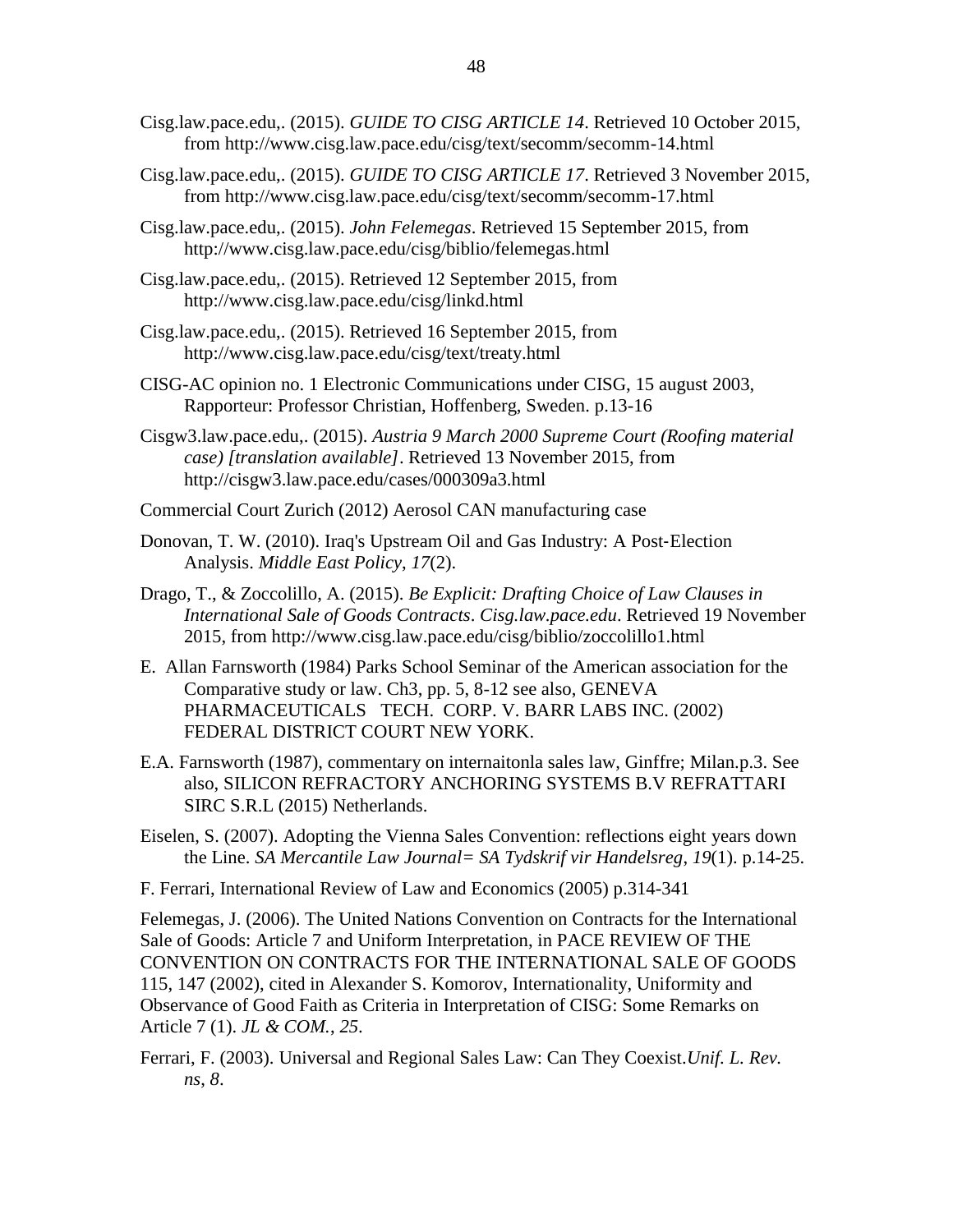Cisg.law.pace.edu,. (2015). *GUIDE TO CISG ARTICLE 14*. Retrieved 10 October 2015, from http://www.cisg.law.pace.edu/cisg/text/secomm/secomm-14.html

Cisg.law.pace.edu,. (2015). *GUIDE TO CISG ARTICLE 17*. Retrieved 3 November 2015, from http://www.cisg.law.pace.edu/cisg/text/secomm/secomm-17.html

Cisg.law.pace.edu,. (2015). *John Felemegas*. Retrieved 15 September 2015, from http://www.cisg.law.pace.edu/cisg/biblio/felemegas.html

Cisg.law.pace.edu,. (2015). Retrieved 12 September 2015, from http://www.cisg.law.pace.edu/cisg/linkd.html

Cisg.law.pace.edu,. (2015). Retrieved 16 September 2015, from http://www.cisg.law.pace.edu/cisg/text/treaty.html

CISG-AC opinion no. 1 Electronic Communications under CISG, 15 august 2003, Rapporteur: Professor Christian, Hoffenberg, Sweden. p.13-16

Cisgw3.law.pace.edu,. (2015). *Austria 9 March 2000 Supreme Court (Roofing material case) [translation available]*. Retrieved 13 November 2015, from http://cisgw3.law.pace.edu/cases/000309a3.html

Commercial Court Zurich (2012) Aerosol CAN manufacturing case

Donovan, T. W. (2010). Iraq's Upstream Oil and Gas Industry: A Post-Election Analysis. *Middle East Policy*, *17*(2).

Drago, T., & Zoccolillo, A. (2015). *Be Explicit: Drafting Choice of Law Clauses in International Sale of Goods Contracts*. *Cisg.law.pace.edu*. Retrieved 19 November 2015, from http://www.cisg.law.pace.edu/cisg/biblio/zoccolillo1.html

E. Allan Farnsworth (1984) Parks School Seminar of the American association for the Comparative study or law. Ch3, pp. 5, 8-12 see also, GENEVA PHARMACEUTICALS TECH. CORP. V. BARR LABS INC. (2002) FEDERAL DISTRICT COURT NEW YORK.

E.A. Farnsworth (1987), commentary on internaitonla sales law, Ginffre; Milan.p.3. See also, SILICON REFRACTORY ANCHORING SYSTEMS B.V REFRATTARI SIRC S.R.L (2015) Netherlands.

Eiselen, S. (2007). Adopting the Vienna Sales Convention: reflections eight years down the Line. *SA Mercantile Law Journal= SA Tydskrif vir Handelsreg*, *19*(1). p.14-25.

F. Ferrari, International Review of Law and Economics (2005) p.314-341

Felemegas, J. (2006). The United Nations Convention on Contracts for the International Sale of Goods: Article 7 and Uniform Interpretation, in PACE REVIEW OF THE CONVENTION ON CONTRACTS FOR THE INTERNATIONAL SALE OF GOODS 115, 147 (2002), cited in Alexander S. Komorov, Internationality, Uniformity and Observance of Good Faith as Criteria in Interpretation of CISG: Some Remarks on Article 7 (1). *JL & COM.*, *25*.

Ferrari, F. (2003). Universal and Regional Sales Law: Can They Coexist.*Unif. L. Rev. ns*, *8*.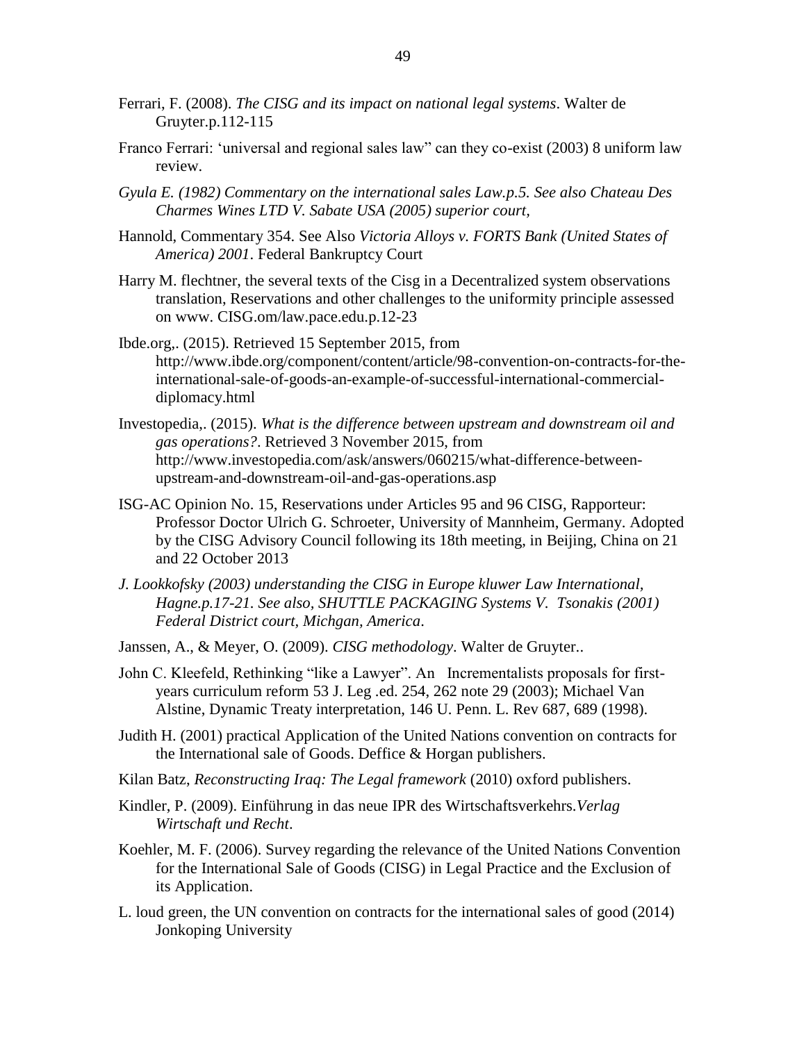Ferrari, F. (2008). *The CISG and its impact on national legal systems*. Walter de Gruyter.p.112-115

Franco Ferrari: 'universal and regional sales law" can they co-exist (2003) 8 uniform law review.

*Gyula E. (1982) Commentary on the international sales Law.p.5. See also Chateau Des Charmes Wines LTD V. Sabate USA (2005) superior court,*

Hannold, Commentary 354. See Also *Victoria Alloys v. FORTS Bank (United States of America) 2001*. Federal Bankruptcy Court

Harry M. flechtner, the several texts of the Cisg in a Decentralized system observations translation, Reservations and other challenges to the uniformity principle assessed on www. CISG.om/law.pace.edu.p.12-23

Ibde.org,. (2015). Retrieved 15 September 2015, from http://www.ibde.org/component/content/article/98-convention-on-contracts-for-the-international-sale-of-goods-an-example-of-successful-international-commercial-diplomacy.html

Investopedia,. (2015). *What is the difference between upstream and downstream oil and gas operations?*. Retrieved 3 November 2015, from http://www.investopedia.com/ask/answers/060215/what-difference-between-upstream-and-downstream-oil-and-gas-operations.asp

ISG-AC Opinion No. 15, Reservations under Articles 95 and 96 CISG, Rapporteur: Professor Doctor Ulrich G. Schroeter, University of Mannheim, Germany. Adopted by the CISG Advisory Council following its 18th meeting, in Beijing, China on 21 and 22 October 2013

*J. Lookkofsky (2003) understanding the CISG in Europe kluwer Law International, Hagne.p.17-21. See also, SHUTTLE PACKAGING Systems V. Tsonakis (2001) Federal District court, Michgan, America*.

Janssen, A., & Meyer, O. (2009). *CISG methodology*. Walter de Gruyter..

John C. Kleefeld, Rethinking "like a Lawyer". An Incrementalists proposals for first-years curriculum reform 53 J. Leg .ed. 254, 262 note 29 (2003); Michael Van Alstine, Dynamic Treaty interpretation, 146 U. Penn. L. Rev 687, 689 (1998).

Judith H. (2001) practical Application of the United Nations convention on contracts for the International sale of Goods. Deffice & Horgan publishers.

Kilan Batz, *Reconstructing Iraq: The Legal framework* (2010) oxford publishers.

Kindler, P. (2009). Einführung in das neue IPR des Wirtschaftsverkehrs.*Verlag Wirtschaft und Recht*.

Koehler, M. F. (2006). Survey regarding the relevance of the United Nations Convention for the International Sale of Goods (CISG) in Legal Practice and the Exclusion of its Application.

L. loud green, the UN convention on contracts for the international sales of good (2014) Jonkoping University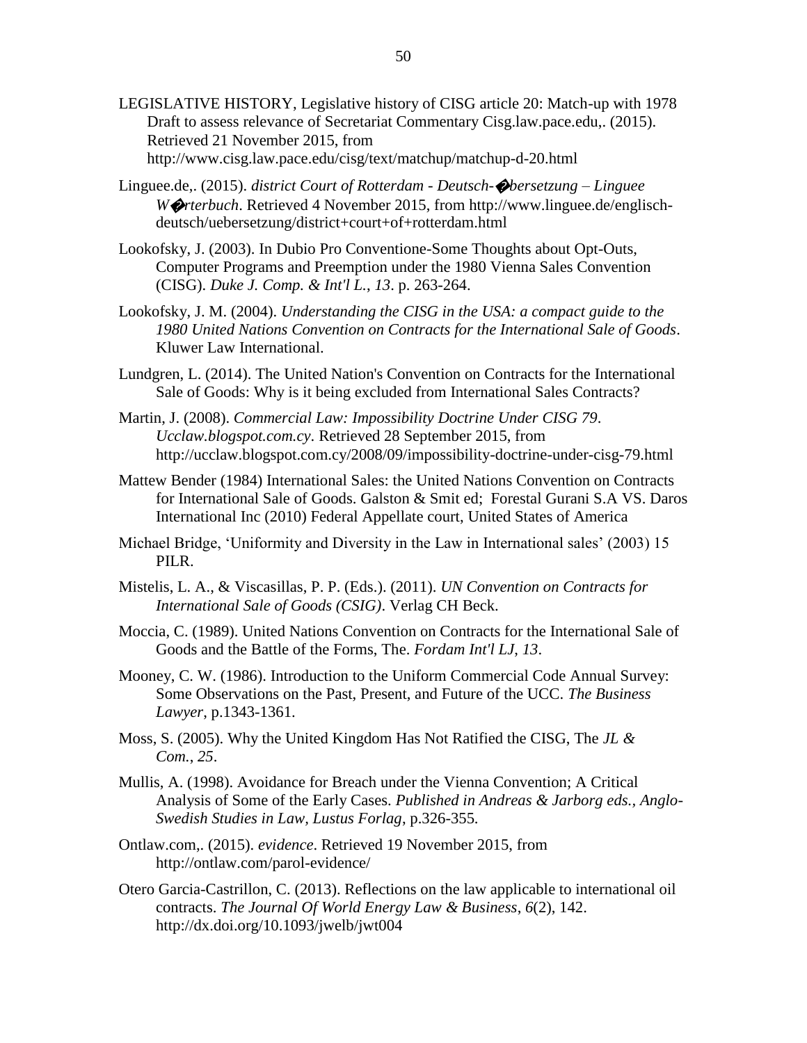LEGISLATIVE HISTORY, Legislative history of CISG article 20: Match-up with 1978 Draft to assess relevance of Secretariat Commentary Cisg.law.pace.edu,. (2015). Retrieved 21 November 2015, from http://www.cisg.law.pace.edu/cisg/text/matchup/matchup-d-20.html

Linguee.de,. (2015). *district Court of Rotterdam - Deutsch-�bersetzung – Linguee W�rterbuch*. Retrieved 4 November 2015, from http://www.linguee.de/englisch-deutsch/uebersetzung/district+court+of+rotterdam.html

Lookofsky, J. (2003). In Dubio Pro Conventione-Some Thoughts about Opt-Outs, Computer Programs and Preemption under the 1980 Vienna Sales Convention (CISG). *Duke J. Comp. & Int'l L.*, *13*. p. 263-264.

Lookofsky, J. M. (2004). *Understanding the CISG in the USA: a compact guide to the 1980 United Nations Convention on Contracts for the International Sale of Goods*. Kluwer Law International.

Lundgren, L. (2014). The United Nation's Convention on Contracts for the International Sale of Goods: Why is it being excluded from International Sales Contracts?

Martin, J. (2008). *Commercial Law: Impossibility Doctrine Under CISG 79*. *Ucclaw.blogspot.com.cy*. Retrieved 28 September 2015, from http://ucclaw.blogspot.com.cy/2008/09/impossibility-doctrine-under-cisg-79.html

Mattew Bender (1984) International Sales: the United Nations Convention on Contracts for International Sale of Goods. Galston & Smit ed; Forestal Gurani S.A VS. Daros International Inc (2010) Federal Appellate court, United States of America

Michael Bridge, 'Uniformity and Diversity in the Law in International sales' (2003) 15 PILR.

Mistelis, L. A., & Viscasillas, P. P. (Eds.). (2011). *UN Convention on Contracts for International Sale of Goods (CSIG)*. Verlag CH Beck.

Moccia, C. (1989). United Nations Convention on Contracts for the International Sale of Goods and the Battle of the Forms, The. *Fordam Int'l LJ*, *13*.

Mooney, C. W. (1986). Introduction to the Uniform Commercial Code Annual Survey: Some Observations on the Past, Present, and Future of the UCC. *The Business Lawyer*, p.1343-1361.

Moss, S. (2005). Why the United Kingdom Has Not Ratified the CISG, The *JL & Com.*, *25*.

Mullis, A. (1998). Avoidance for Breach under the Vienna Convention; A Critical Analysis of Some of the Early Cases. *Published in Andreas & Jarborg eds., Anglo-Swedish Studies in Law, Lustus Forlag*, p.326-355.

Ontlaw.com,. (2015). *evidence*. Retrieved 19 November 2015, from http://ontlaw.com/parol-evidence/

Otero Garcia-Castrillon, C. (2013). Reflections on the law applicable to international oil contracts. *The Journal Of World Energy Law & Business*, *6*(2), 142. http://dx.doi.org/10.1093/jwelb/jwt004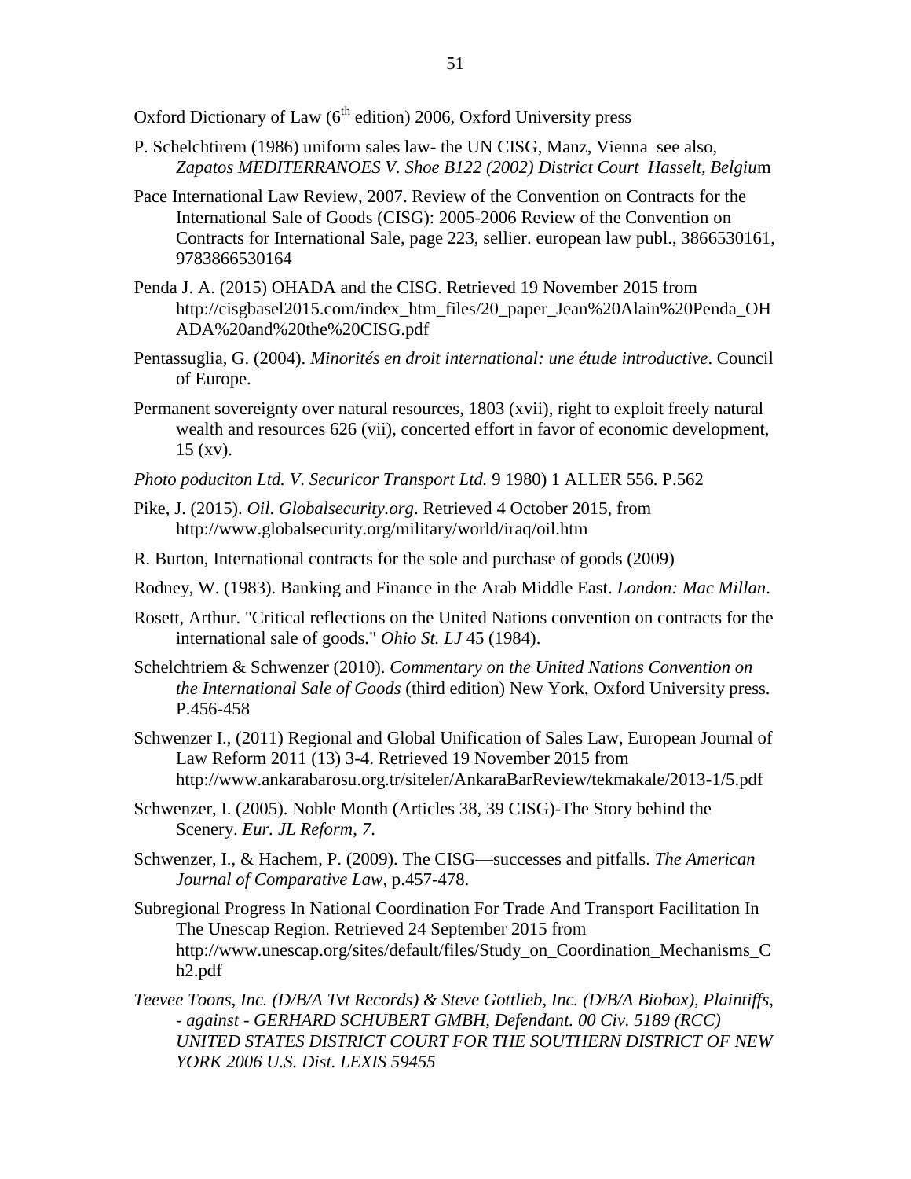Oxford Dictionary of Law (6th edition) 2006, Oxford University press

P. Schelchtirem (1986) uniform sales law- the UN CISG, Manz, Vienna see also, *Zapatos MEDITERRANOES V. Shoe B122 (2002) District Court Hasselt, Belgiu*m

Pace International Law Review, 2007. Review of the Convention on Contracts for the International Sale of Goods (CISG): 2005-2006 Review of the Convention on Contracts for International Sale, page 223, sellier. european law publ., 3866530161, 9783866530164

Penda J. A. (2015) OHADA and the CISG. Retrieved 19 November 2015 from http://cisgbasel2015.com/index_htm_files/20_paper_Jean%20Alain%20Penda_OHADA%20and%20the%20CISG.pdf

Pentassuglia, G. (2004). *Minorités en droit international: une étude introductive*. Council of Europe.

Permanent sovereignty over natural resources, 1803 (xvii), right to exploit freely natural wealth and resources 626 (vii), concerted effort in favor of economic development, 15 (xv).

*Photo poduciton Ltd. V. Securicor Transport Ltd.* 9 1980) 1 ALLER 556. P.562

Pike, J. (2015). *Oil*. *Globalsecurity.org*. Retrieved 4 October 2015, from http://www.globalsecurity.org/military/world/iraq/oil.htm

R. Burton, International contracts for the sole and purchase of goods (2009)

Rodney, W. (1983). Banking and Finance in the Arab Middle East. *London: Mac Millan*.

Rosett, Arthur. "Critical reflections on the United Nations convention on contracts for the international sale of goods." *Ohio St. LJ* 45 (1984).

Schelchtriem & Schwenzer (2010). *Commentary on the United Nations Convention on the International Sale of Goods* (third edition) New York, Oxford University press. P.456-458

Schwenzer I., (2011) Regional and Global Unification of Sales Law, European Journal of Law Reform 2011 (13) 3-4. Retrieved 19 November 2015 from http://www.ankarabarosu.org.tr/siteler/AnkaraBarReview/tekmakale/2013-1/5.pdf

Schwenzer, I. (2005). Noble Month (Articles 38, 39 CISG)-The Story behind the Scenery. *Eur. JL Reform*, *7*.

Schwenzer, I., & Hachem, P. (2009). The CISG—successes and pitfalls. *The American Journal of Comparative Law*, p.457-478.

Subregional Progress In National Coordination For Trade And Transport Facilitation In The Unescap Region. Retrieved 24 September 2015 from http://www.unescap.org/sites/default/files/Study_on_Coordination_Mechanisms_Ch2.pdf

*Teevee Toons, Inc. (D/B/A Tvt Records) & Steve Gottlieb, Inc. (D/B/A Biobox), Plaintiffs, - against - GERHARD SCHUBERT GMBH, Defendant. 00 Civ. 5189 (RCC) UNITED STATES DISTRICT COURT FOR THE SOUTHERN DISTRICT OF NEW YORK 2006 U.S. Dist. LEXIS 59455*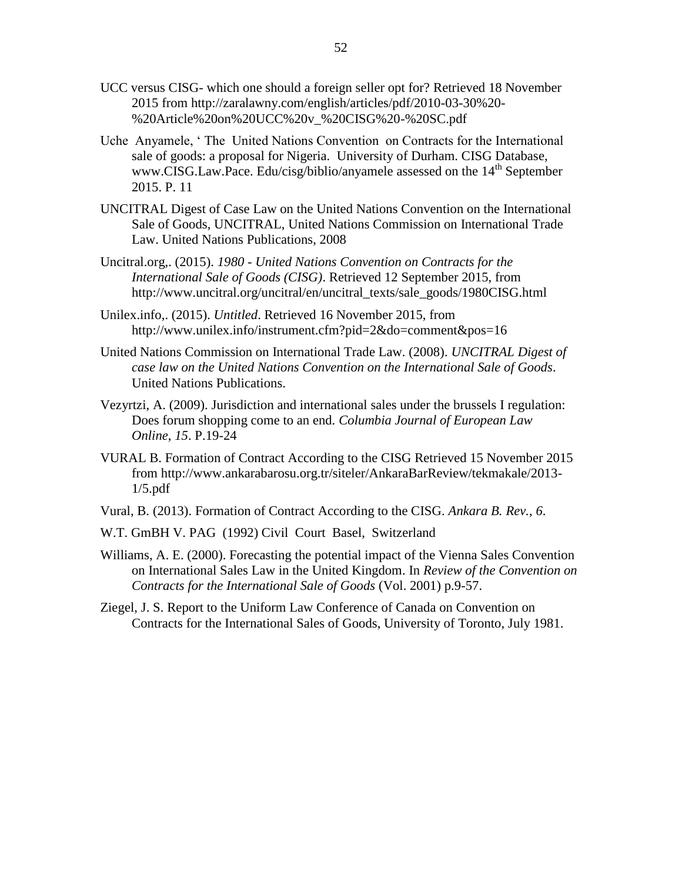UCC versus CISG- which one should a foreign seller opt for? Retrieved 18 November 2015 from http://zaralawny.com/english/articles/pdf/2010-03-30%20-%20Article%20on%20UCC%20v_%20CISG%20-%20SC.pdf

Uche Anyamele, ' The United Nations Convention on Contracts for the International sale of goods: a proposal for Nigeria. University of Durham. CISG Database, www.CISG.Law.Pace. Edu/cisg/biblio/anyamele assessed on the 14th September 2015. P. 11

UNCITRAL Digest of Case Law on the United Nations Convention on the International Sale of Goods, UNCITRAL, United Nations Commission on International Trade Law. United Nations Publications, 2008

Uncitral.org,. (2015). *1980 - United Nations Convention on Contracts for the International Sale of Goods (CISG)*. Retrieved 12 September 2015, from http://www.uncitral.org/uncitral/en/uncitral_texts/sale_goods/1980CISG.html

Unilex.info,. (2015). *Untitled*. Retrieved 16 November 2015, from http://www.unilex.info/instrument.cfm?pid=2&do=comment&pos=16

United Nations Commission on International Trade Law. (2008). *UNCITRAL Digest of case law on the United Nations Convention on the International Sale of Goods*. United Nations Publications.

Vezyrtzi, A. (2009). Jurisdiction and international sales under the brussels I regulation: Does forum shopping come to an end. *Columbia Journal of European Law Online*, *15*. P.19-24

VURAL B. Formation of Contract According to the CISG Retrieved 15 November 2015 from http://www.ankarabarosu.org.tr/siteler/AnkaraBarReview/tekmakale/2013-1/5.pdf

Vural, B. (2013). Formation of Contract According to the CISG. *Ankara B. Rev.*, *6*.

W.T. GmBH V. PAG (1992) Civil Court Basel, Switzerland

Williams, A. E. (2000). Forecasting the potential impact of the Vienna Sales Convention on International Sales Law in the United Kingdom. In *Review of the Convention on Contracts for the International Sale of Goods* (Vol. 2001) p.9-57.

Ziegel, J. S. Report to the Uniform Law Conference of Canada on Convention on Contracts for the International Sales of Goods, University of Toronto, July 1981.